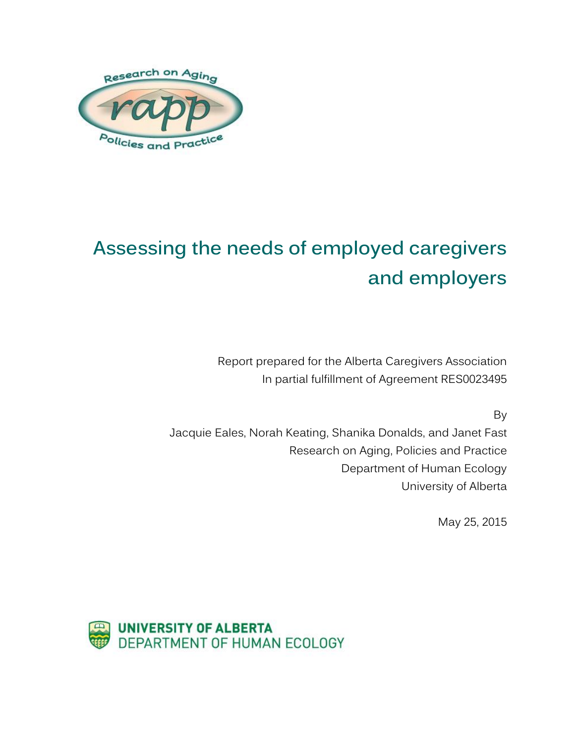Research on Aging

rapp

Policies and Practice

# Assessing the needs of employed caregivers and employers

Report prepared for the Alberta Caregivers Association
In partial fulfillment of Agreement RES0023495

By
Jacquie Eales, Norah Keating, Shanika Donalds, and Janet Fast
Research on Aging, Policies and Practice
Department of Human Ecology
University of Alberta

May 25, 2015

UNIVERSITY OF ALBERTA
DEPARTMENT OF HUMAN ECOLOGY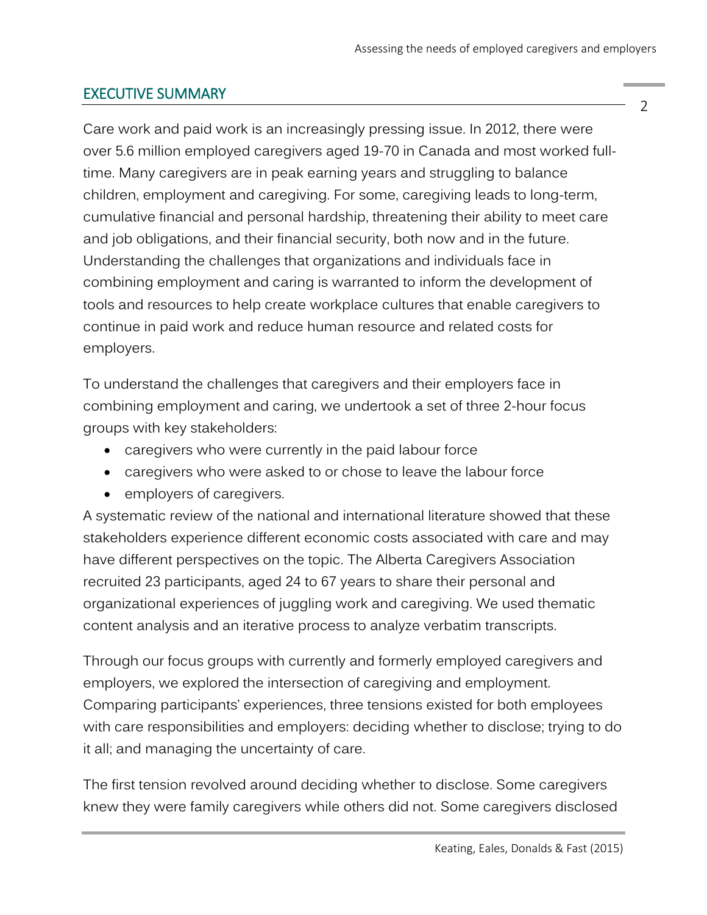## EXECUTIVE SUMMARY

Care work and paid work is an increasingly pressing issue. In 2012, there were over 5.6 million employed caregivers aged 19-70 in Canada and most worked full-time. Many caregivers are in peak earning years and struggling to balance children, employment and caregiving. For some, caregiving leads to long-term, cumulative financial and personal hardship, threatening their ability to meet care and job obligations, and their financial security, both now and in the future. Understanding the challenges that organizations and individuals face in combining employment and caring is warranted to inform the development of tools and resources to help create workplace cultures that enable caregivers to continue in paid work and reduce human resource and related costs for employers.

To understand the challenges that caregivers and their employers face in combining employment and caring, we undertook a set of three 2-hour focus groups with key stakeholders:

- caregivers who were currently in the paid labour force
- caregivers who were asked to or chose to leave the labour force
- employers of caregivers.

A systematic review of the national and international literature showed that these stakeholders experience different economic costs associated with care and may have different perspectives on the topic. The Alberta Caregivers Association recruited 23 participants, aged 24 to 67 years to share their personal and organizational experiences of juggling work and caregiving. We used thematic content analysis and an iterative process to analyze verbatim transcripts.

Through our focus groups with currently and formerly employed caregivers and employers, we explored the intersection of caregiving and employment. Comparing participants' experiences, three tensions existed for both employees with care responsibilities and employers: deciding whether to disclose; trying to do it all; and managing the uncertainty of care.

The first tension revolved around deciding whether to disclose. Some caregivers knew they were family caregivers while others did not. Some caregivers disclosed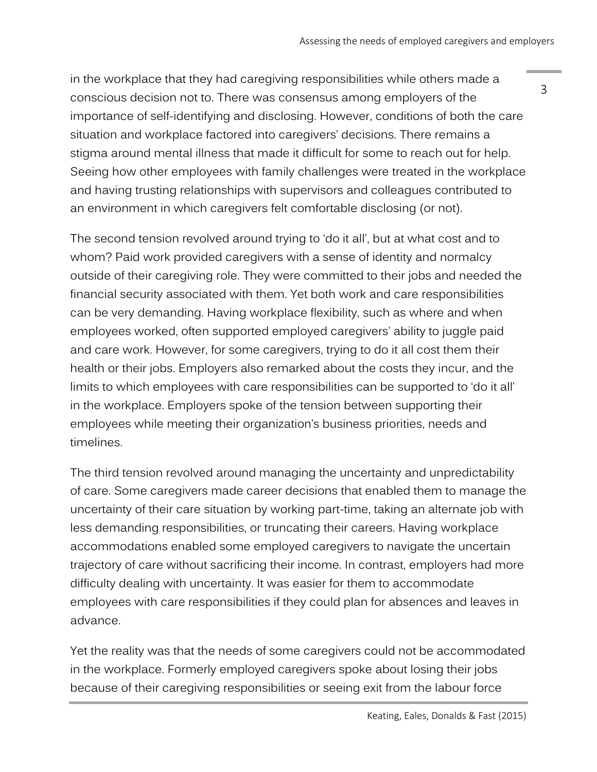in the workplace that they had caregiving responsibilities while others made a conscious decision not to. There was consensus among employers of the importance of self-identifying and disclosing. However, conditions of both the care situation and workplace factored into caregivers' decisions. There remains a stigma around mental illness that made it difficult for some to reach out for help. Seeing how other employees with family challenges were treated in the workplace and having trusting relationships with supervisors and colleagues contributed to an environment in which caregivers felt comfortable disclosing (or not).

The second tension revolved around trying to 'do it all', but at what cost and to whom? Paid work provided caregivers with a sense of identity and normalcy outside of their caregiving role. They were committed to their jobs and needed the financial security associated with them. Yet both work and care responsibilities can be very demanding. Having workplace flexibility, such as where and when employees worked, often supported employed caregivers' ability to juggle paid and care work. However, for some caregivers, trying to do it all cost them their health or their jobs. Employers also remarked about the costs they incur, and the limits to which employees with care responsibilities can be supported to 'do it all' in the workplace. Employers spoke of the tension between supporting their employees while meeting their organization's business priorities, needs and timelines.

The third tension revolved around managing the uncertainty and unpredictability of care. Some caregivers made career decisions that enabled them to manage the uncertainty of their care situation by working part-time, taking an alternate job with less demanding responsibilities, or truncating their careers. Having workplace accommodations enabled some employed caregivers to navigate the uncertain trajectory of care without sacrificing their income. In contrast, employers had more difficulty dealing with uncertainty. It was easier for them to accommodate employees with care responsibilities if they could plan for absences and leaves in advance.

Yet the reality was that the needs of some caregivers could not be accommodated in the workplace. Formerly employed caregivers spoke about losing their jobs because of their caregiving responsibilities or seeing exit from the labour force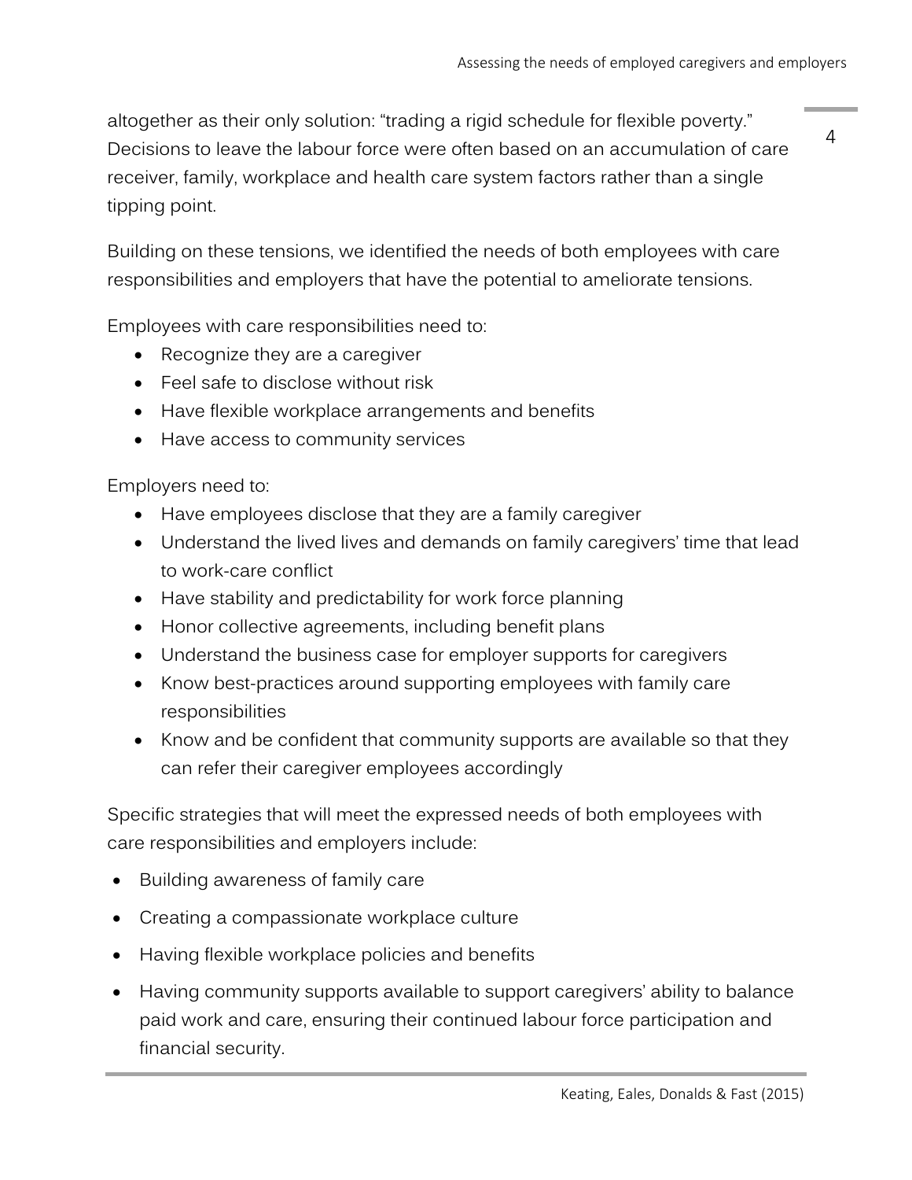altogether as their only solution: "trading a rigid schedule for flexible poverty." Decisions to leave the labour force were often based on an accumulation of care receiver, family, workplace and health care system factors rather than a single tipping point.

Building on these tensions, we identified the needs of both employees with care responsibilities and employers that have the potential to ameliorate tensions.

Employees with care responsibilities need to:

- Recognize they are a caregiver
- Feel safe to disclose without risk
- Have flexible workplace arrangements and benefits
- Have access to community services

Employers need to:

- Have employees disclose that they are a family caregiver
- Understand the lived lives and demands on family caregivers' time that lead to work-care conflict
- Have stability and predictability for work force planning
- Honor collective agreements, including benefit plans
- Understand the business case for employer supports for caregivers
- Know best-practices around supporting employees with family care responsibilities
- Know and be confident that community supports are available so that they can refer their caregiver employees accordingly

Specific strategies that will meet the expressed needs of both employees with care responsibilities and employers include:

- Building awareness of family care
- Creating a compassionate workplace culture
- Having flexible workplace policies and benefits
- Having community supports available to support caregivers' ability to balance paid work and care, ensuring their continued labour force participation and financial security.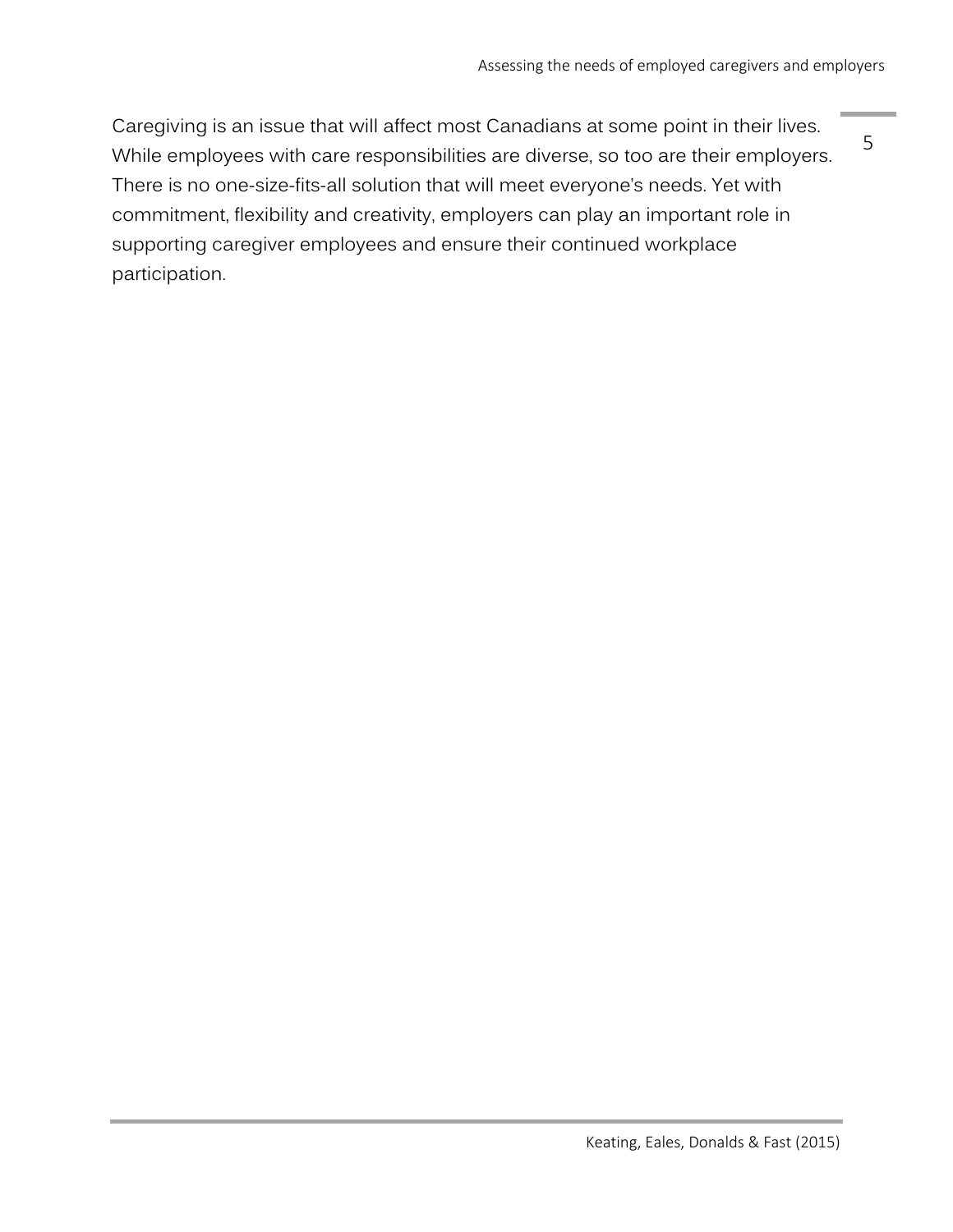Caregiving is an issue that will affect most Canadians at some point in their lives. While employees with care responsibilities are diverse, so too are their employers. There is no one-size-fits-all solution that will meet everyone's needs. Yet with commitment, flexibility and creativity, employers can play an important role in supporting caregiver employees and ensure their continued workplace participation.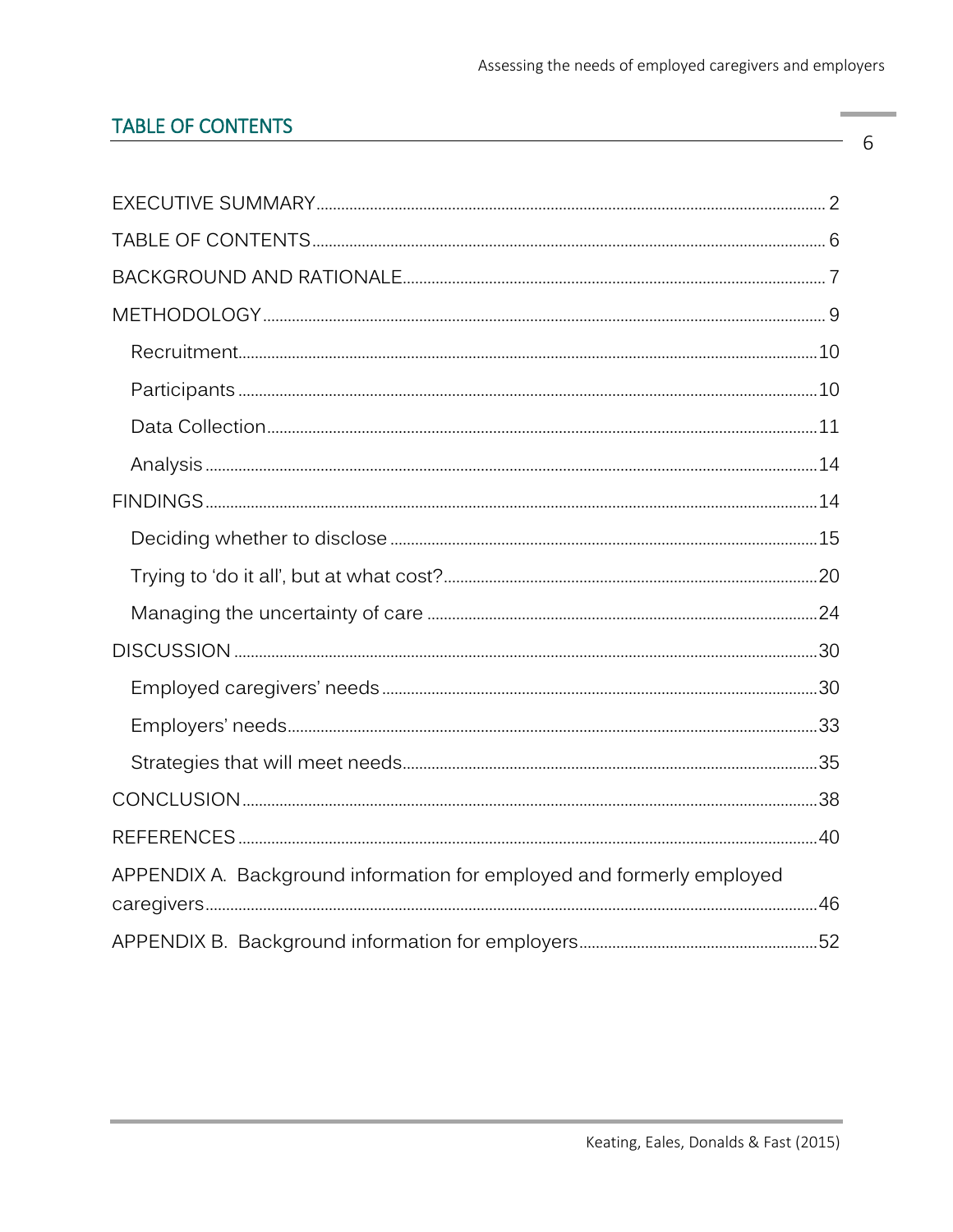## TABLE OF CONTENTS

EXECUTIVE SUMMARY ........................................................ 2

TABLE OF CONTENTS ........................................................ 6

BACKGROUND AND RATIONALE ........................................................ 7

METHODOLOGY ........................................................ 9

- Recruitment ........................................................ 10
- Participants ........................................................ 10
- Data Collection ........................................................ 11
- Analysis ........................................................ 14

FINDINGS ........................................................ 14

- Deciding whether to disclose ........................................................ 15
- Trying to 'do it all', but at what cost? ........................................................ 20
- Managing the uncertainty of care ........................................................ 24

DISCUSSION ........................................................ 30

- Employed caregivers' needs ........................................................ 30
- Employers' needs ........................................................ 33
- Strategies that will meet needs ........................................................ 35

CONCLUSION ........................................................ 38

REFERENCES ........................................................ 40

APPENDIX A. Background information for employed and formerly employed caregivers ........................................................ 46

APPENDIX B. Background information for employers ........................................................ 52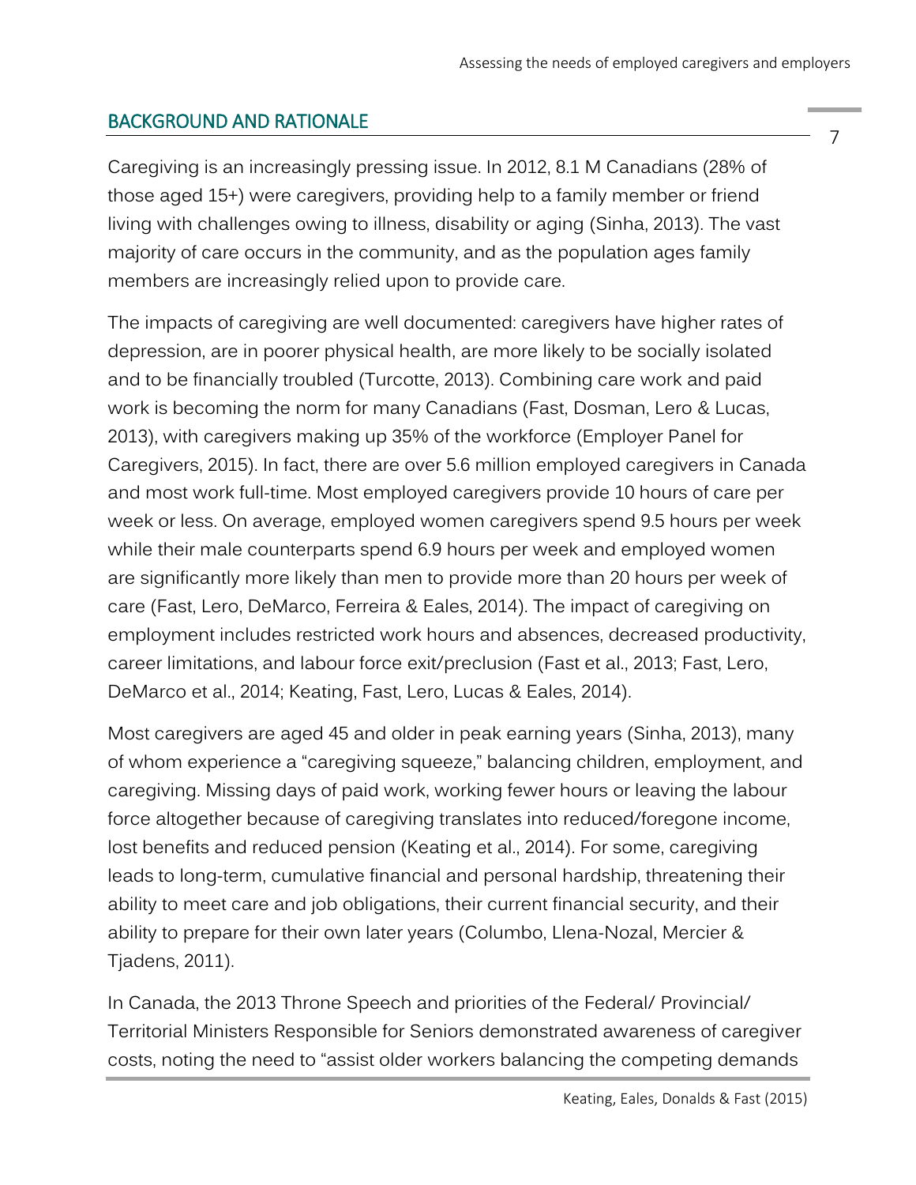## BACKGROUND AND RATIONALE

Caregiving is an increasingly pressing issue. In 2012, 8.1 M Canadians (28% of those aged 15+) were caregivers, providing help to a family member or friend living with challenges owing to illness, disability or aging (Sinha, 2013). The vast majority of care occurs in the community, and as the population ages family members are increasingly relied upon to provide care.

The impacts of caregiving are well documented: caregivers have higher rates of depression, are in poorer physical health, are more likely to be socially isolated and to be financially troubled (Turcotte, 2013). Combining care work and paid work is becoming the norm for many Canadians (Fast, Dosman, Lero & Lucas, 2013), with caregivers making up 35% of the workforce (Employer Panel for Caregivers, 2015). In fact, there are over 5.6 million employed caregivers in Canada and most work full-time. Most employed caregivers provide 10 hours of care per week or less. On average, employed women caregivers spend 9.5 hours per week while their male counterparts spend 6.9 hours per week and employed women are significantly more likely than men to provide more than 20 hours per week of care (Fast, Lero, DeMarco, Ferreira & Eales, 2014). The impact of caregiving on employment includes restricted work hours and absences, decreased productivity, career limitations, and labour force exit/preclusion (Fast et al., 2013; Fast, Lero, DeMarco et al., 2014; Keating, Fast, Lero, Lucas & Eales, 2014).

Most caregivers are aged 45 and older in peak earning years (Sinha, 2013), many of whom experience a "caregiving squeeze," balancing children, employment, and caregiving. Missing days of paid work, working fewer hours or leaving the labour force altogether because of caregiving translates into reduced/foregone income, lost benefits and reduced pension (Keating et al., 2014). For some, caregiving leads to long-term, cumulative financial and personal hardship, threatening their ability to meet care and job obligations, their current financial security, and their ability to prepare for their own later years (Columbo, Llena-Nozal, Mercier & Tjadens, 2011).

In Canada, the 2013 Throne Speech and priorities of the Federal/ Provincial/ Territorial Ministers Responsible for Seniors demonstrated awareness of caregiver costs, noting the need to "assist older workers balancing the competing demands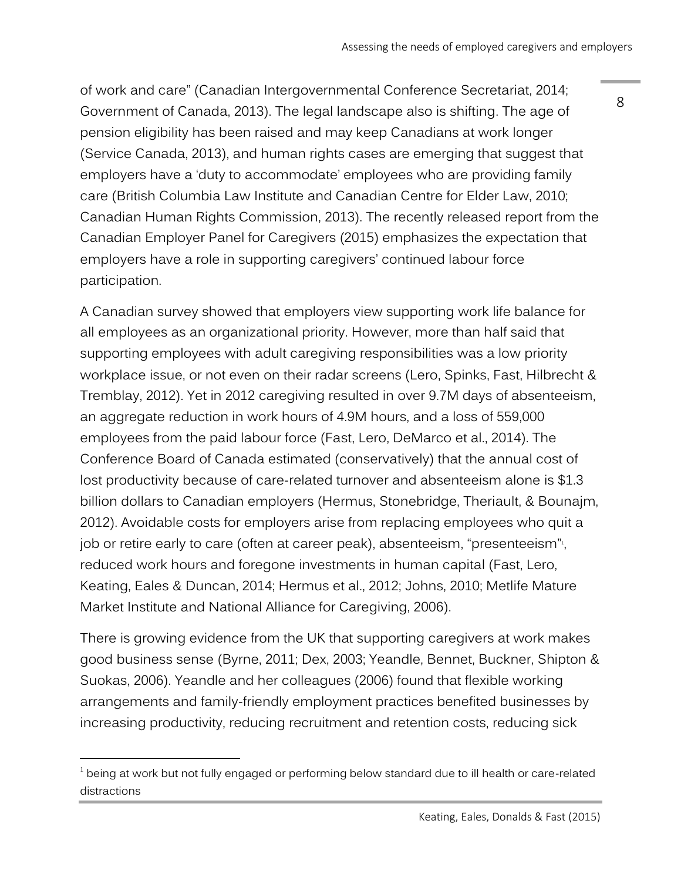of work and care" (Canadian Intergovernmental Conference Secretariat, 2014; Government of Canada, 2013). The legal landscape also is shifting. The age of pension eligibility has been raised and may keep Canadians at work longer (Service Canada, 2013), and human rights cases are emerging that suggest that employers have a 'duty to accommodate' employees who are providing family care (British Columbia Law Institute and Canadian Centre for Elder Law, 2010; Canadian Human Rights Commission, 2013). The recently released report from the Canadian Employer Panel for Caregivers (2015) emphasizes the expectation that employers have a role in supporting caregivers' continued labour force participation.

A Canadian survey showed that employers view supporting work life balance for all employees as an organizational priority. However, more than half said that supporting employees with adult caregiving responsibilities was a low priority workplace issue, or not even on their radar screens (Lero, Spinks, Fast, Hilbrecht & Tremblay, 2012). Yet in 2012 caregiving resulted in over 9.7M days of absenteeism, an aggregate reduction in work hours of 4.9M hours, and a loss of 559,000 employees from the paid labour force (Fast, Lero, DeMarco et al., 2014). The Conference Board of Canada estimated (conservatively) that the annual cost of lost productivity because of care-related turnover and absenteeism alone is $1.3 billion dollars to Canadian employers (Hermus, Stonebridge, Theriault, & Bounajm, 2012). Avoidable costs for employers arise from replacing employees who quit a job or retire early to care (often at career peak), absenteeism, "presenteeism"[1], reduced work hours and foregone investments in human capital (Fast, Lero, Keating, Eales & Duncan, 2014; Hermus et al., 2012; Johns, 2010; Metlife Mature Market Institute and National Alliance for Caregiving, 2006).

There is growing evidence from the UK that supporting caregivers at work makes good business sense (Byrne, 2011; Dex, 2003; Yeandle, Bennet, Buckner, Shipton & Suokas, 2006). Yeandle and her colleagues (2006) found that flexible working arrangements and family-friendly employment practices benefited businesses by increasing productivity, reducing recruitment and retention costs, reducing sick

[1] being at work but not fully engaged or performing below standard due to ill health or care-related distractions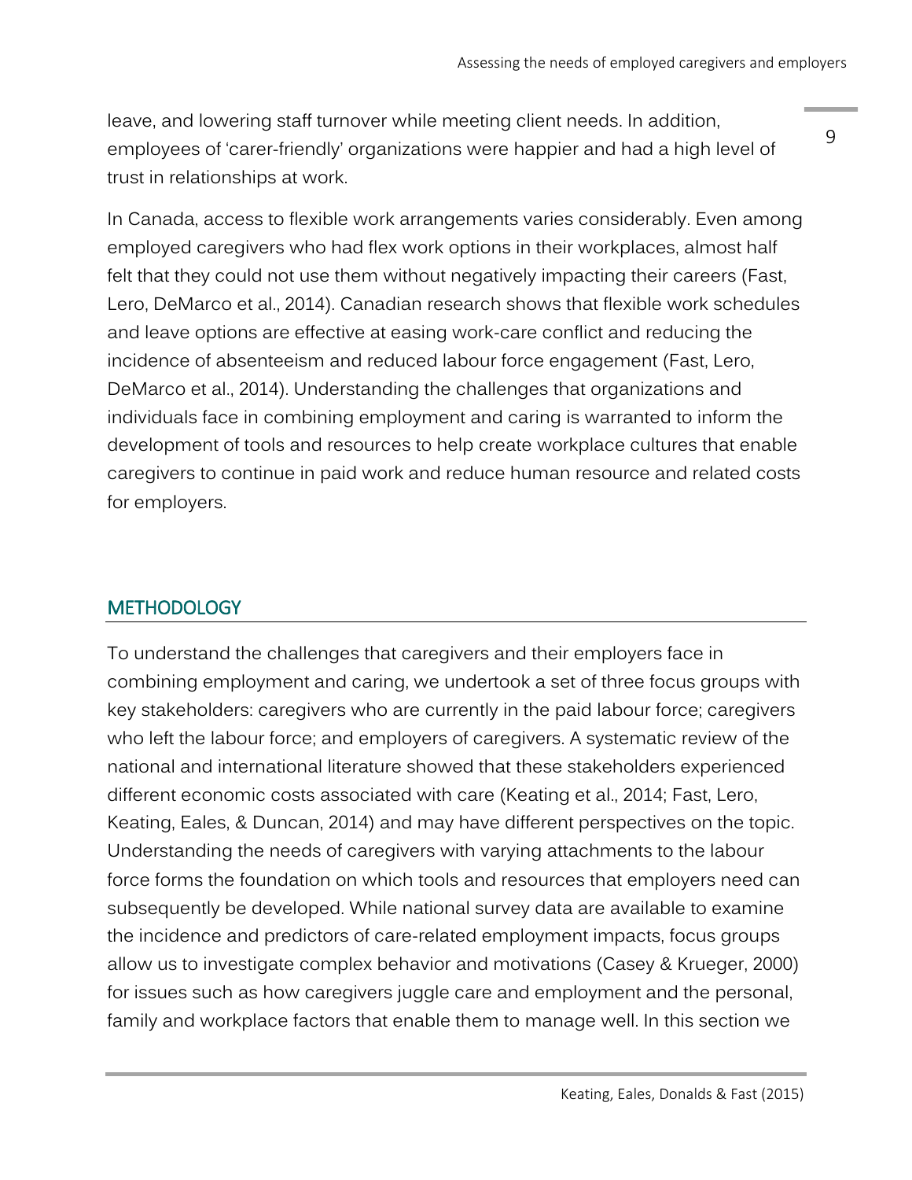leave, and lowering staff turnover while meeting client needs. In addition, employees of 'carer-friendly' organizations were happier and had a high level of trust in relationships at work.

In Canada, access to flexible work arrangements varies considerably. Even among employed caregivers who had flex work options in their workplaces, almost half felt that they could not use them without negatively impacting their careers (Fast, Lero, DeMarco et al., 2014). Canadian research shows that flexible work schedules and leave options are effective at easing work-care conflict and reducing the incidence of absenteeism and reduced labour force engagement (Fast, Lero, DeMarco et al., 2014). Understanding the challenges that organizations and individuals face in combining employment and caring is warranted to inform the development of tools and resources to help create workplace cultures that enable caregivers to continue in paid work and reduce human resource and related costs for employers.

## METHODOLOGY

To understand the challenges that caregivers and their employers face in combining employment and caring, we undertook a set of three focus groups with key stakeholders: caregivers who are currently in the paid labour force; caregivers who left the labour force; and employers of caregivers. A systematic review of the national and international literature showed that these stakeholders experienced different economic costs associated with care (Keating et al., 2014; Fast, Lero, Keating, Eales, & Duncan, 2014) and may have different perspectives on the topic. Understanding the needs of caregivers with varying attachments to the labour force forms the foundation on which tools and resources that employers need can subsequently be developed. While national survey data are available to examine the incidence and predictors of care-related employment impacts, focus groups allow us to investigate complex behavior and motivations (Casey & Krueger, 2000) for issues such as how caregivers juggle care and employment and the personal, family and workplace factors that enable them to manage well. In this section we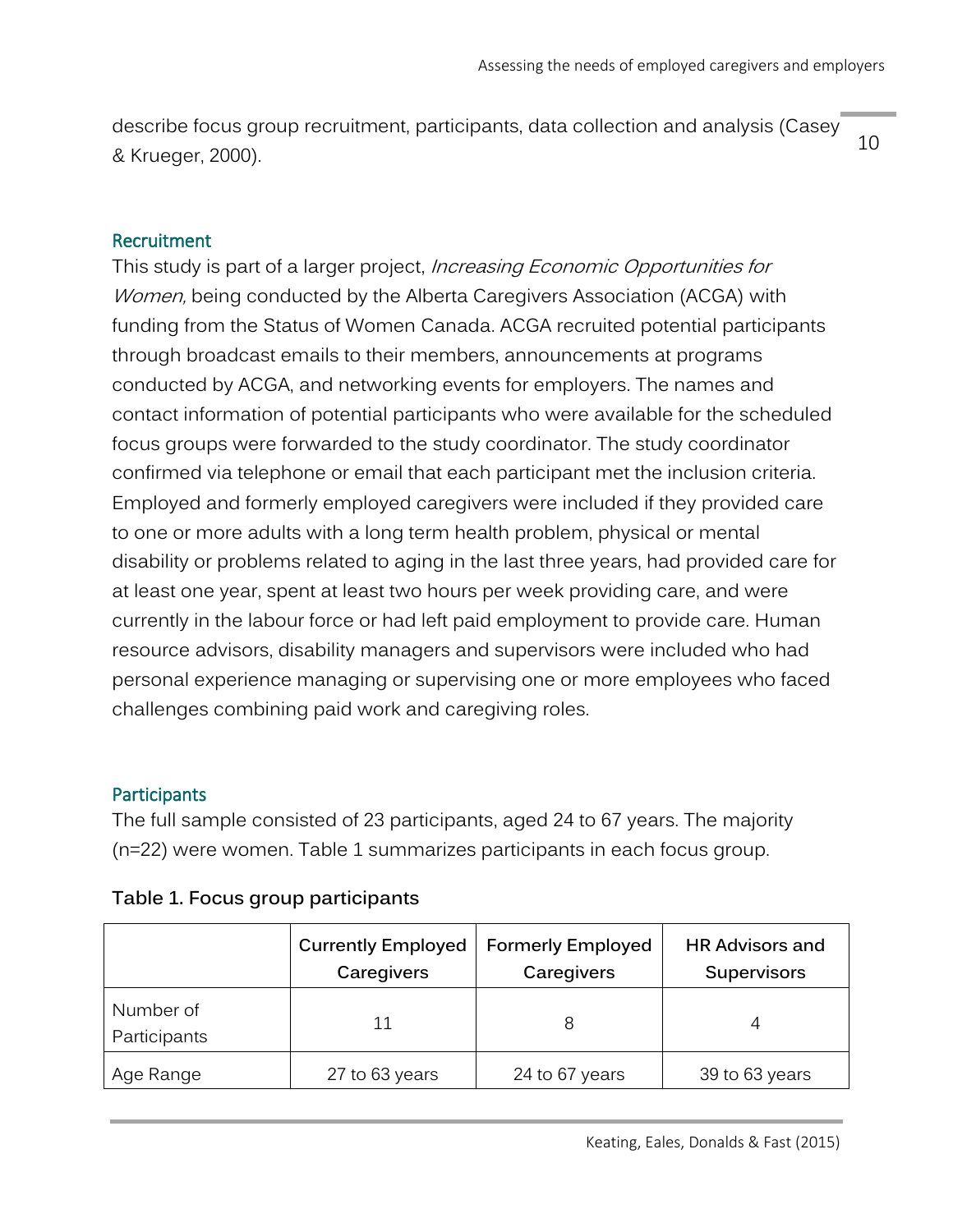describe focus group recruitment, participants, data collection and analysis (Casey & Krueger, 2000).

## Recruitment

This study is part of a larger project, *Increasing Economic Opportunities for Women,* being conducted by the Alberta Caregivers Association (ACGA) with funding from the Status of Women Canada. ACGA recruited potential participants through broadcast emails to their members, announcements at programs conducted by ACGA, and networking events for employers. The names and contact information of potential participants who were available for the scheduled focus groups were forwarded to the study coordinator. The study coordinator confirmed via telephone or email that each participant met the inclusion criteria. Employed and formerly employed caregivers were included if they provided care to one or more adults with a long term health problem, physical or mental disability or problems related to aging in the last three years, had provided care for at least one year, spent at least two hours per week providing care, and were currently in the labour force or had left paid employment to provide care. Human resource advisors, disability managers and supervisors were included who had personal experience managing or supervising one or more employees who faced challenges combining paid work and caregiving roles.

## Participants

The full sample consisted of 23 participants, aged 24 to 67 years. The majority (n=22) were women. Table 1 summarizes participants in each focus group.

**Table 1. Focus group participants**

| | Currently Employed Caregivers | Formerly Employed Caregivers | HR Advisors and Supervisors |
|---|---|---|---|
| Number of Participants | 11 | 8 | 4 |
| Age Range | 27 to 63 years | 24 to 67 years | 39 to 63 years |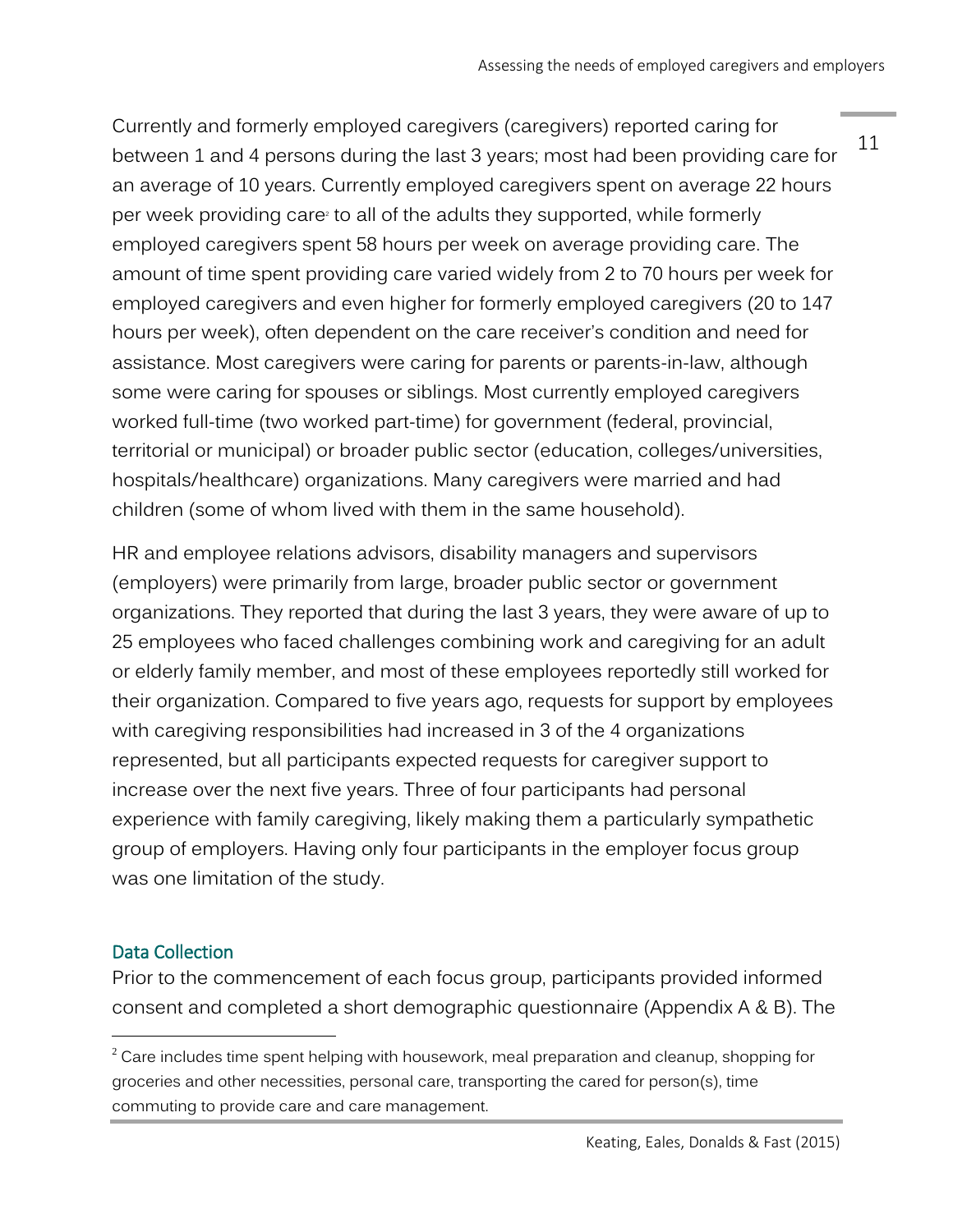Currently and formerly employed caregivers (caregivers) reported caring for between 1 and 4 persons during the last 3 years; most had been providing care for an average of 10 years. Currently employed caregivers spent on average 22 hours per week providing care[2] to all of the adults they supported, while formerly employed caregivers spent 58 hours per week on average providing care. The amount of time spent providing care varied widely from 2 to 70 hours per week for employed caregivers and even higher for formerly employed caregivers (20 to 147 hours per week), often dependent on the care receiver's condition and need for assistance. Most caregivers were caring for parents or parents-in-law, although some were caring for spouses or siblings. Most currently employed caregivers worked full-time (two worked part-time) for government (federal, provincial, territorial or municipal) or broader public sector (education, colleges/universities, hospitals/healthcare) organizations. Many caregivers were married and had children (some of whom lived with them in the same household).

HR and employee relations advisors, disability managers and supervisors (employers) were primarily from large, broader public sector or government organizations. They reported that during the last 3 years, they were aware of up to 25 employees who faced challenges combining work and caregiving for an adult or elderly family member, and most of these employees reportedly still worked for their organization. Compared to five years ago, requests for support by employees with caregiving responsibilities had increased in 3 of the 4 organizations represented, but all participants expected requests for caregiver support to increase over the next five years. Three of four participants had personal experience with family caregiving, likely making them a particularly sympathetic group of employers. Having only four participants in the employer focus group was one limitation of the study.

### Data Collection

Prior to the commencement of each focus group, participants provided informed consent and completed a short demographic questionnaire (Appendix A & B). The

---

[2] Care includes time spent helping with housework, meal preparation and cleanup, shopping for groceries and other necessities, personal care, transporting the cared for person(s), time commuting to provide care and care management.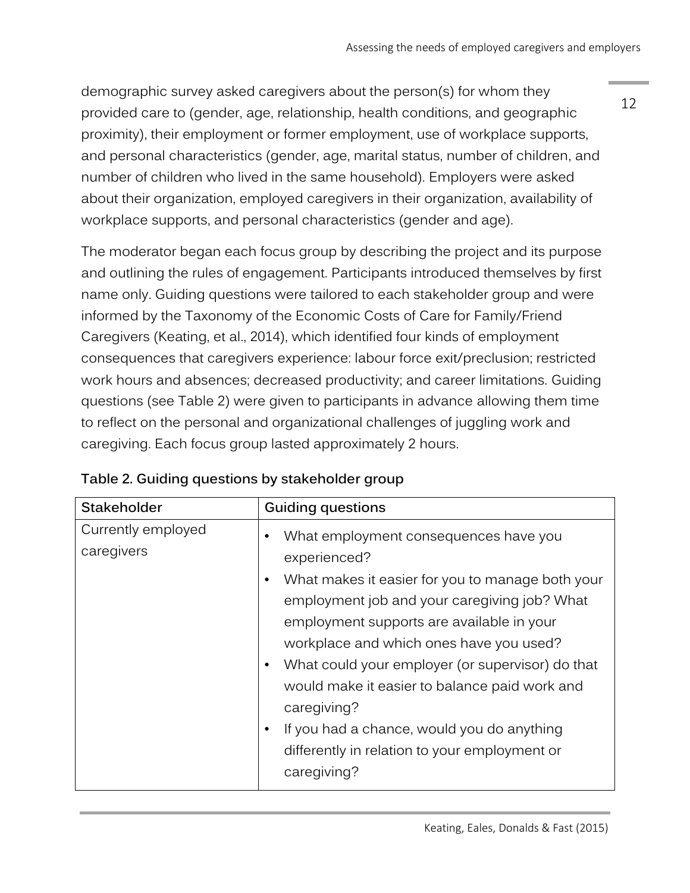demographic survey asked caregivers about the person(s) for whom they provided care to (gender, age, relationship, health conditions, and geographic proximity), their employment or former employment, use of workplace supports, and personal characteristics (gender, age, marital status, number of children, and number of children who lived in the same household). Employers were asked about their organization, employed caregivers in their organization, availability of workplace supports, and personal characteristics (gender and age).

The moderator began each focus group by describing the project and its purpose and outlining the rules of engagement. Participants introduced themselves by first name only. Guiding questions were tailored to each stakeholder group and were informed by the Taxonomy of the Economic Costs of Care for Family/Friend Caregivers (Keating, et al., 2014), which identified four kinds of employment consequences that caregivers experience: labour force exit/preclusion; restricted work hours and absences; decreased productivity; and career limitations. Guiding questions (see Table 2) were given to participants in advance allowing them time to reflect on the personal and organizational challenges of juggling work and caregiving. Each focus group lasted approximately 2 hours.

**Table 2. Guiding questions by stakeholder group**

| Stakeholder | Guiding questions |
| --- | --- |
| Currently employed caregivers | • What employment consequences have you experienced?<br>• What makes it easier for you to manage both your employment job and your caregiving job? What employment supports are available in your workplace and which ones have you used?<br>• What could your employer (or supervisor) do that would make it easier to balance paid work and caregiving?<br>• If you had a chance, would you do anything differently in relation to your employment or caregiving? |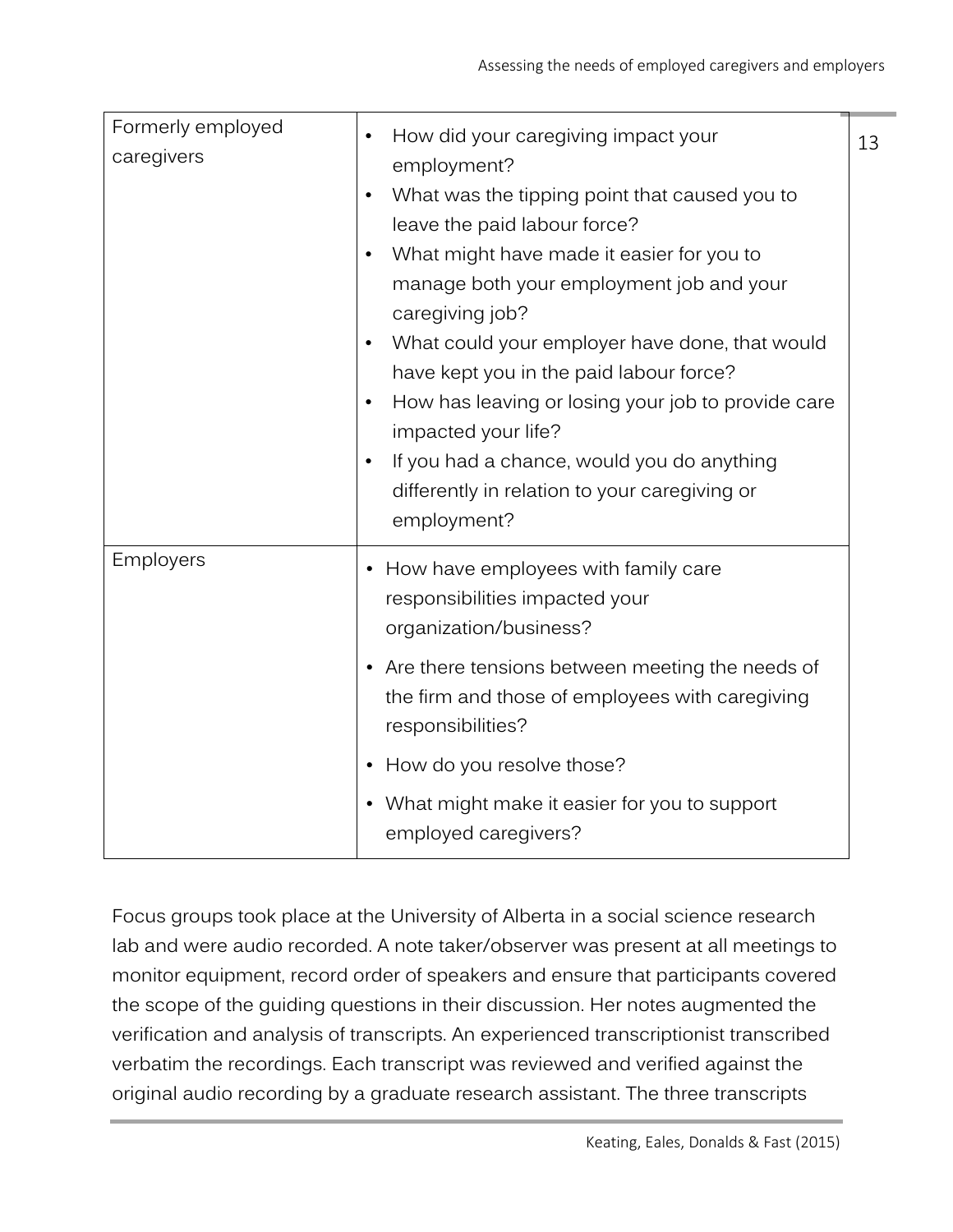| | |
|---|---|
| Formerly employed caregivers | • How did your caregiving impact your employment?<br>• What was the tipping point that caused you to leave the paid labour force?<br>• What might have made it easier for you to manage both your employment job and your caregiving job?<br>• What could your employer have done, that would have kept you in the paid labour force?<br>• How has leaving or losing your job to provide care impacted your life?<br>• If you had a chance, would you do anything differently in relation to your caregiving or employment? |
| Employers | • How have employees with family care responsibilities impacted your organization/business?<br>• Are there tensions between meeting the needs of the firm and those of employees with caregiving responsibilities?<br>• How do you resolve those?<br>• What might make it easier for you to support employed caregivers? |

Focus groups took place at the University of Alberta in a social science research lab and were audio recorded. A note taker/observer was present at all meetings to monitor equipment, record order of speakers and ensure that participants covered the scope of the guiding questions in their discussion. Her notes augmented the verification and analysis of transcripts. An experienced transcriptionist transcribed verbatim the recordings. Each transcript was reviewed and verified against the original audio recording by a graduate research assistant. The three transcripts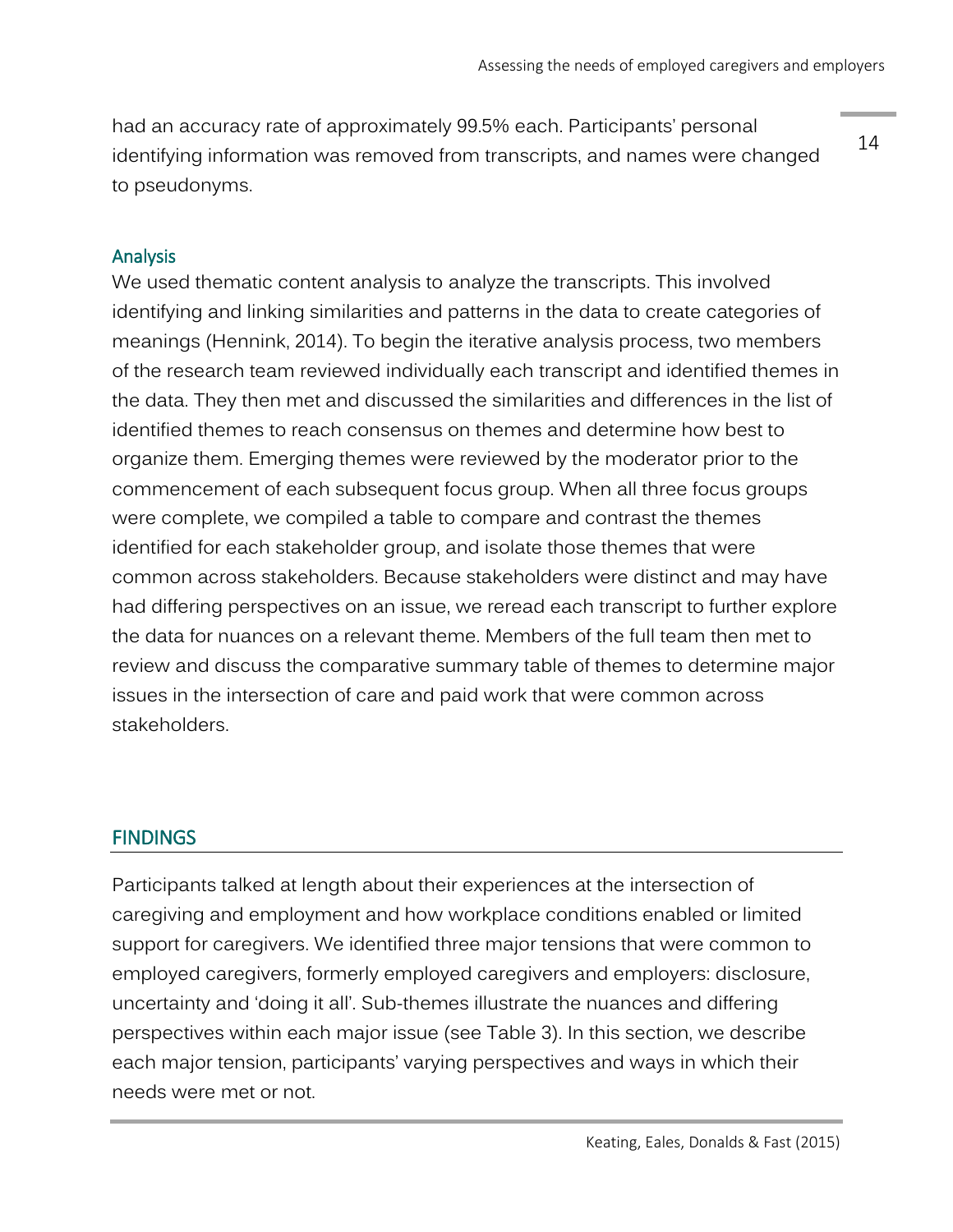had an accuracy rate of approximately 99.5% each. Participants' personal identifying information was removed from transcripts, and names were changed to pseudonyms.

### Analysis

We used thematic content analysis to analyze the transcripts. This involved identifying and linking similarities and patterns in the data to create categories of meanings (Hennink, 2014). To begin the iterative analysis process, two members of the research team reviewed individually each transcript and identified themes in the data. They then met and discussed the similarities and differences in the list of identified themes to reach consensus on themes and determine how best to organize them. Emerging themes were reviewed by the moderator prior to the commencement of each subsequent focus group. When all three focus groups were complete, we compiled a table to compare and contrast the themes identified for each stakeholder group, and isolate those themes that were common across stakeholders. Because stakeholders were distinct and may have had differing perspectives on an issue, we reread each transcript to further explore the data for nuances on a relevant theme. Members of the full team then met to review and discuss the comparative summary table of themes to determine major issues in the intersection of care and paid work that were common across stakeholders.

## FINDINGS

Participants talked at length about their experiences at the intersection of caregiving and employment and how workplace conditions enabled or limited support for caregivers. We identified three major tensions that were common to employed caregivers, formerly employed caregivers and employers: disclosure, uncertainty and 'doing it all'. Sub-themes illustrate the nuances and differing perspectives within each major issue (see Table 3). In this section, we describe each major tension, participants' varying perspectives and ways in which their needs were met or not.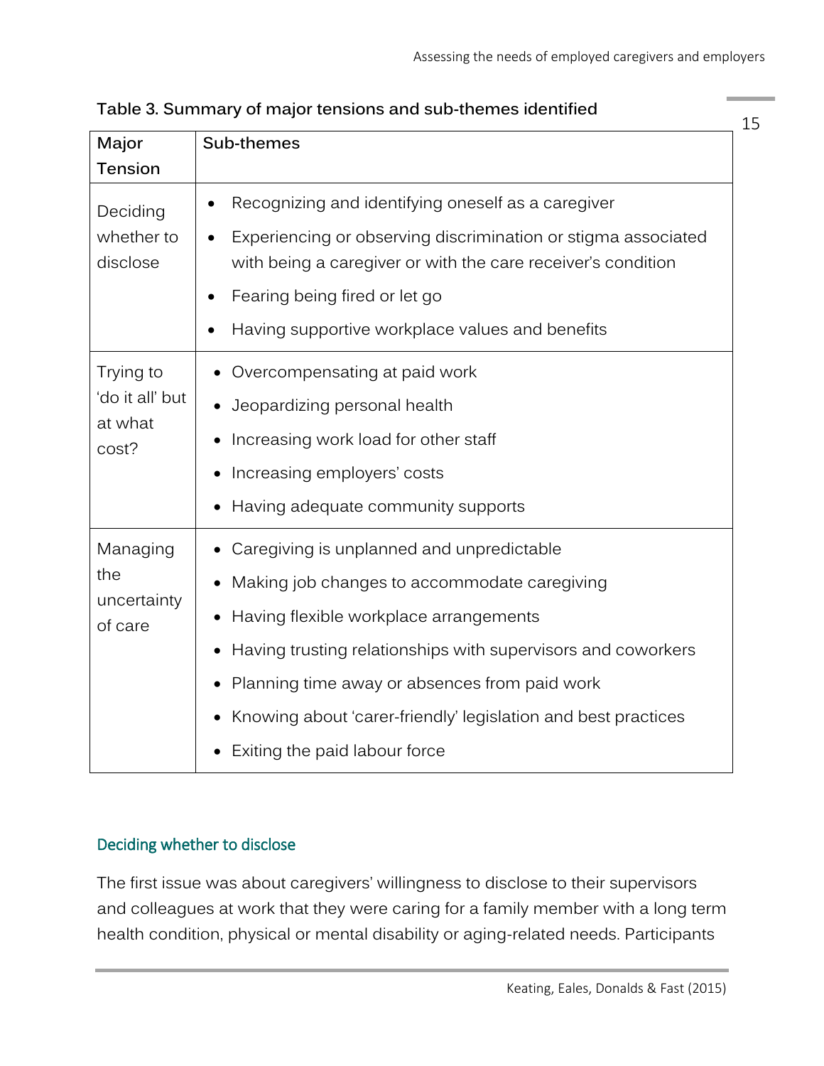**Table 3. Summary of major tensions and sub-themes identified**

| Major Tension | Sub-themes |
| --- | --- |
| Deciding whether to disclose | • Recognizing and identifying oneself as a caregiver<br>• Experiencing or observing discrimination or stigma associated with being a caregiver or with the care receiver's condition<br>• Fearing being fired or let go<br>• Having supportive workplace values and benefits |
| Trying to 'do it all' but at what cost? | • Overcompensating at paid work<br>• Jeopardizing personal health<br>• Increasing work load for other staff<br>• Increasing employers' costs<br>• Having adequate community supports |
| Managing the uncertainty of care | • Caregiving is unplanned and unpredictable<br>• Making job changes to accommodate caregiving<br>• Having flexible workplace arrangements<br>• Having trusting relationships with supervisors and coworkers<br>• Planning time away or absences from paid work<br>• Knowing about 'carer-friendly' legislation and best practices<br>• Exiting the paid labour force |

### Deciding whether to disclose

The first issue was about caregivers' willingness to disclose to their supervisors and colleagues at work that they were caring for a family member with a long term health condition, physical or mental disability or aging-related needs. Participants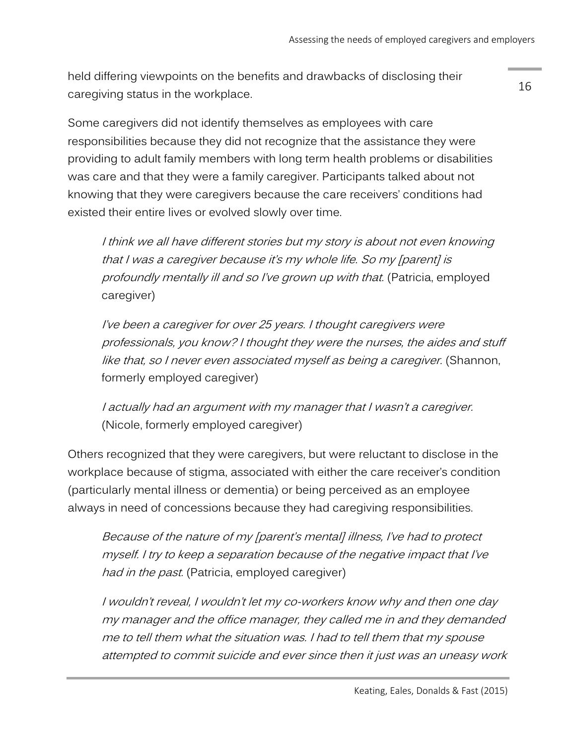held differing viewpoints on the benefits and drawbacks of disclosing their caregiving status in the workplace.

Some caregivers did not identify themselves as employees with care responsibilities because they did not recognize that the assistance they were providing to adult family members with long term health problems or disabilities was care and that they were a family caregiver. Participants talked about not knowing that they were caregivers because the care receivers' conditions had existed their entire lives or evolved slowly over time.

> *I think we all have different stories but my story is about not even knowing that I was a caregiver because it's my whole life. So my [parent] is profoundly mentally ill and so I've grown up with that.* (Patricia, employed caregiver)

> *I've been a caregiver for over 25 years. I thought caregivers were professionals, you know? I thought they were the nurses, the aides and stuff like that, so I never even associated myself as being a caregiver.* (Shannon, formerly employed caregiver)

> *I actually had an argument with my manager that I wasn't a caregiver.* (Nicole, formerly employed caregiver)

Others recognized that they were caregivers, but were reluctant to disclose in the workplace because of stigma, associated with either the care receiver's condition (particularly mental illness or dementia) or being perceived as an employee always in need of concessions because they had caregiving responsibilities.

> *Because of the nature of my [parent's mental] illness, I've had to protect myself. I try to keep a separation because of the negative impact that I've had in the past.* (Patricia, employed caregiver)

> *I wouldn't reveal, I wouldn't let my co-workers know why and then one day my manager and the office manager, they called me in and they demanded me to tell them what the situation was. I had to tell them that my spouse attempted to commit suicide and ever since then it just was an uneasy work*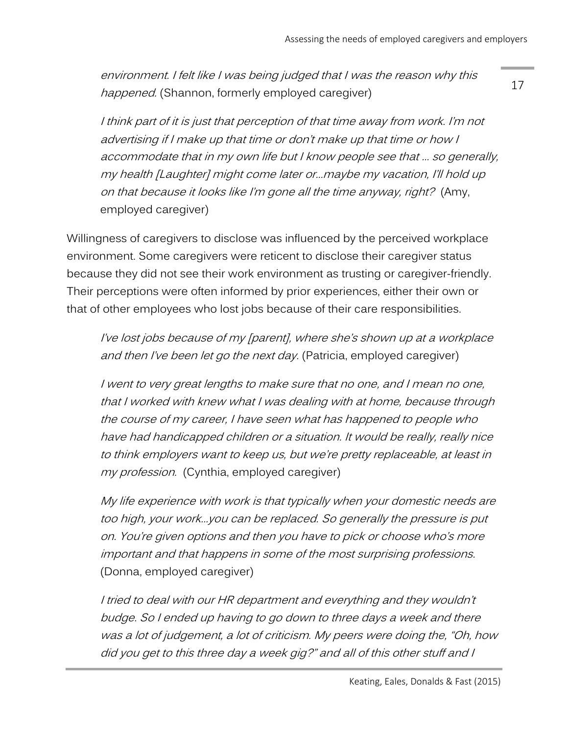*environment. I felt like I was being judged that I was the reason why this happened.* (Shannon, formerly employed caregiver)

*I think part of it is just that perception of that time away from work. I'm not advertising if I make up that time or don't make up that time or how I accommodate that in my own life but I know people see that … so generally, my health [Laughter] might come later or…maybe my vacation, I'll hold up on that because it looks like I'm gone all the time anyway, right?* (Amy, employed caregiver)

Willingness of caregivers to disclose was influenced by the perceived workplace environment. Some caregivers were reticent to disclose their caregiver status because they did not see their work environment as trusting or caregiver-friendly. Their perceptions were often informed by prior experiences, either their own or that of other employees who lost jobs because of their care responsibilities.

*I've lost jobs because of my [parent], where she's shown up at a workplace and then I've been let go the next day.* (Patricia, employed caregiver)

*I went to very great lengths to make sure that no one, and I mean no one, that I worked with knew what I was dealing with at home, because through the course of my career, I have seen what has happened to people who have had handicapped children or a situation. It would be really, really nice to think employers want to keep us, but we're pretty replaceable, at least in my profession.* (Cynthia, employed caregiver)

*My life experience with work is that typically when your domestic needs are too high, your work…you can be replaced. So generally the pressure is put on. You're given options and then you have to pick or choose who's more important and that happens in some of the most surprising professions.* (Donna, employed caregiver)

*I tried to deal with our HR department and everything and they wouldn't budge. So I ended up having to go down to three days a week and there was a lot of judgement, a lot of criticism. My peers were doing the, "Oh, how did you get to this three day a week gig?" and all of this other stuff and I*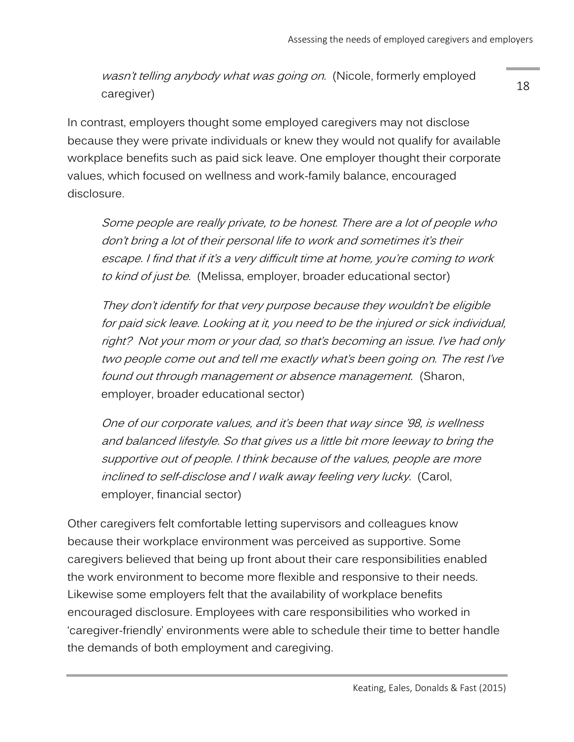*wasn't telling anybody what was going on.* (Nicole, formerly employed caregiver)

In contrast, employers thought some employed caregivers may not disclose because they were private individuals or knew they would not qualify for available workplace benefits such as paid sick leave. One employer thought their corporate values, which focused on wellness and work-family balance, encouraged disclosure.

> *Some people are really private, to be honest. There are a lot of people who don't bring a lot of their personal life to work and sometimes it's their escape. I find that if it's a very difficult time at home, you're coming to work to kind of just be.* (Melissa, employer, broader educational sector)

> *They don't identify for that very purpose because they wouldn't be eligible for paid sick leave. Looking at it, you need to be the injured or sick individual, right? Not your mom or your dad, so that's becoming an issue. I've had only two people come out and tell me exactly what's been going on. The rest I've found out through management or absence management.* (Sharon, employer, broader educational sector)

> *One of our corporate values, and it's been that way since '98, is wellness and balanced lifestyle. So that gives us a little bit more leeway to bring the supportive out of people. I think because of the values, people are more inclined to self-disclose and I walk away feeling very lucky.* (Carol, employer, financial sector)

Other caregivers felt comfortable letting supervisors and colleagues know because their workplace environment was perceived as supportive. Some caregivers believed that being up front about their care responsibilities enabled the work environment to become more flexible and responsive to their needs. Likewise some employers felt that the availability of workplace benefits encouraged disclosure. Employees with care responsibilities who worked in 'caregiver-friendly' environments were able to schedule their time to better handle the demands of both employment and caregiving.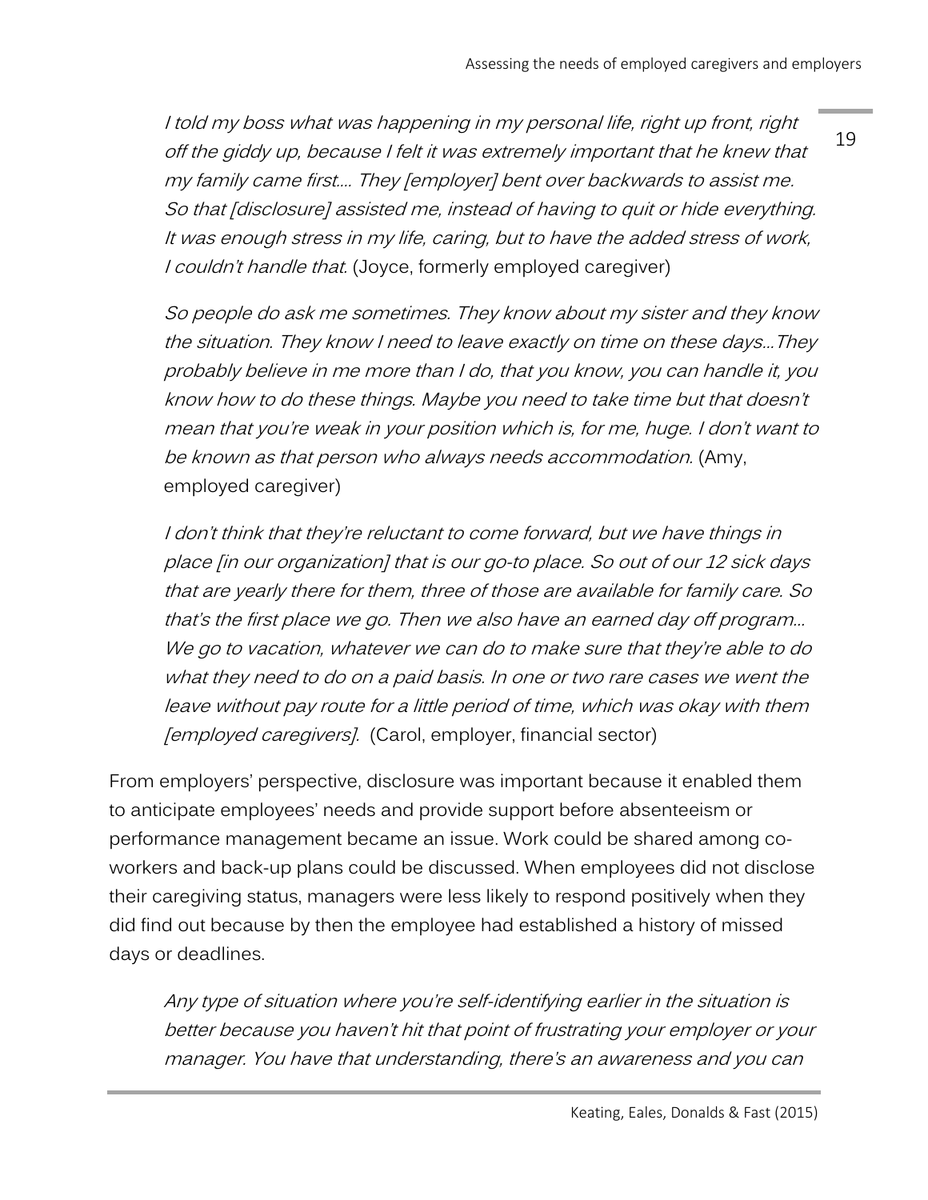> *I told my boss what was happening in my personal life, right up front, right off the giddy up, because I felt it was extremely important that he knew that my family came first.... They [employer] bent over backwards to assist me. So that [disclosure] assisted me, instead of having to quit or hide everything. It was enough stress in my life, caring, but to have the added stress of work, I couldn't handle that.* (Joyce, formerly employed caregiver)

> *So people do ask me sometimes. They know about my sister and they know the situation. They know I need to leave exactly on time on these days…They probably believe in me more than I do, that you know, you can handle it, you know how to do these things. Maybe you need to take time but that doesn't mean that you're weak in your position which is, for me, huge. I don't want to be known as that person who always needs accommodation.* (Amy, employed caregiver)

> *I don't think that they're reluctant to come forward, but we have things in place [in our organization] that is our go-to place. So out of our 12 sick days that are yearly there for them, three of those are available for family care. So that's the first place we go. Then we also have an earned day off program… We go to vacation, whatever we can do to make sure that they're able to do what they need to do on a paid basis. In one or two rare cases we went the leave without pay route for a little period of time, which was okay with them [employed caregivers].* (Carol, employer, financial sector)

From employers' perspective, disclosure was important because it enabled them to anticipate employees' needs and provide support before absenteeism or performance management became an issue. Work could be shared among co-workers and back-up plans could be discussed. When employees did not disclose their caregiving status, managers were less likely to respond positively when they did find out because by then the employee had established a history of missed days or deadlines.

> *Any type of situation where you're self-identifying earlier in the situation is better because you haven't hit that point of frustrating your employer or your manager. You have that understanding, there's an awareness and you can*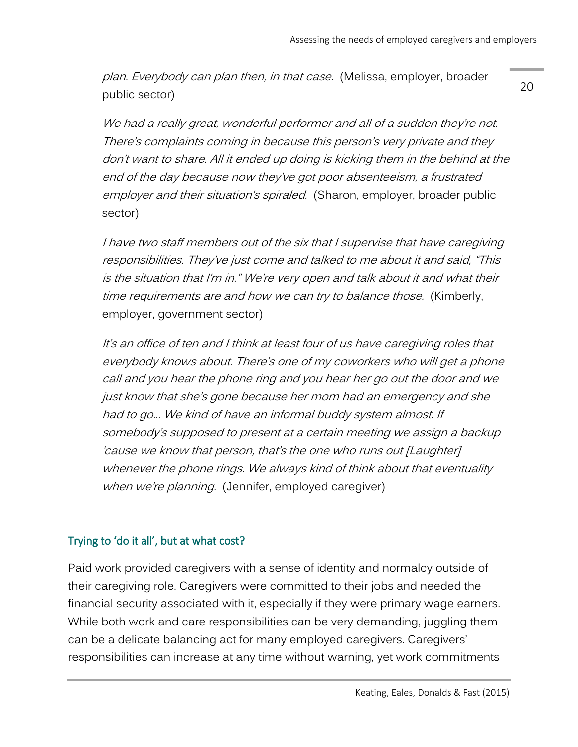*plan. Everybody can plan then, in that case.* (Melissa, employer, broader public sector)

*We had a really great, wonderful performer and all of a sudden they're not. There's complaints coming in because this person's very private and they don't want to share. All it ended up doing is kicking them in the behind at the end of the day because now they've got poor absenteeism, a frustrated employer and their situation's spiraled.* (Sharon, employer, broader public sector)

*I have two staff members out of the six that I supervise that have caregiving responsibilities. They've just come and talked to me about it and said, "This is the situation that I'm in." We're very open and talk about it and what their time requirements are and how we can try to balance those.* (Kimberly, employer, government sector)

*It's an office of ten and I think at least four of us have caregiving roles that everybody knows about. There's one of my coworkers who will get a phone call and you hear the phone ring and you hear her go out the door and we just know that she's gone because her mom had an emergency and she had to go... We kind of have an informal buddy system almost. If somebody's supposed to present at a certain meeting we assign a backup 'cause we know that person, that's the one who runs out [Laughter] whenever the phone rings. We always kind of think about that eventuality when we're planning.* (Jennifer, employed caregiver)

### Trying to 'do it all', but at what cost?

Paid work provided caregivers with a sense of identity and normalcy outside of their caregiving role. Caregivers were committed to their jobs and needed the financial security associated with it, especially if they were primary wage earners. While both work and care responsibilities can be very demanding, juggling them can be a delicate balancing act for many employed caregivers. Caregivers' responsibilities can increase at any time without warning, yet work commitments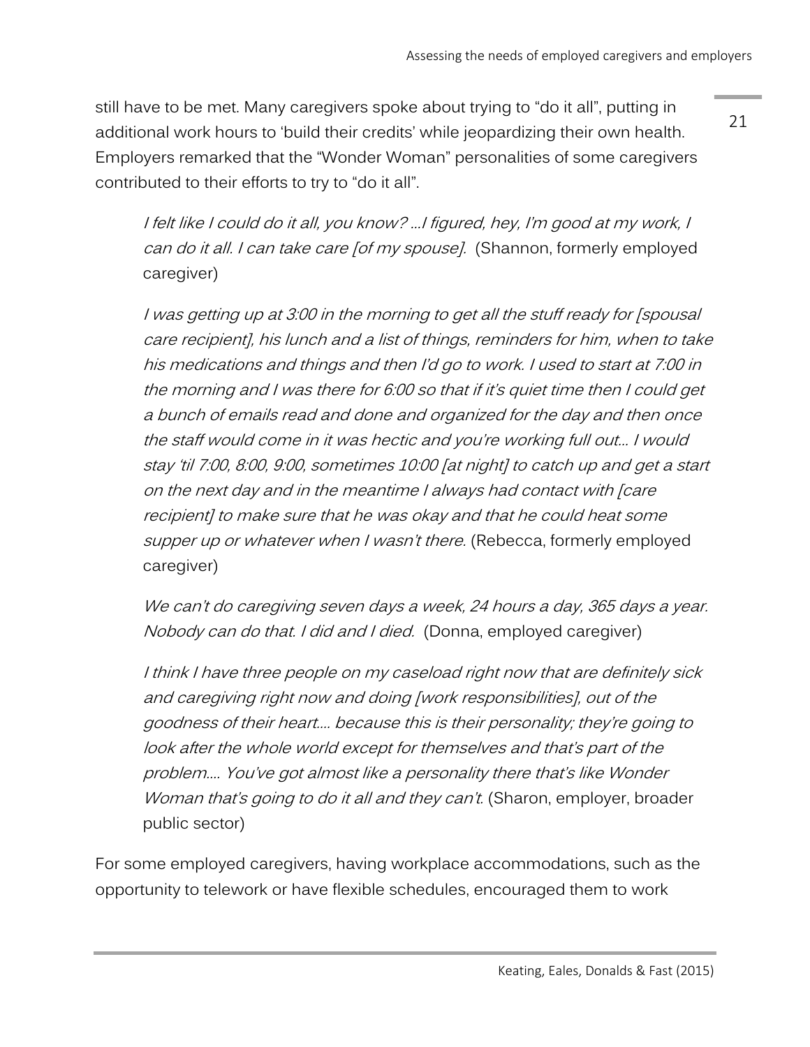still have to be met. Many caregivers spoke about trying to "do it all", putting in additional work hours to 'build their credits' while jeopardizing their own health. Employers remarked that the "Wonder Woman" personalities of some caregivers contributed to their efforts to try to "do it all".

> *I felt like I could do it all, you know? ...I figured, hey, I'm good at my work, I can do it all. I can take care [of my spouse].* (Shannon, formerly employed caregiver)

> *I was getting up at 3:00 in the morning to get all the stuff ready for [spousal care recipient], his lunch and a list of things, reminders for him, when to take his medications and things and then I'd go to work. I used to start at 7:00 in the morning and I was there for 6:00 so that if it's quiet time then I could get a bunch of emails read and done and organized for the day and then once the staff would come in it was hectic and you're working full out... I would stay 'til 7:00, 8:00, 9:00, sometimes 10:00 [at night] to catch up and get a start on the next day and in the meantime I always had contact with [care recipient] to make sure that he was okay and that he could heat some supper up or whatever when I wasn't there.* (Rebecca, formerly employed caregiver)

> *We can't do caregiving seven days a week, 24 hours a day, 365 days a year. Nobody can do that. I did and I died.* (Donna, employed caregiver)

> *I think I have three people on my caseload right now that are definitely sick and caregiving right now and doing [work responsibilities], out of the goodness of their heart.... because this is their personality; they're going to look after the whole world except for themselves and that's part of the problem.... You've got almost like a personality there that's like Wonder Woman that's going to do it all and they can't.* (Sharon, employer, broader public sector)

For some employed caregivers, having workplace accommodations, such as the opportunity to telework or have flexible schedules, encouraged them to work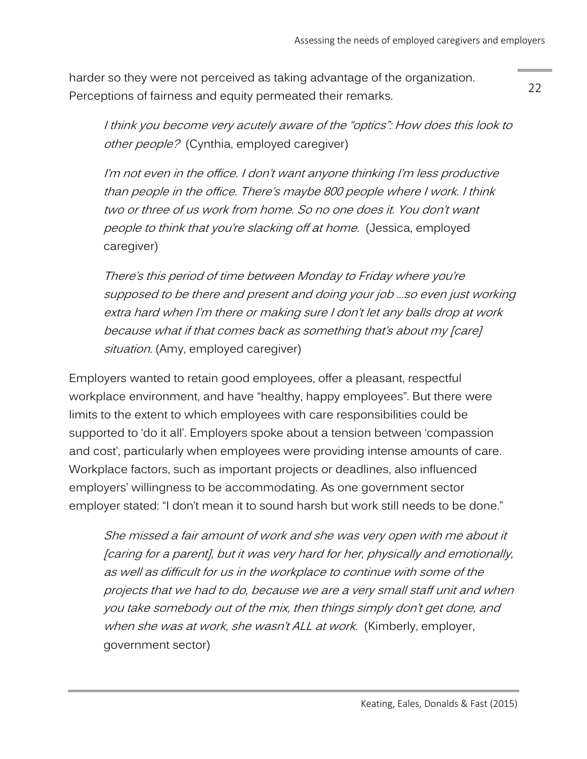harder so they were not perceived as taking advantage of the organization. Perceptions of fairness and equity permeated their remarks.

> *I think you become very acutely aware of the "optics": How does this look to other people?* (Cynthia, employed caregiver)

> *I'm not even in the office. I don't want anyone thinking I'm less productive than people in the office. There's maybe 800 people where I work. I think two or three of us work from home. So no one does it. You don't want people to think that you're slacking off at home.* (Jessica, employed caregiver)

> *There's this period of time between Monday to Friday where you're supposed to be there and present and doing your job …so even just working extra hard when I'm there or making sure I don't let any balls drop at work because what if that comes back as something that's about my [care] situation.* (Amy, employed caregiver)

Employers wanted to retain good employees, offer a pleasant, respectful workplace environment, and have "healthy, happy employees". But there were limits to the extent to which employees with care responsibilities could be supported to 'do it all'. Employers spoke about a tension between 'compassion and cost', particularly when employees were providing intense amounts of care. Workplace factors, such as important projects or deadlines, also influenced employers' willingness to be accommodating. As one government sector employer stated: "I don't mean it to sound harsh but work still needs to be done."

> *She missed a fair amount of work and she was very open with me about it [caring for a parent], but it was very hard for her, physically and emotionally, as well as difficult for us in the workplace to continue with some of the projects that we had to do, because we are a very small staff unit and when you take somebody out of the mix, then things simply don't get done, and when she was at work, she wasn't ALL at work.* (Kimberly, employer, government sector)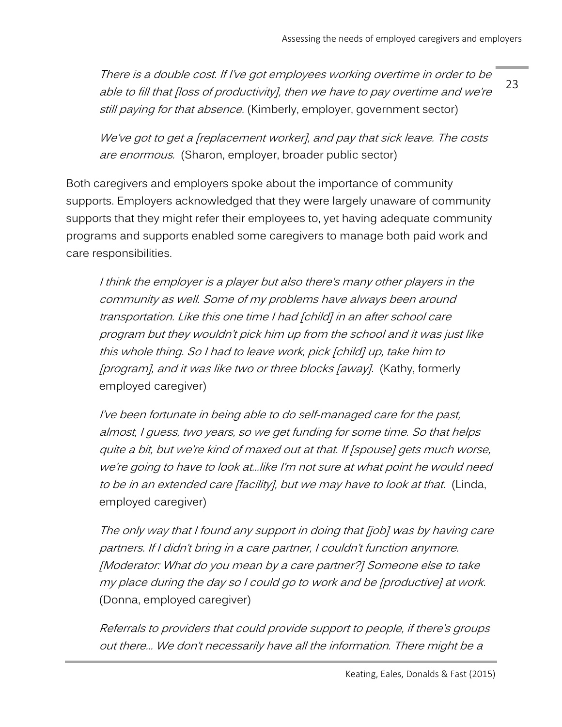*There is a double cost. If I've got employees working overtime in order to be able to fill that [loss of productivity], then we have to pay overtime and we're still paying for that absence.* (Kimberly, employer, government sector)

*We've got to get a [replacement worker], and pay that sick leave. The costs are enormous.* (Sharon, employer, broader public sector)

Both caregivers and employers spoke about the importance of community supports. Employers acknowledged that they were largely unaware of community supports that they might refer their employees to, yet having adequate community programs and supports enabled some caregivers to manage both paid work and care responsibilities.

*I think the employer is a player but also there's many other players in the community as well. Some of my problems have always been around transportation. Like this one time I had [child] in an after school care program but they wouldn't pick him up from the school and it was just like this whole thing. So I had to leave work, pick [child] up, take him to [program], and it was like two or three blocks [away].* (Kathy, formerly employed caregiver)

*I've been fortunate in being able to do self-managed care for the past, almost, I guess, two years, so we get funding for some time. So that helps quite a bit, but we're kind of maxed out at that. If [spouse] gets much worse, we're going to have to look at…like I'm not sure at what point he would need to be in an extended care [facility], but we may have to look at that.* (Linda, employed caregiver)

*The only way that I found any support in doing that [job] was by having care partners. If I didn't bring in a care partner, I couldn't function anymore. [Moderator: What do you mean by a care partner?] Someone else to take my place during the day so I could go to work and be [productive] at work.* (Donna, employed caregiver)

*Referrals to providers that could provide support to people, if there's groups out there… We don't necessarily have all the information. There might be a*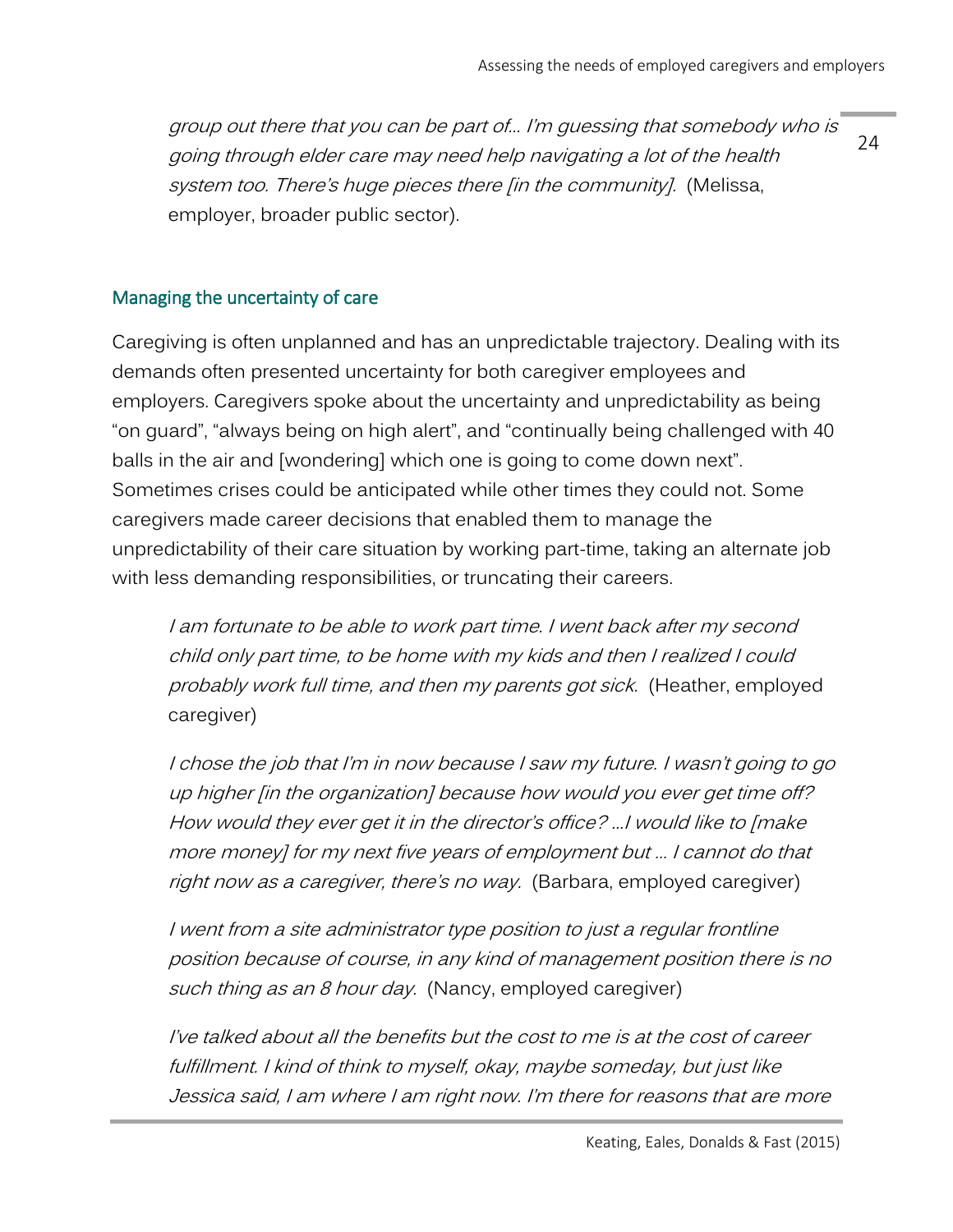> *group out there that you can be part of... I'm guessing that somebody who is going through elder care may need help navigating a lot of the health system too. There's huge pieces there [in the community].* (Melissa, employer, broader public sector).

### Managing the uncertainty of care

Caregiving is often unplanned and has an unpredictable trajectory. Dealing with its demands often presented uncertainty for both caregiver employees and employers. Caregivers spoke about the uncertainty and unpredictability as being "on guard", "always being on high alert", and "continually being challenged with 40 balls in the air and [wondering] which one is going to come down next". Sometimes crises could be anticipated while other times they could not. Some caregivers made career decisions that enabled them to manage the unpredictability of their care situation by working part-time, taking an alternate job with less demanding responsibilities, or truncating their careers.

> *I am fortunate to be able to work part time. I went back after my second child only part time, to be home with my kids and then I realized I could probably work full time, and then my parents got sick.* (Heather, employed caregiver)

> *I chose the job that I'm in now because I saw my future. I wasn't going to go up higher [in the organization] because how would you ever get time off? How would they ever get it in the director's office? ...I would like to [make more money] for my next five years of employment but ... I cannot do that right now as a caregiver, there's no way.* (Barbara, employed caregiver)

> *I went from a site administrator type position to just a regular frontline position because of course, in any kind of management position there is no such thing as an 8 hour day.* (Nancy, employed caregiver)

> *I've talked about all the benefits but the cost to me is at the cost of career fulfillment. I kind of think to myself, okay, maybe someday, but just like Jessica said, I am where I am right now. I'm there for reasons that are more*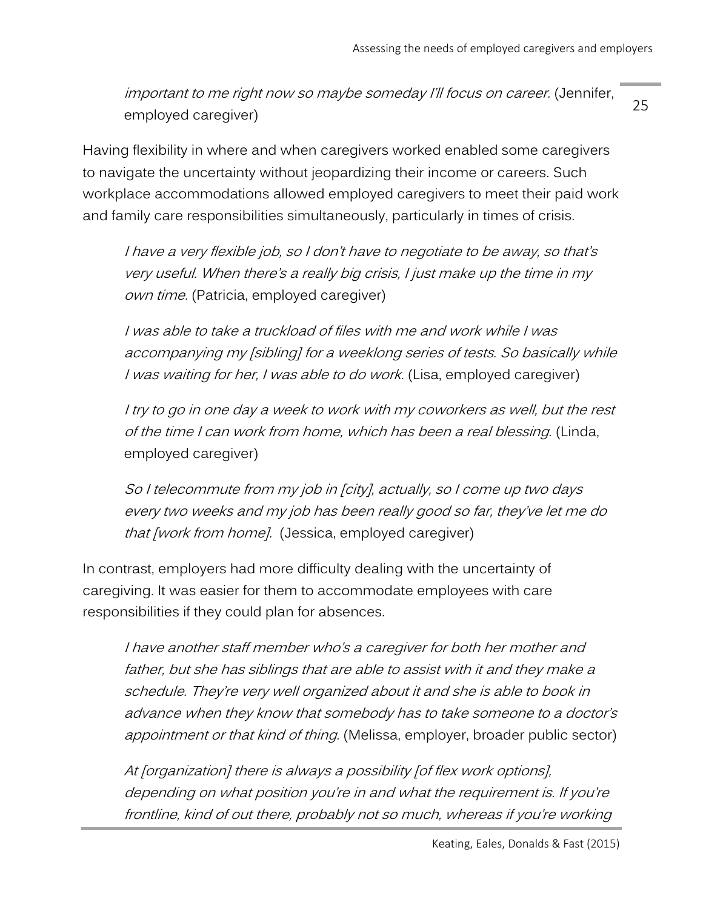*important to me right now so maybe someday I'll focus on career.* (Jennifer, employed caregiver)

Having flexibility in where and when caregivers worked enabled some caregivers to navigate the uncertainty without jeopardizing their income or careers. Such workplace accommodations allowed employed caregivers to meet their paid work and family care responsibilities simultaneously, particularly in times of crisis.

> *I have a very flexible job, so I don't have to negotiate to be away, so that's very useful. When there's a really big crisis, I just make up the time in my own time.* (Patricia, employed caregiver)

> *I was able to take a truckload of files with me and work while I was accompanying my [sibling] for a weeklong series of tests. So basically while I was waiting for her, I was able to do work.* (Lisa, employed caregiver)

> *I try to go in one day a week to work with my coworkers as well, but the rest of the time I can work from home, which has been a real blessing*. (Linda, employed caregiver)

> *So I telecommute from my job in [city], actually, so I come up two days every two weeks and my job has been really good so far, they've let me do that [work from home].* (Jessica, employed caregiver)

In contrast, employers had more difficulty dealing with the uncertainty of caregiving. It was easier for them to accommodate employees with care responsibilities if they could plan for absences.

> *I have another staff member who's a caregiver for both her mother and father, but she has siblings that are able to assist with it and they make a schedule. They're very well organized about it and she is able to book in advance when they know that somebody has to take someone to a doctor's appointment or that kind of thing*. (Melissa, employer, broader public sector)

> *At [organization] there is always a possibility [of flex work options], depending on what position you're in and what the requirement is. If you're frontline, kind of out there, probably not so much, whereas if you're working*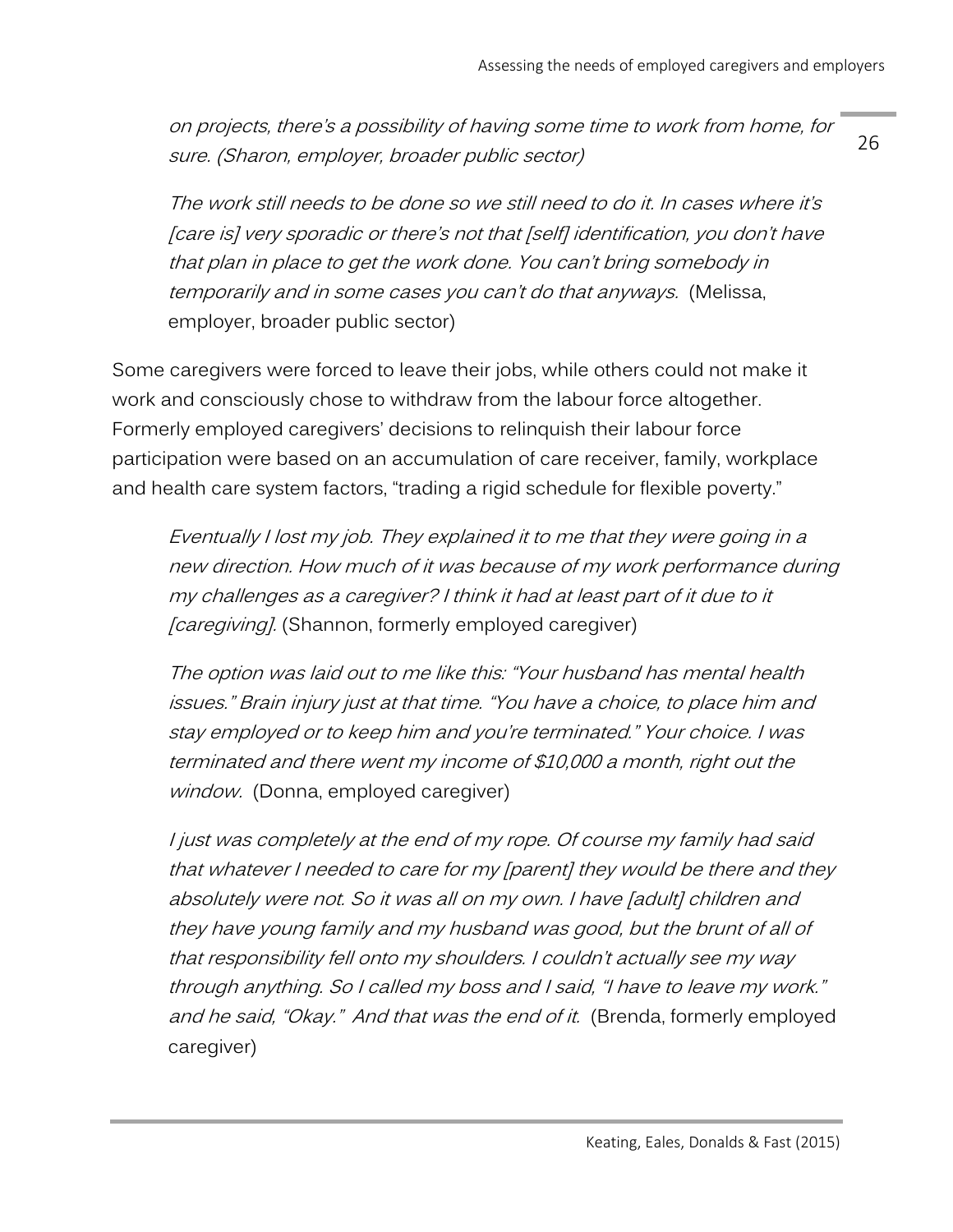*on projects, there's a possibility of having some time to work from home, for sure. (Sharon, employer, broader public sector)*

*The work still needs to be done so we still need to do it. In cases where it's [care is] very sporadic or there's not that [self] identification, you don't have that plan in place to get the work done. You can't bring somebody in temporarily and in some cases you can't do that anyways.* (Melissa, employer, broader public sector)

Some caregivers were forced to leave their jobs, while others could not make it work and consciously chose to withdraw from the labour force altogether. Formerly employed caregivers' decisions to relinquish their labour force participation were based on an accumulation of care receiver, family, workplace and health care system factors, "trading a rigid schedule for flexible poverty."

*Eventually I lost my job. They explained it to me that they were going in a new direction. How much of it was because of my work performance during my challenges as a caregiver? I think it had at least part of it due to it [caregiving].* (Shannon, formerly employed caregiver)

*The option was laid out to me like this: "Your husband has mental health issues." Brain injury just at that time. "You have a choice, to place him and stay employed or to keep him and you're terminated." Your choice. I was terminated and there went my income of $10,000 a month, right out the window.* (Donna, employed caregiver)

*I just was completely at the end of my rope. Of course my family had said that whatever I needed to care for my [parent] they would be there and they absolutely were not. So it was all on my own. I have [adult] children and they have young family and my husband was good, but the brunt of all of that responsibility fell onto my shoulders. I couldn't actually see my way through anything. So I called my boss and I said, "I have to leave my work." and he said, "Okay." And that was the end of it.* (Brenda, formerly employed caregiver)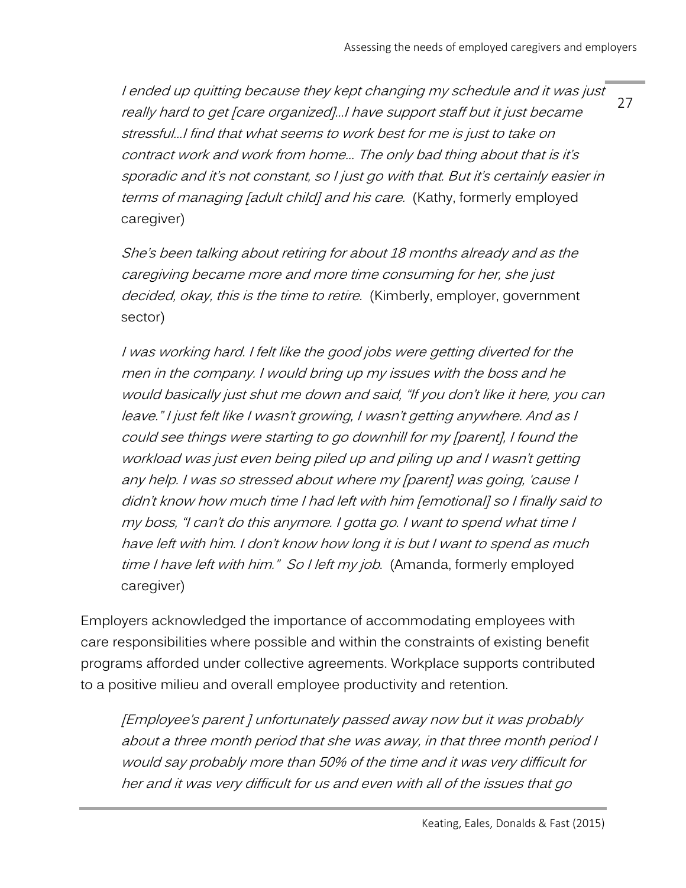*I ended up quitting because they kept changing my schedule and it was just really hard to get [care organized]…I have support staff but it just became stressful…I find that what seems to work best for me is just to take on contract work and work from home… The only bad thing about that is it's sporadic and it's not constant, so I just go with that. But it's certainly easier in terms of managing [adult child] and his care.* (Kathy, formerly employed caregiver)

*She's been talking about retiring for about 18 months already and as the caregiving became more and more time consuming for her, she just decided, okay, this is the time to retire.* (Kimberly, employer, government sector)

*I was working hard. I felt like the good jobs were getting diverted for the men in the company. I would bring up my issues with the boss and he would basically just shut me down and said, "If you don't like it here, you can leave." I just felt like I wasn't growing, I wasn't getting anywhere. And as I could see things were starting to go downhill for my [parent], I found the workload was just even being piled up and piling up and I wasn't getting any help. I was so stressed about where my [parent] was going, 'cause I didn't know how much time I had left with him [emotional] so I finally said to my boss, "I can't do this anymore. I gotta go. I want to spend what time I have left with him. I don't know how long it is but I want to spend as much time I have left with him." So I left my job.* (Amanda, formerly employed caregiver)

Employers acknowledged the importance of accommodating employees with care responsibilities where possible and within the constraints of existing benefit programs afforded under collective agreements. Workplace supports contributed to a positive milieu and overall employee productivity and retention.

*[Employee's parent ] unfortunately passed away now but it was probably about a three month period that she was away, in that three month period I would say probably more than 50% of the time and it was very difficult for her and it was very difficult for us and even with all of the issues that go*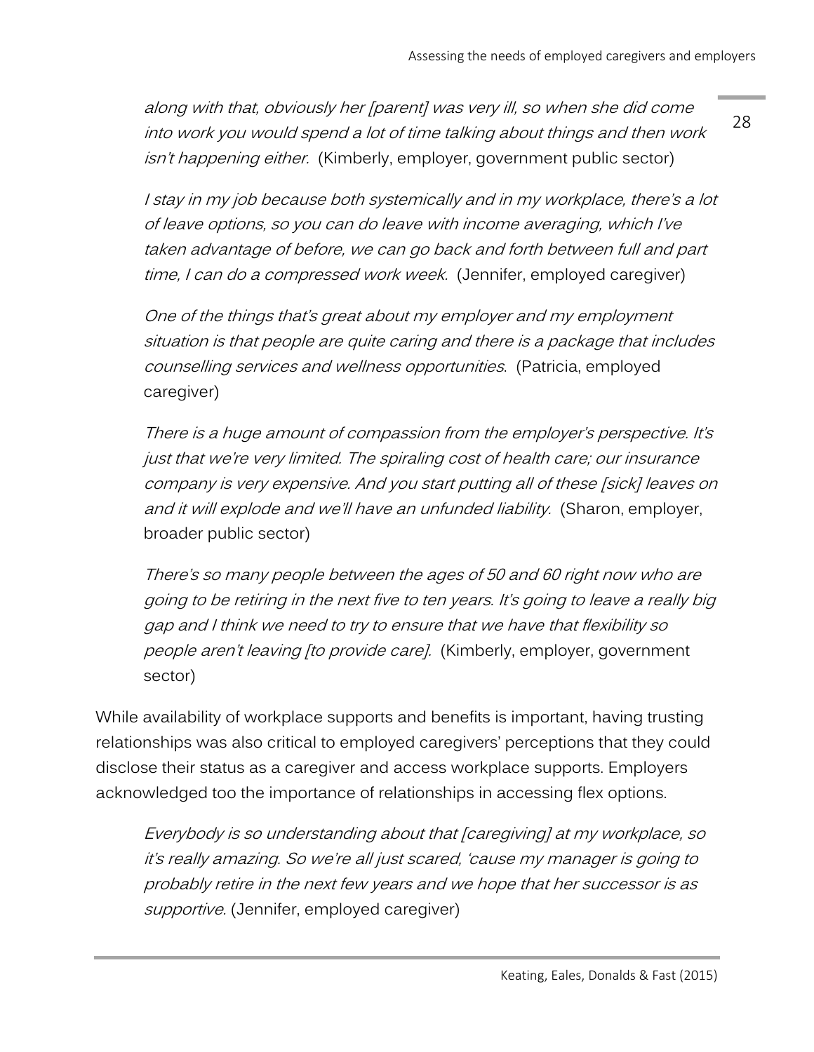*along with that, obviously her [parent] was very ill, so when she did come into work you would spend a lot of time talking about things and then work isn't happening either.* (Kimberly, employer, government public sector)

*I stay in my job because both systemically and in my workplace, there's a lot of leave options, so you can do leave with income averaging, which I've taken advantage of before, we can go back and forth between full and part time, I can do a compressed work week.* (Jennifer, employed caregiver)

*One of the things that's great about my employer and my employment situation is that people are quite caring and there is a package that includes counselling services and wellness opportunities*. (Patricia, employed caregiver)

*There is a huge amount of compassion from the employer's perspective. It's just that we're very limited. The spiraling cost of health care; our insurance company is very expensive. And you start putting all of these [sick] leaves on and it will explode and we'll have an unfunded liability.* (Sharon, employer, broader public sector)

*There's so many people between the ages of 50 and 60 right now who are going to be retiring in the next five to ten years. It's going to leave a really big gap and I think we need to try to ensure that we have that flexibility so people aren't leaving [to provide care].* (Kimberly, employer, government sector)

While availability of workplace supports and benefits is important, having trusting relationships was also critical to employed caregivers' perceptions that they could disclose their status as a caregiver and access workplace supports. Employers acknowledged too the importance of relationships in accessing flex options.

*Everybody is so understanding about that [caregiving] at my workplace, so it's really amazing. So we're all just scared, 'cause my manager is going to probably retire in the next few years and we hope that her successor is as supportive.* (Jennifer, employed caregiver)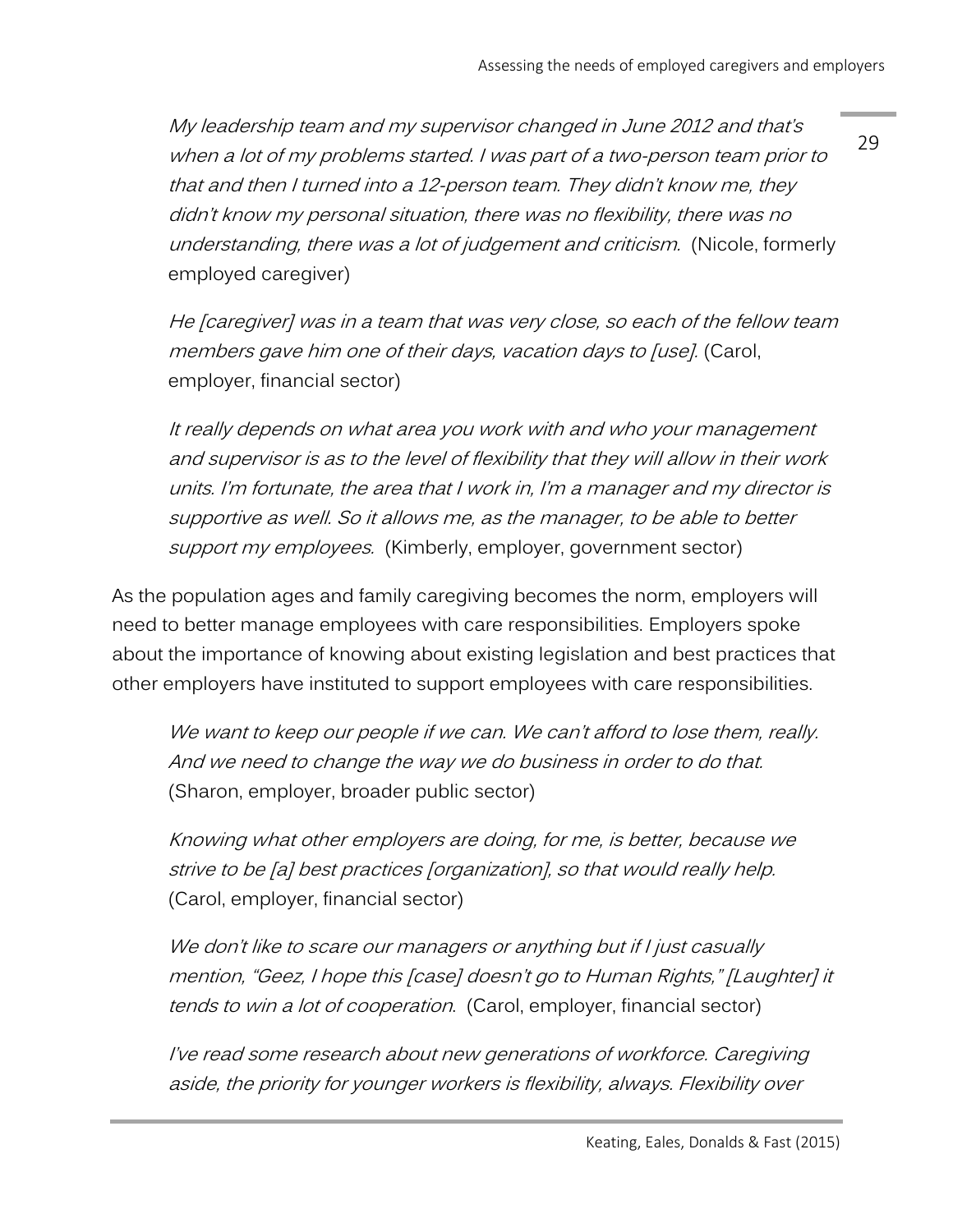*My leadership team and my supervisor changed in June 2012 and that's when a lot of my problems started. I was part of a two-person team prior to that and then I turned into a 12-person team. They didn't know me, they didn't know my personal situation, there was no flexibility, there was no understanding, there was a lot of judgement and criticism.* (Nicole, formerly employed caregiver)

*He [caregiver] was in a team that was very close, so each of the fellow team members gave him one of their days, vacation days to [use].* (Carol, employer, financial sector)

*It really depends on what area you work with and who your management and supervisor is as to the level of flexibility that they will allow in their work units. I'm fortunate, the area that I work in, I'm a manager and my director is supportive as well. So it allows me, as the manager, to be able to better support my employees.* (Kimberly, employer, government sector)

As the population ages and family caregiving becomes the norm, employers will need to better manage employees with care responsibilities. Employers spoke about the importance of knowing about existing legislation and best practices that other employers have instituted to support employees with care responsibilities.

*We want to keep our people if we can. We can't afford to lose them, really. And we need to change the way we do business in order to do that.* (Sharon, employer, broader public sector)

*Knowing what other employers are doing, for me, is better, because we strive to be [a] best practices [organization], so that would really help.* (Carol, employer, financial sector)

*We don't like to scare our managers or anything but if I just casually mention, "Geez, I hope this [case] doesn't go to Human Rights," [Laughter] it tends to win a lot of cooperation.* (Carol, employer, financial sector)

*I've read some research about new generations of workforce. Caregiving aside, the priority for younger workers is flexibility, always. Flexibility over*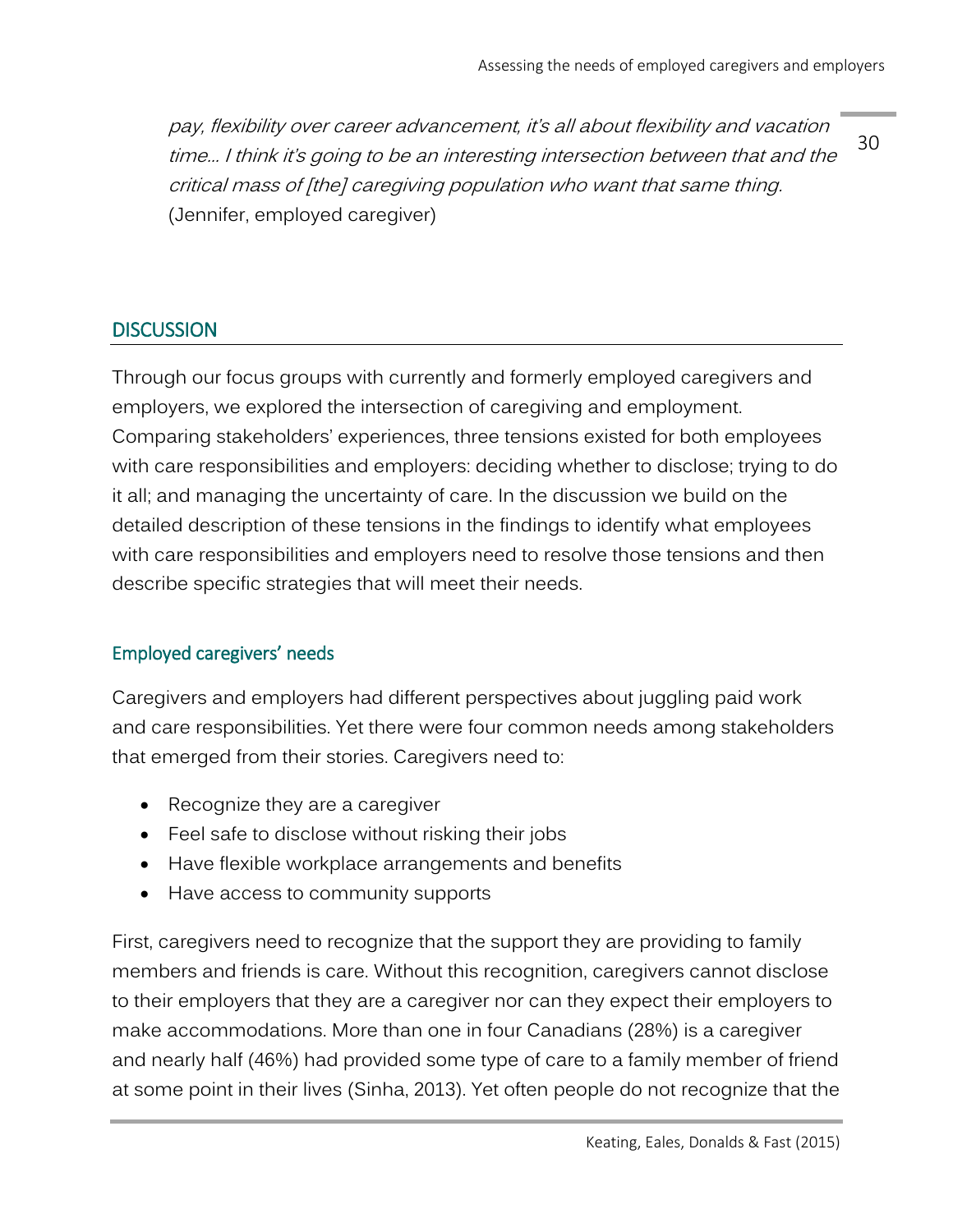*pay, flexibility over career advancement, it's all about flexibility and vacation time… I think it's going to be an interesting intersection between that and the critical mass of [the] caregiving population who want that same thing.* (Jennifer, employed caregiver)

## DISCUSSION

Through our focus groups with currently and formerly employed caregivers and employers, we explored the intersection of caregiving and employment. Comparing stakeholders' experiences, three tensions existed for both employees with care responsibilities and employers: deciding whether to disclose; trying to do it all; and managing the uncertainty of care. In the discussion we build on the detailed description of these tensions in the findings to identify what employees with care responsibilities and employers need to resolve those tensions and then describe specific strategies that will meet their needs.

### Employed caregivers' needs

Caregivers and employers had different perspectives about juggling paid work and care responsibilities. Yet there were four common needs among stakeholders that emerged from their stories. Caregivers need to:

- Recognize they are a caregiver
- Feel safe to disclose without risking their jobs
- Have flexible workplace arrangements and benefits
- Have access to community supports

First, caregivers need to recognize that the support they are providing to family members and friends is care. Without this recognition, caregivers cannot disclose to their employers that they are a caregiver nor can they expect their employers to make accommodations. More than one in four Canadians (28%) is a caregiver and nearly half (46%) had provided some type of care to a family member of friend at some point in their lives (Sinha, 2013). Yet often people do not recognize that the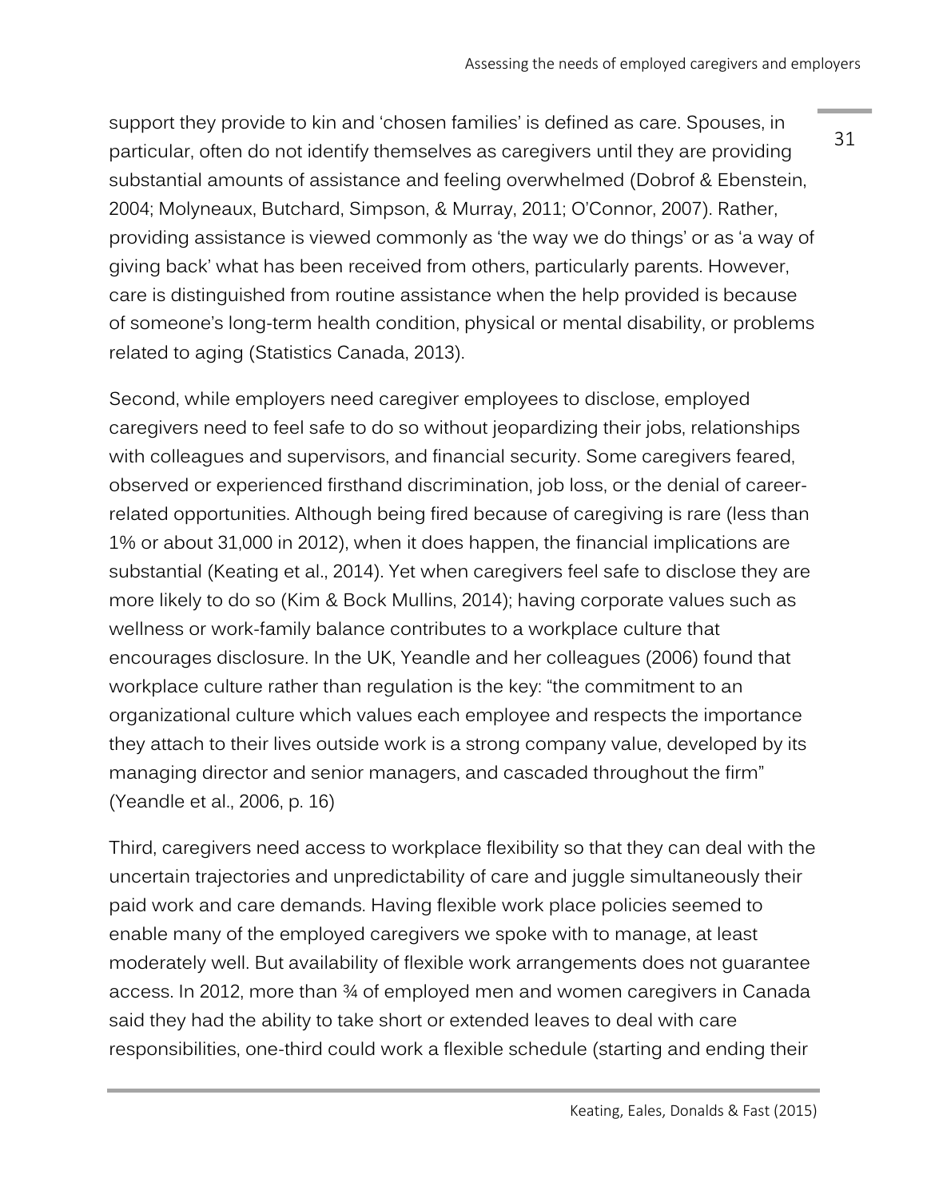support they provide to kin and 'chosen families' is defined as care. Spouses, in particular, often do not identify themselves as caregivers until they are providing substantial amounts of assistance and feeling overwhelmed (Dobrof & Ebenstein, 2004; Molyneaux, Butchard, Simpson, & Murray, 2011; O'Connor, 2007). Rather, providing assistance is viewed commonly as 'the way we do things' or as 'a way of giving back' what has been received from others, particularly parents. However, care is distinguished from routine assistance when the help provided is because of someone's long-term health condition, physical or mental disability, or problems related to aging (Statistics Canada, 2013).

Second, while employers need caregiver employees to disclose, employed caregivers need to feel safe to do so without jeopardizing their jobs, relationships with colleagues and supervisors, and financial security. Some caregivers feared, observed or experienced firsthand discrimination, job loss, or the denial of career-related opportunities. Although being fired because of caregiving is rare (less than 1% or about 31,000 in 2012), when it does happen, the financial implications are substantial (Keating et al., 2014). Yet when caregivers feel safe to disclose they are more likely to do so (Kim & Bock Mullins, 2014); having corporate values such as wellness or work-family balance contributes to a workplace culture that encourages disclosure. In the UK, Yeandle and her colleagues (2006) found that workplace culture rather than regulation is the key: "the commitment to an organizational culture which values each employee and respects the importance they attach to their lives outside work is a strong company value, developed by its managing director and senior managers, and cascaded throughout the firm" (Yeandle et al., 2006, p. 16)

Third, caregivers need access to workplace flexibility so that they can deal with the uncertain trajectories and unpredictability of care and juggle simultaneously their paid work and care demands. Having flexible work place policies seemed to enable many of the employed caregivers we spoke with to manage, at least moderately well. But availability of flexible work arrangements does not guarantee access. In 2012, more than ¾ of employed men and women caregivers in Canada said they had the ability to take short or extended leaves to deal with care responsibilities, one-third could work a flexible schedule (starting and ending their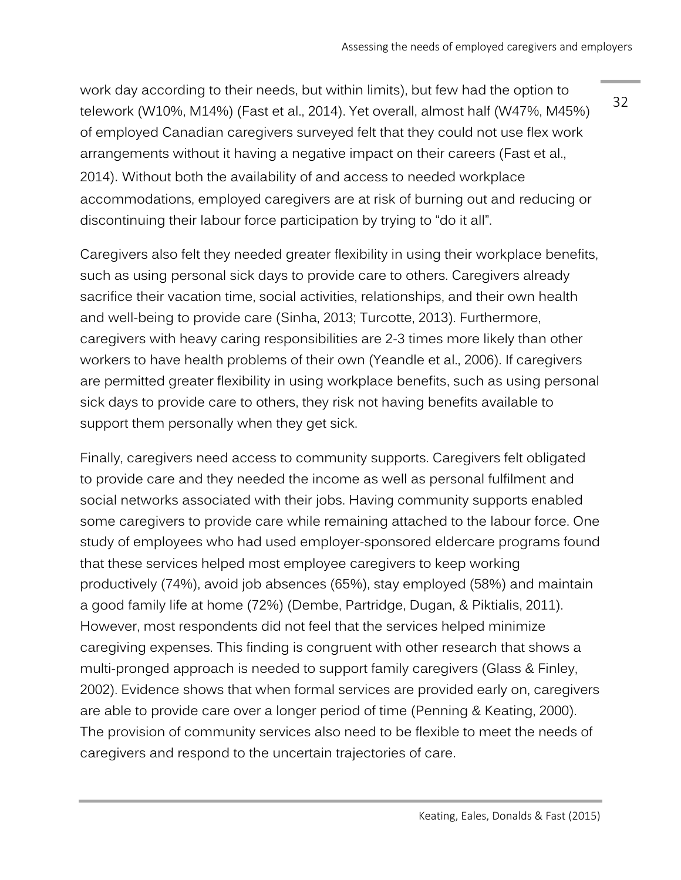work day according to their needs, but within limits), but few had the option to telework (W10%, M14%) (Fast et al., 2014). Yet overall, almost half (W47%, M45%) of employed Canadian caregivers surveyed felt that they could not use flex work arrangements without it having a negative impact on their careers (Fast et al., 2014). Without both the availability of and access to needed workplace accommodations, employed caregivers are at risk of burning out and reducing or discontinuing their labour force participation by trying to "do it all".

Caregivers also felt they needed greater flexibility in using their workplace benefits, such as using personal sick days to provide care to others. Caregivers already sacrifice their vacation time, social activities, relationships, and their own health and well-being to provide care (Sinha, 2013; Turcotte, 2013). Furthermore, caregivers with heavy caring responsibilities are 2-3 times more likely than other workers to have health problems of their own (Yeandle et al., 2006). If caregivers are permitted greater flexibility in using workplace benefits, such as using personal sick days to provide care to others, they risk not having benefits available to support them personally when they get sick.

Finally, caregivers need access to community supports. Caregivers felt obligated to provide care and they needed the income as well as personal fulfilment and social networks associated with their jobs. Having community supports enabled some caregivers to provide care while remaining attached to the labour force. One study of employees who had used employer-sponsored eldercare programs found that these services helped most employee caregivers to keep working productively (74%), avoid job absences (65%), stay employed (58%) and maintain a good family life at home (72%) (Dembe, Partridge, Dugan, & Piktialis, 2011). However, most respondents did not feel that the services helped minimize caregiving expenses. This finding is congruent with other research that shows a multi-pronged approach is needed to support family caregivers (Glass & Finley, 2002). Evidence shows that when formal services are provided early on, caregivers are able to provide care over a longer period of time (Penning & Keating, 2000). The provision of community services also need to be flexible to meet the needs of caregivers and respond to the uncertain trajectories of care.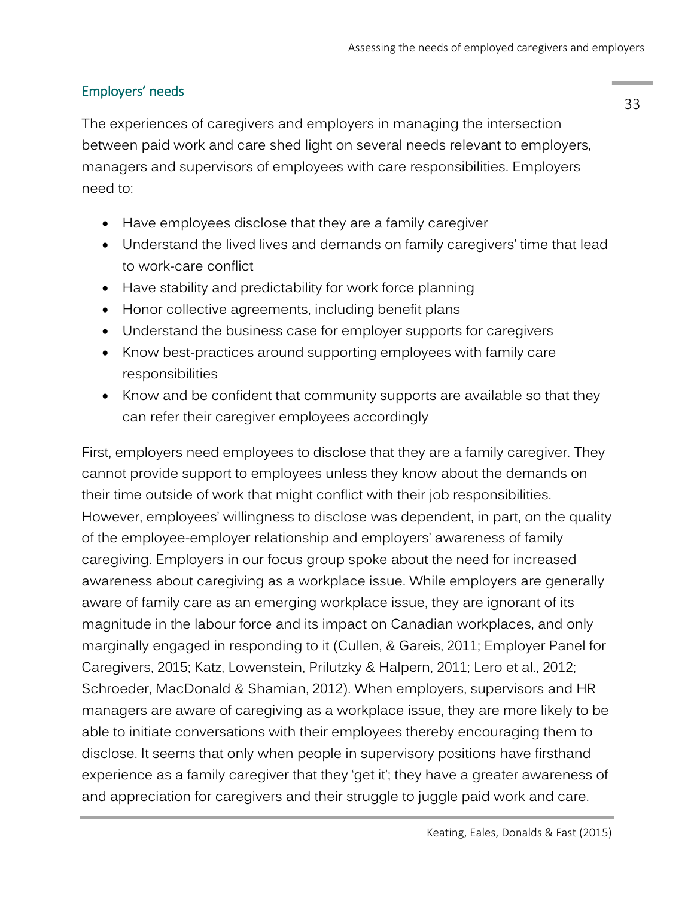## Employers' needs

The experiences of caregivers and employers in managing the intersection between paid work and care shed light on several needs relevant to employers, managers and supervisors of employees with care responsibilities. Employers need to:

- Have employees disclose that they are a family caregiver
- Understand the lived lives and demands on family caregivers' time that lead to work-care conflict
- Have stability and predictability for work force planning
- Honor collective agreements, including benefit plans
- Understand the business case for employer supports for caregivers
- Know best-practices around supporting employees with family care responsibilities
- Know and be confident that community supports are available so that they can refer their caregiver employees accordingly

First, employers need employees to disclose that they are a family caregiver. They cannot provide support to employees unless they know about the demands on their time outside of work that might conflict with their job responsibilities. However, employees' willingness to disclose was dependent, in part, on the quality of the employee-employer relationship and employers' awareness of family caregiving. Employers in our focus group spoke about the need for increased awareness about caregiving as a workplace issue. While employers are generally aware of family care as an emerging workplace issue, they are ignorant of its magnitude in the labour force and its impact on Canadian workplaces, and only marginally engaged in responding to it (Cullen, & Gareis, 2011; Employer Panel for Caregivers, 2015; Katz, Lowenstein, Prilutzky & Halpern, 2011; Lero et al., 2012; Schroeder, MacDonald & Shamian, 2012). When employers, supervisors and HR managers are aware of caregiving as a workplace issue, they are more likely to be able to initiate conversations with their employees thereby encouraging them to disclose. It seems that only when people in supervisory positions have firsthand experience as a family caregiver that they 'get it'; they have a greater awareness of and appreciation for caregivers and their struggle to juggle paid work and care.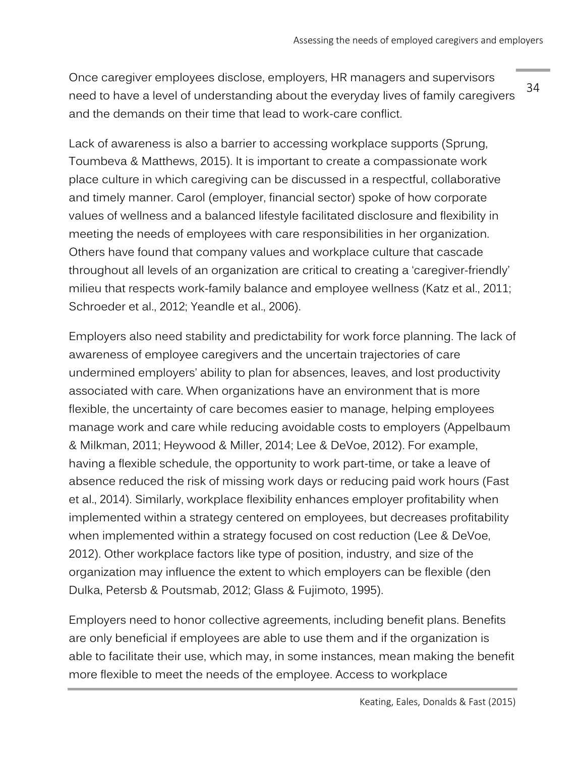Once caregiver employees disclose, employers, HR managers and supervisors need to have a level of understanding about the everyday lives of family caregivers and the demands on their time that lead to work-care conflict.

Lack of awareness is also a barrier to accessing workplace supports (Sprung, Toumbeva & Matthews, 2015). It is important to create a compassionate work place culture in which caregiving can be discussed in a respectful, collaborative and timely manner. Carol (employer, financial sector) spoke of how corporate values of wellness and a balanced lifestyle facilitated disclosure and flexibility in meeting the needs of employees with care responsibilities in her organization. Others have found that company values and workplace culture that cascade throughout all levels of an organization are critical to creating a 'caregiver-friendly' milieu that respects work-family balance and employee wellness (Katz et al., 2011; Schroeder et al., 2012; Yeandle et al., 2006).

Employers also need stability and predictability for work force planning. The lack of awareness of employee caregivers and the uncertain trajectories of care undermined employers' ability to plan for absences, leaves, and lost productivity associated with care. When organizations have an environment that is more flexible, the uncertainty of care becomes easier to manage, helping employees manage work and care while reducing avoidable costs to employers (Appelbaum & Milkman, 2011; Heywood & Miller, 2014; Lee & DeVoe, 2012). For example, having a flexible schedule, the opportunity to work part-time, or take a leave of absence reduced the risk of missing work days or reducing paid work hours (Fast et al., 2014). Similarly, workplace flexibility enhances employer profitability when implemented within a strategy centered on employees, but decreases profitability when implemented within a strategy focused on cost reduction (Lee & DeVoe, 2012). Other workplace factors like type of position, industry, and size of the organization may influence the extent to which employers can be flexible (den Dulka, Petersb & Poutsmab, 2012; Glass & Fujimoto, 1995).

Employers need to honor collective agreements, including benefit plans. Benefits are only beneficial if employees are able to use them and if the organization is able to facilitate their use, which may, in some instances, mean making the benefit more flexible to meet the needs of the employee. Access to workplace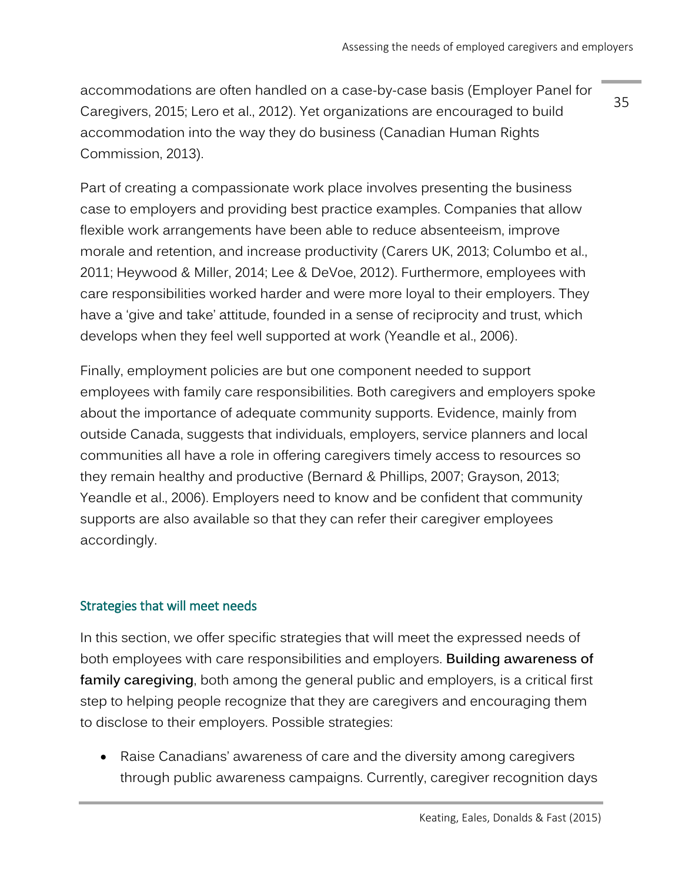accommodations are often handled on a case-by-case basis (Employer Panel for Caregivers, 2015; Lero et al., 2012). Yet organizations are encouraged to build accommodation into the way they do business (Canadian Human Rights Commission, 2013).

Part of creating a compassionate work place involves presenting the business case to employers and providing best practice examples. Companies that allow flexible work arrangements have been able to reduce absenteeism, improve morale and retention, and increase productivity (Carers UK, 2013; Columbo et al., 2011; Heywood & Miller, 2014; Lee & DeVoe, 2012). Furthermore, employees with care responsibilities worked harder and were more loyal to their employers. They have a 'give and take' attitude, founded in a sense of reciprocity and trust, which develops when they feel well supported at work (Yeandle et al., 2006).

Finally, employment policies are but one component needed to support employees with family care responsibilities. Both caregivers and employers spoke about the importance of adequate community supports. Evidence, mainly from outside Canada, suggests that individuals, employers, service planners and local communities all have a role in offering caregivers timely access to resources so they remain healthy and productive (Bernard & Phillips, 2007; Grayson, 2013; Yeandle et al., 2006). Employers need to know and be confident that community supports are also available so that they can refer their caregiver employees accordingly.

### Strategies that will meet needs

In this section, we offer specific strategies that will meet the expressed needs of both employees with care responsibilities and employers. **Building awareness of family caregiving**, both among the general public and employers, is a critical first step to helping people recognize that they are caregivers and encouraging them to disclose to their employers. Possible strategies:

- Raise Canadians' awareness of care and the diversity among caregivers through public awareness campaigns. Currently, caregiver recognition days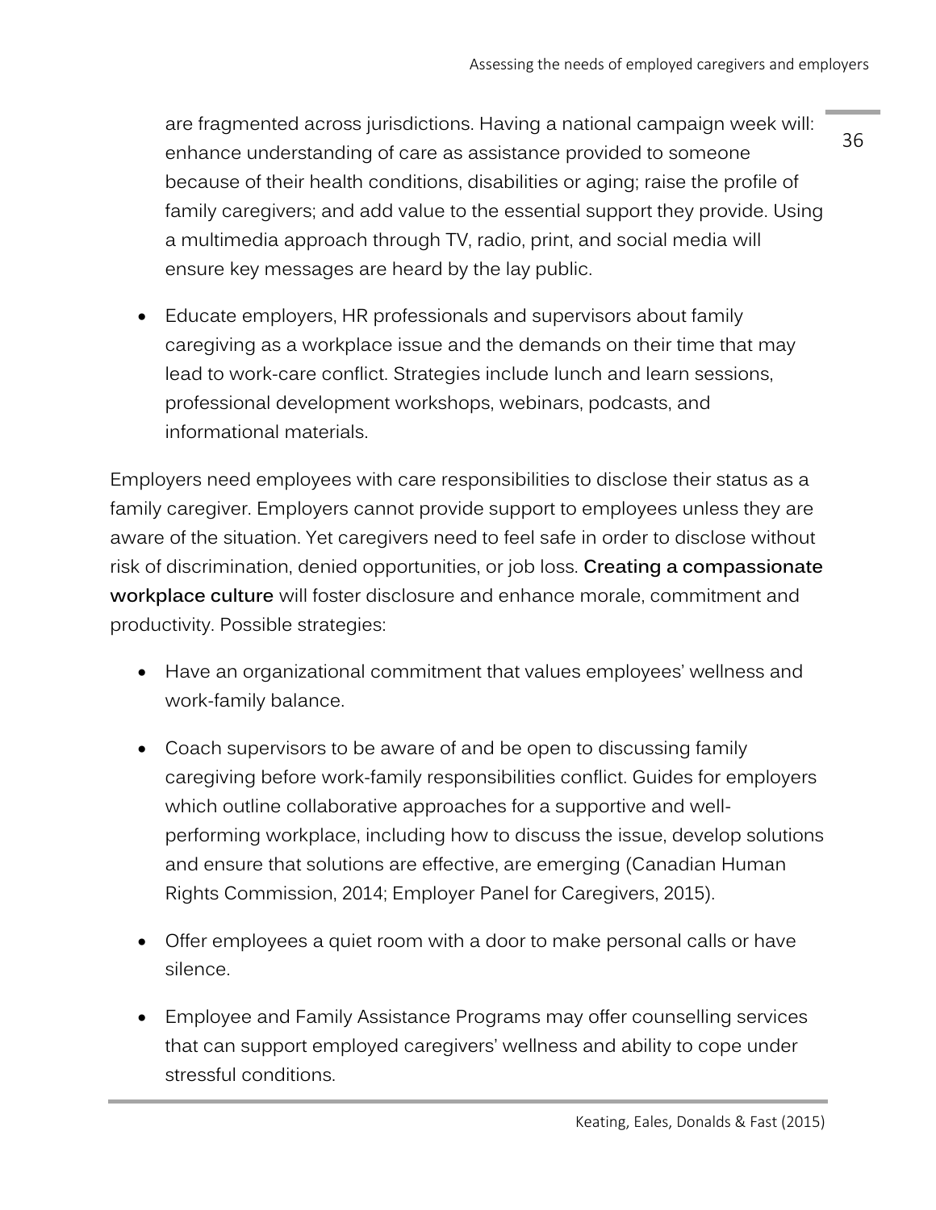are fragmented across jurisdictions. Having a national campaign week will: enhance understanding of care as assistance provided to someone because of their health conditions, disabilities or aging; raise the profile of family caregivers; and add value to the essential support they provide. Using a multimedia approach through TV, radio, print, and social media will ensure key messages are heard by the lay public.

- Educate employers, HR professionals and supervisors about family caregiving as a workplace issue and the demands on their time that may lead to work-care conflict. Strategies include lunch and learn sessions, professional development workshops, webinars, podcasts, and informational materials.

Employers need employees with care responsibilities to disclose their status as a family caregiver. Employers cannot provide support to employees unless they are aware of the situation. Yet caregivers need to feel safe in order to disclose without risk of discrimination, denied opportunities, or job loss. **Creating a compassionate workplace culture** will foster disclosure and enhance morale, commitment and productivity. Possible strategies:

- Have an organizational commitment that values employees' wellness and work-family balance.

- Coach supervisors to be aware of and be open to discussing family caregiving before work-family responsibilities conflict. Guides for employers which outline collaborative approaches for a supportive and well-performing workplace, including how to discuss the issue, develop solutions and ensure that solutions are effective, are emerging (Canadian Human Rights Commission, 2014; Employer Panel for Caregivers, 2015).

- Offer employees a quiet room with a door to make personal calls or have silence.

- Employee and Family Assistance Programs may offer counselling services that can support employed caregivers' wellness and ability to cope under stressful conditions.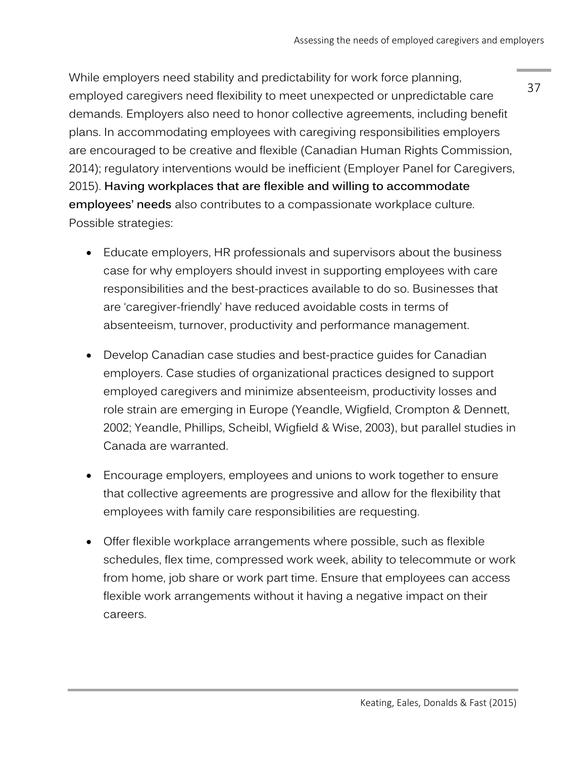While employers need stability and predictability for work force planning, employed caregivers need flexibility to meet unexpected or unpredictable care demands. Employers also need to honor collective agreements, including benefit plans. In accommodating employees with caregiving responsibilities employers are encouraged to be creative and flexible (Canadian Human Rights Commission, 2014); regulatory interventions would be inefficient (Employer Panel for Caregivers, 2015). **Having workplaces that are flexible and willing to accommodate employees' needs** also contributes to a compassionate workplace culture. Possible strategies:

- Educate employers, HR professionals and supervisors about the business case for why employers should invest in supporting employees with care responsibilities and the best-practices available to do so. Businesses that are 'caregiver-friendly' have reduced avoidable costs in terms of absenteeism, turnover, productivity and performance management.

- Develop Canadian case studies and best-practice guides for Canadian employers. Case studies of organizational practices designed to support employed caregivers and minimize absenteeism, productivity losses and role strain are emerging in Europe (Yeandle, Wigfield, Crompton & Dennett, 2002; Yeandle, Phillips, Scheibl, Wigfield & Wise, 2003), but parallel studies in Canada are warranted.

- Encourage employers, employees and unions to work together to ensure that collective agreements are progressive and allow for the flexibility that employees with family care responsibilities are requesting.

- Offer flexible workplace arrangements where possible, such as flexible schedules, flex time, compressed work week, ability to telecommute or work from home, job share or work part time. Ensure that employees can access flexible work arrangements without it having a negative impact on their careers.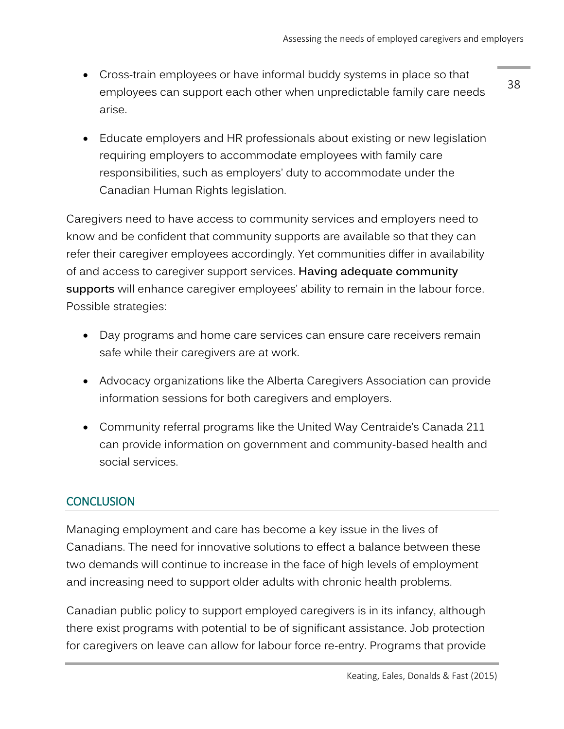- Cross-train employees or have informal buddy systems in place so that employees can support each other when unpredictable family care needs arise.

- Educate employers and HR professionals about existing or new legislation requiring employers to accommodate employees with family care responsibilities, such as employers' duty to accommodate under the Canadian Human Rights legislation.

Caregivers need to have access to community services and employers need to know and be confident that community supports are available so that they can refer their caregiver employees accordingly. Yet communities differ in availability of and access to caregiver support services. **Having adequate community supports** will enhance caregiver employees' ability to remain in the labour force. Possible strategies:

- Day programs and home care services can ensure care receivers remain safe while their caregivers are at work.

- Advocacy organizations like the Alberta Caregivers Association can provide information sessions for both caregivers and employers.

- Community referral programs like the United Way Centraide's Canada 211 can provide information on government and community-based health and social services.

## CONCLUSION

Managing employment and care has become a key issue in the lives of Canadians. The need for innovative solutions to effect a balance between these two demands will continue to increase in the face of high levels of employment and increasing need to support older adults with chronic health problems.

Canadian public policy to support employed caregivers is in its infancy, although there exist programs with potential to be of significant assistance. Job protection for caregivers on leave can allow for labour force re-entry. Programs that provide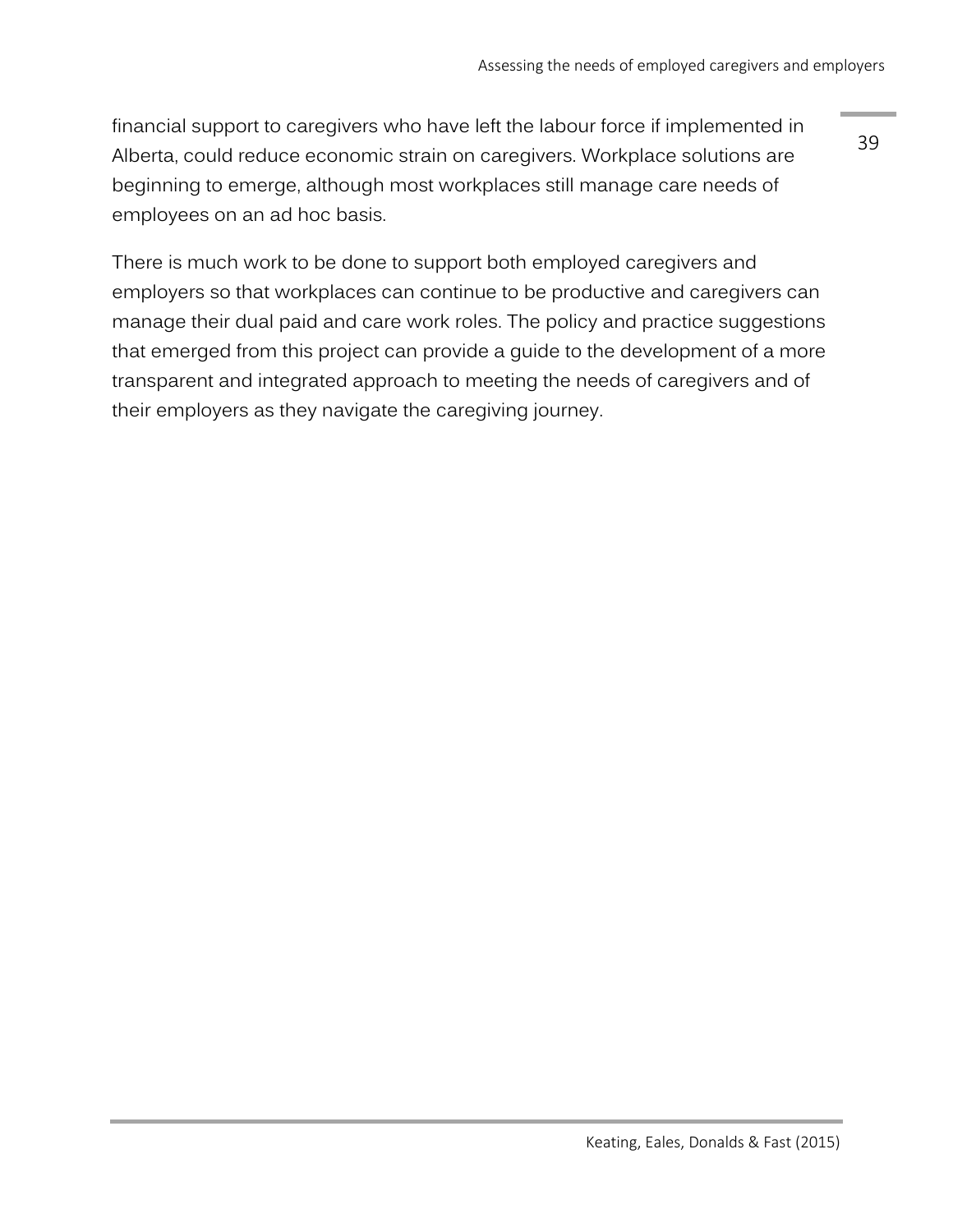financial support to caregivers who have left the labour force if implemented in Alberta, could reduce economic strain on caregivers. Workplace solutions are beginning to emerge, although most workplaces still manage care needs of employees on an ad hoc basis.

There is much work to be done to support both employed caregivers and employers so that workplaces can continue to be productive and caregivers can manage their dual paid and care work roles. The policy and practice suggestions that emerged from this project can provide a guide to the development of a more transparent and integrated approach to meeting the needs of caregivers and of their employers as they navigate the caregiving journey.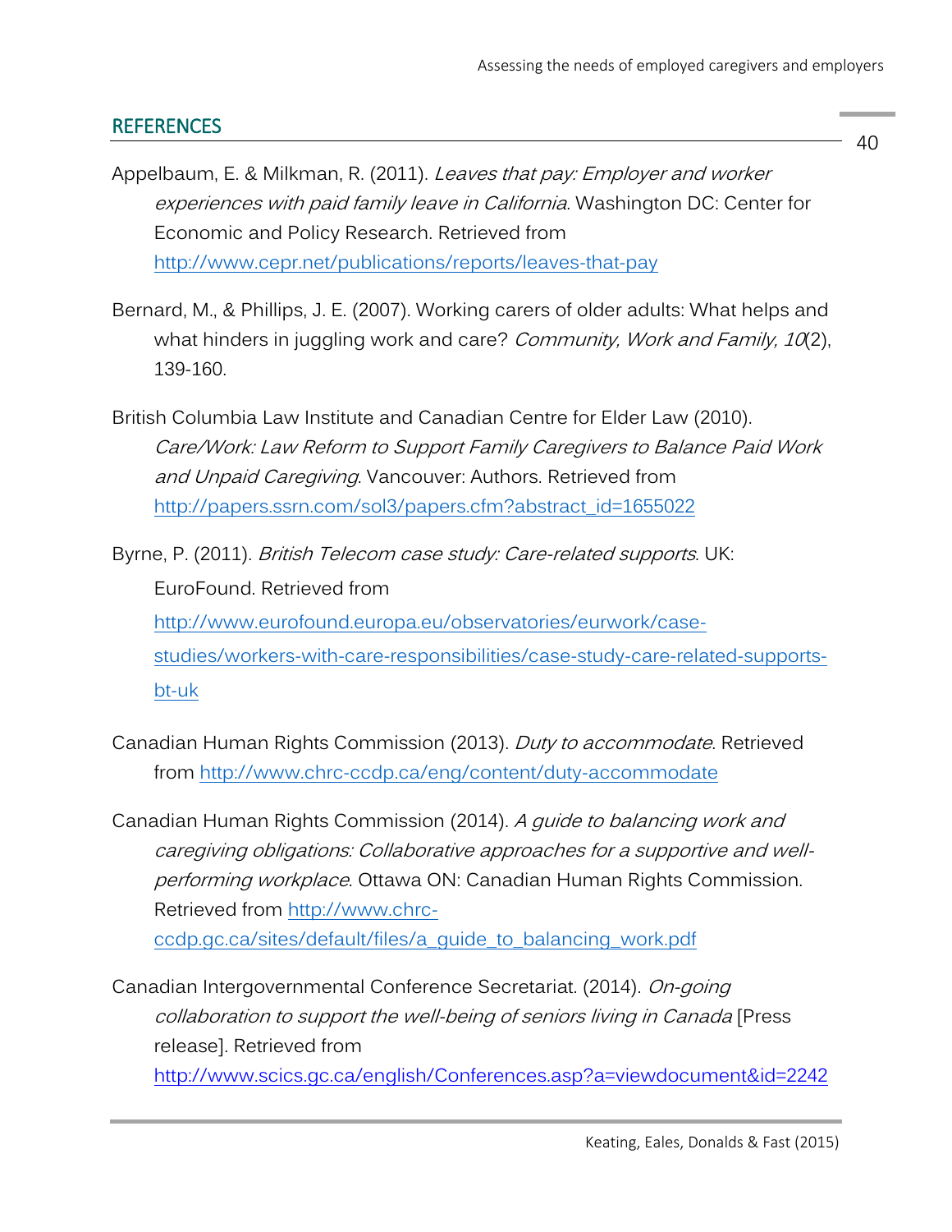## REFERENCES

Appelbaum, E. & Milkman, R. (2011). *Leaves that pay: Employer and worker experiences with paid family leave in California*. Washington DC: Center for Economic and Policy Research. Retrieved from http://www.cepr.net/publications/reports/leaves-that-pay

Bernard, M., & Phillips, J. E. (2007). Working carers of older adults: What helps and what hinders in juggling work and care? *Community, Work and Family, 10*(2), 139-160.

British Columbia Law Institute and Canadian Centre for Elder Law (2010). *Care/Work: Law Reform to Support Family Caregivers to Balance Paid Work and Unpaid Caregiving*. Vancouver: Authors. Retrieved from http://papers.ssrn.com/sol3/papers.cfm?abstract_id=1655022

Byrne, P. (2011). *British Telecom case study: Care-related supports*. UK: EuroFound. Retrieved from http://www.eurofound.europa.eu/observatories/eurwork/case-studies/workers-with-care-responsibilities/case-study-care-related-supports-bt-uk

Canadian Human Rights Commission (2013). *Duty to accommodate*. Retrieved from http://www.chrc-ccdp.ca/eng/content/duty-accommodate

Canadian Human Rights Commission (2014). *A guide to balancing work and caregiving obligations: Collaborative approaches for a supportive and well-performing workplace*. Ottawa ON: Canadian Human Rights Commission. Retrieved from http://www.chrc-ccdp.gc.ca/sites/default/files/a_guide_to_balancing_work.pdf

Canadian Intergovernmental Conference Secretariat. (2014). *On-going collaboration to support the well-being of seniors living in Canada* [Press release]. Retrieved from http://www.scics.gc.ca/english/Conferences.asp?a=viewdocument&id=2242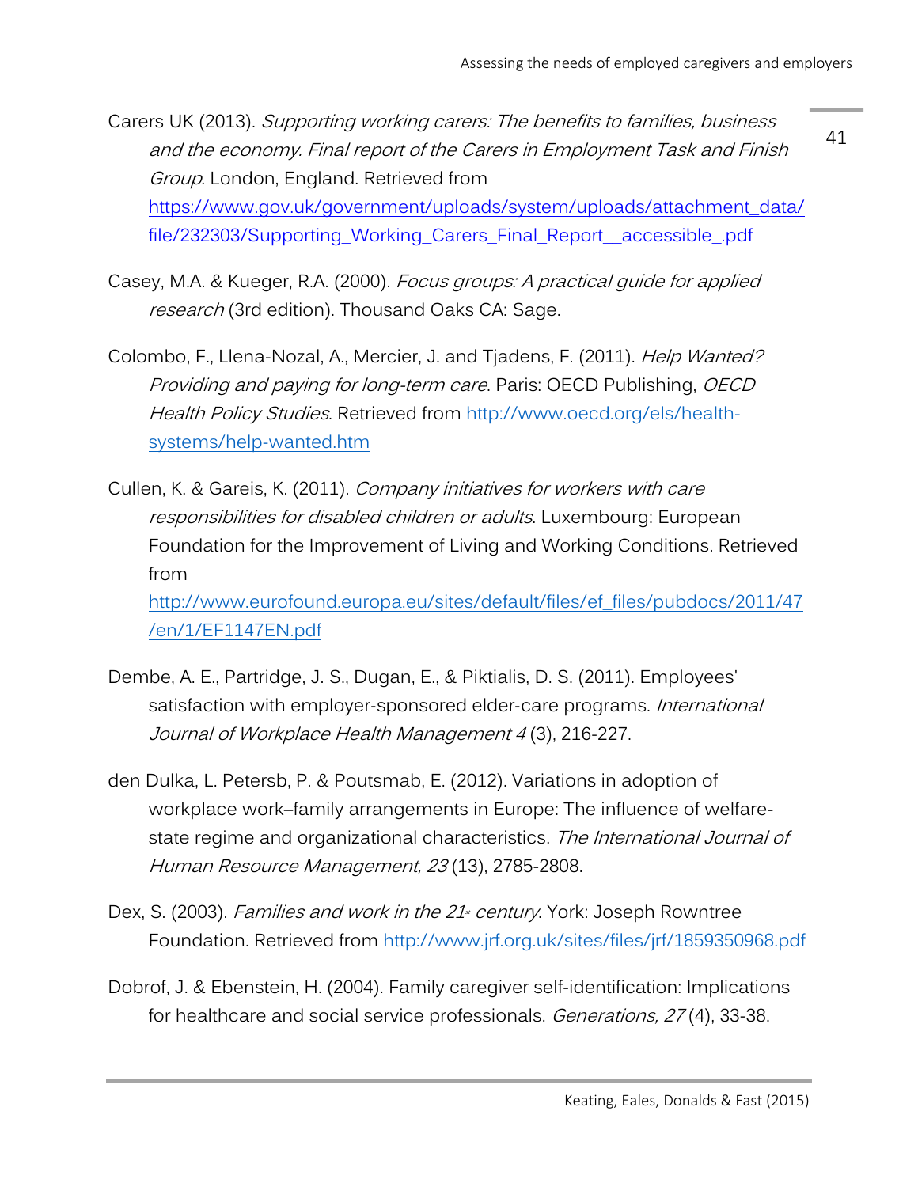Carers UK (2013). *Supporting working carers: The benefits to families, business and the economy. Final report of the Carers in Employment Task and Finish Group*. London, England. Retrieved from https://www.gov.uk/government/uploads/system/uploads/attachment_data/file/232303/Supporting_Working_Carers_Final_Report__accessible_.pdf

Casey, M.A. & Kueger, R.A. (2000). *Focus groups: A practical guide for applied research* (3rd edition). Thousand Oaks CA: Sage.

Colombo, F., Llena-Nozal, A., Mercier, J. and Tjadens, F. (2011). *Help Wanted? Providing and paying for long-term care*. Paris: OECD Publishing, *OECD Health Policy Studies*. Retrieved from http://www.oecd.org/els/health-systems/help-wanted.htm

Cullen, K. & Gareis, K. (2011). *Company initiatives for workers with care responsibilities for disabled children or adults*. Luxembourg: European Foundation for the Improvement of Living and Working Conditions. Retrieved from http://www.eurofound.europa.eu/sites/default/files/ef_files/pubdocs/2011/47/en/1/EF1147EN.pdf

Dembe, A. E., Partridge, J. S., Dugan, E., & Piktialis, D. S. (2011). Employees' satisfaction with employer-sponsored elder-care programs. *International Journal of Workplace Health Management 4* (3), 216-227.

den Dulka, L. Petersb, P. & Poutsmab, E. (2012). Variations in adoption of workplace work–family arrangements in Europe: The influence of welfare-state regime and organizational characteristics. *The International Journal of Human Resource Management, 23* (13), 2785-2808.

Dex, S. (2003). *Families and work in the 21st century*. York: Joseph Rowntree Foundation. Retrieved from http://www.jrf.org.uk/sites/files/jrf/1859350968.pdf

Dobrof, J. & Ebenstein, H. (2004). Family caregiver self-identification: Implications for healthcare and social service professionals. *Generations, 27* (4), 33-38.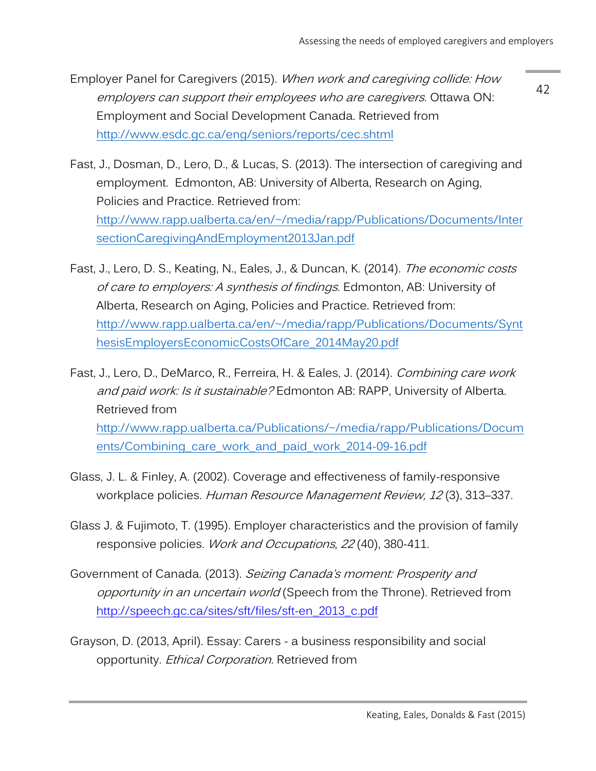Employer Panel for Caregivers (2015). *When work and caregiving collide: How employers can support their employees who are caregivers*. Ottawa ON: Employment and Social Development Canada. Retrieved from http://www.esdc.gc.ca/eng/seniors/reports/cec.shtml

Fast, J., Dosman, D., Lero, D., & Lucas, S. (2013). The intersection of caregiving and employment. Edmonton, AB: University of Alberta, Research on Aging, Policies and Practice. Retrieved from: http://www.rapp.ualberta.ca/en/~/media/rapp/Publications/Documents/IntersectionCaregivingAndEmployment2013Jan.pdf

Fast, J., Lero, D. S., Keating, N., Eales, J., & Duncan, K. (2014). *The economic costs of care to employers: A synthesis of findings.* Edmonton, AB: University of Alberta, Research on Aging, Policies and Practice. Retrieved from: http://www.rapp.ualberta.ca/en/~/media/rapp/Publications/Documents/SynthesisEmployersEconomicCostsOfCare_2014May20.pdf

Fast, J., Lero, D., DeMarco, R., Ferreira, H. & Eales, J. (2014). *Combining care work and paid work: Is it sustainable?* Edmonton AB: RAPP, University of Alberta. Retrieved from http://www.rapp.ualberta.ca/Publications/~/media/rapp/Publications/Documents/Combining_care_work_and_paid_work_2014-09-16.pdf

Glass, J. L. & Finley, A. (2002). Coverage and effectiveness of family-responsive workplace policies. *Human Resource Management Review, 12* (3), 313–337.

Glass J. & Fujimoto, T. (1995). Employer characteristics and the provision of family responsive policies. *Work and Occupations*, *22* (40), 380-411.

Government of Canada. (2013). *Seizing Canada's moment: Prosperity and opportunity in an uncertain world* (Speech from the Throne). Retrieved from http://speech.gc.ca/sites/sft/files/sft-en_2013_c.pdf

Grayson, D. (2013, April). Essay: Carers - a business responsibility and social opportunity. *Ethical Corporation*. Retrieved from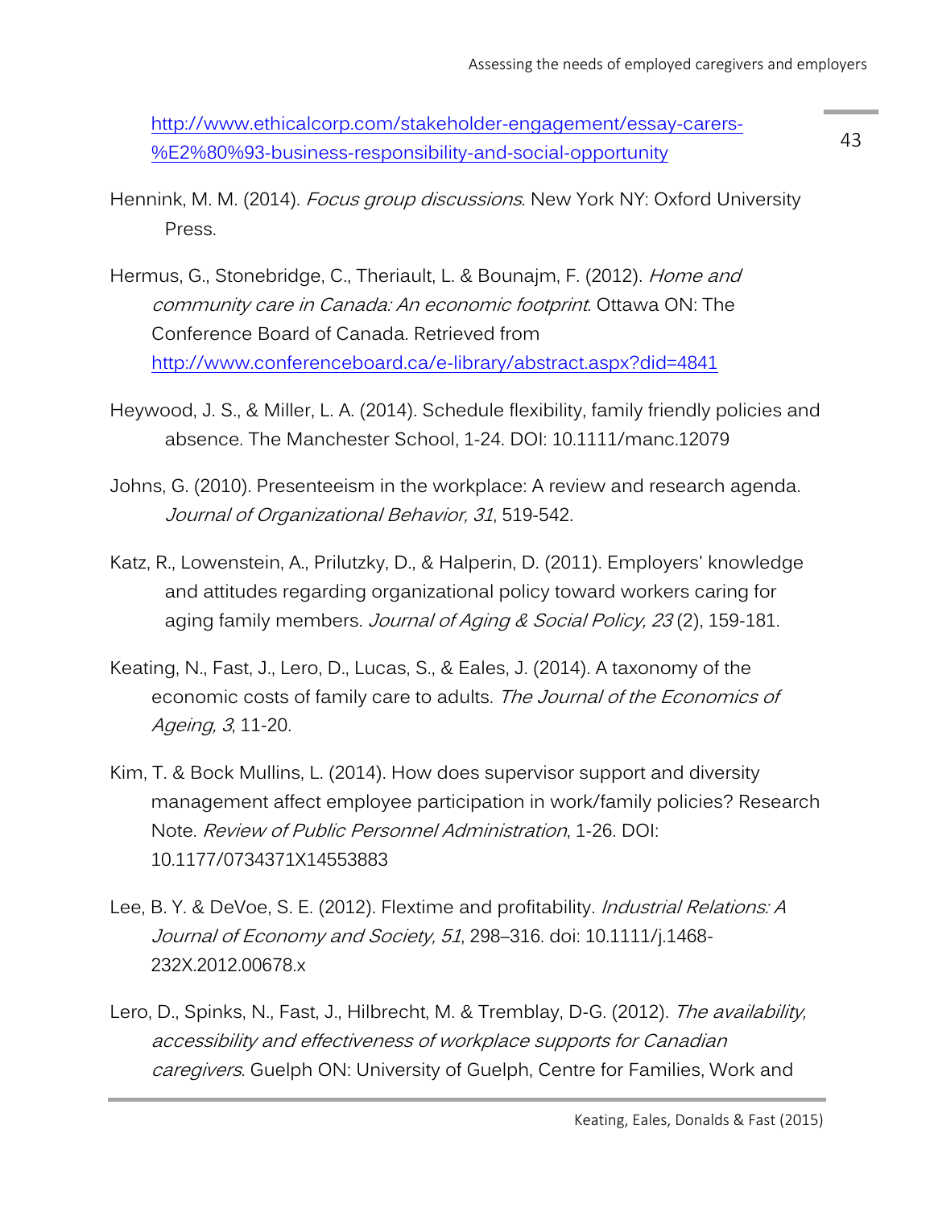http://www.ethicalcorp.com/stakeholder-engagement/essay-carers-%E2%80%93-business-responsibility-and-social-opportunity

Hennink, M. M. (2014). *Focus group discussions*. New York NY: Oxford University Press.

Hermus, G., Stonebridge, C., Theriault, L. & Bounajm, F. (2012). *Home and community care in Canada: An economic footprint*. Ottawa ON: The Conference Board of Canada. Retrieved from http://www.conferenceboard.ca/e-library/abstract.aspx?did=4841

Heywood, J. S., & Miller, L. A. (2014). Schedule flexibility, family friendly policies and absence. The Manchester School, 1-24. DOI: 10.1111/manc.12079

Johns, G. (2010). Presenteeism in the workplace: A review and research agenda. *Journal of Organizational Behavior, 31*, 519-542.

Katz, R., Lowenstein, A., Prilutzky, D., & Halperin, D. (2011). Employers' knowledge and attitudes regarding organizational policy toward workers caring for aging family members. *Journal of Aging & Social Policy, 23* (2), 159-181.

Keating, N., Fast, J., Lero, D., Lucas, S., & Eales, J. (2014). A taxonomy of the economic costs of family care to adults. *The Journal of the Economics of Ageing, 3*, 11-20.

Kim, T. & Bock Mullins, L. (2014). How does supervisor support and diversity management affect employee participation in work/family policies? Research Note. *Review of Public Personnel Administration*, 1-26. DOI: 10.1177/0734371X14553883

Lee, B. Y. & DeVoe, S. E. (2012). Flextime and profitability. *Industrial Relations: A Journal of Economy and Society, 51*, 298–316. doi: 10.1111/j.1468-232X.2012.00678.x

Lero, D., Spinks, N., Fast, J., Hilbrecht, M. & Tremblay, D-G. (2012). *The availability, accessibility and effectiveness of workplace supports for Canadian caregivers*. Guelph ON: University of Guelph, Centre for Families, Work and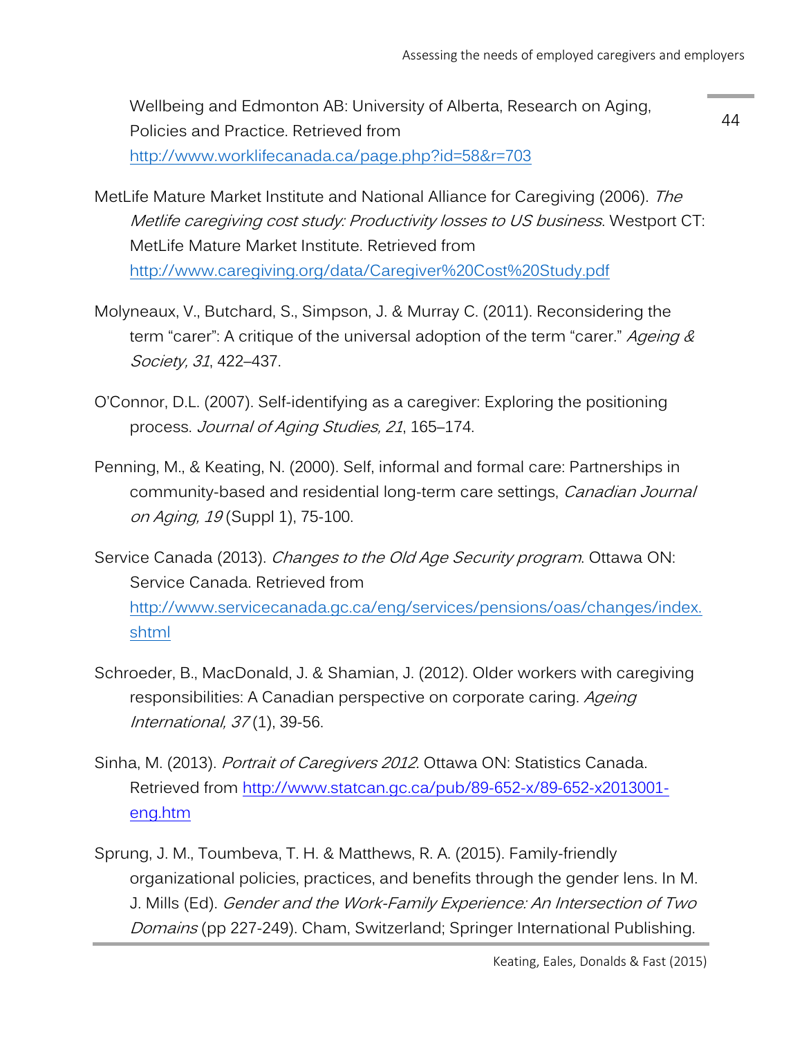Wellbeing and Edmonton AB: University of Alberta, Research on Aging, Policies and Practice. Retrieved from http://www.worklifecanada.ca/page.php?id=58&r=703

MetLife Mature Market Institute and National Alliance for Caregiving (2006). *The Metlife caregiving cost study: Productivity losses to US business*. Westport CT: MetLife Mature Market Institute. Retrieved from http://www.caregiving.org/data/Caregiver%20Cost%20Study.pdf

Molyneaux, V., Butchard, S., Simpson, J. & Murray C. (2011). Reconsidering the term "carer": A critique of the universal adoption of the term "carer." *Ageing & Society, 31*, 422–437.

O'Connor, D.L. (2007). Self-identifying as a caregiver: Exploring the positioning process. *Journal of Aging Studies, 21*, 165–174.

Penning, M., & Keating, N. (2000). Self, informal and formal care: Partnerships in community-based and residential long-term care settings, *Canadian Journal on Aging, 19* (Suppl 1), 75-100.

Service Canada (2013). *Changes to the Old Age Security program*. Ottawa ON: Service Canada. Retrieved from http://www.servicecanada.gc.ca/eng/services/pensions/oas/changes/index.shtml

Schroeder, B., MacDonald, J. & Shamian, J. (2012). Older workers with caregiving responsibilities: A Canadian perspective on corporate caring. *Ageing International, 37* (1), 39-56.

Sinha, M. (2013). *Portrait of Caregivers 2012*. Ottawa ON: Statistics Canada. Retrieved from http://www.statcan.gc.ca/pub/89-652-x/89-652-x2013001-eng.htm

Sprung, J. M., Toumbeva, T. H. & Matthews, R. A. (2015). Family-friendly organizational policies, practices, and benefits through the gender lens. In M. J. Mills (Ed). *Gender and the Work-Family Experience: An Intersection of Two Domains* (pp 227-249). Cham, Switzerland; Springer International Publishing.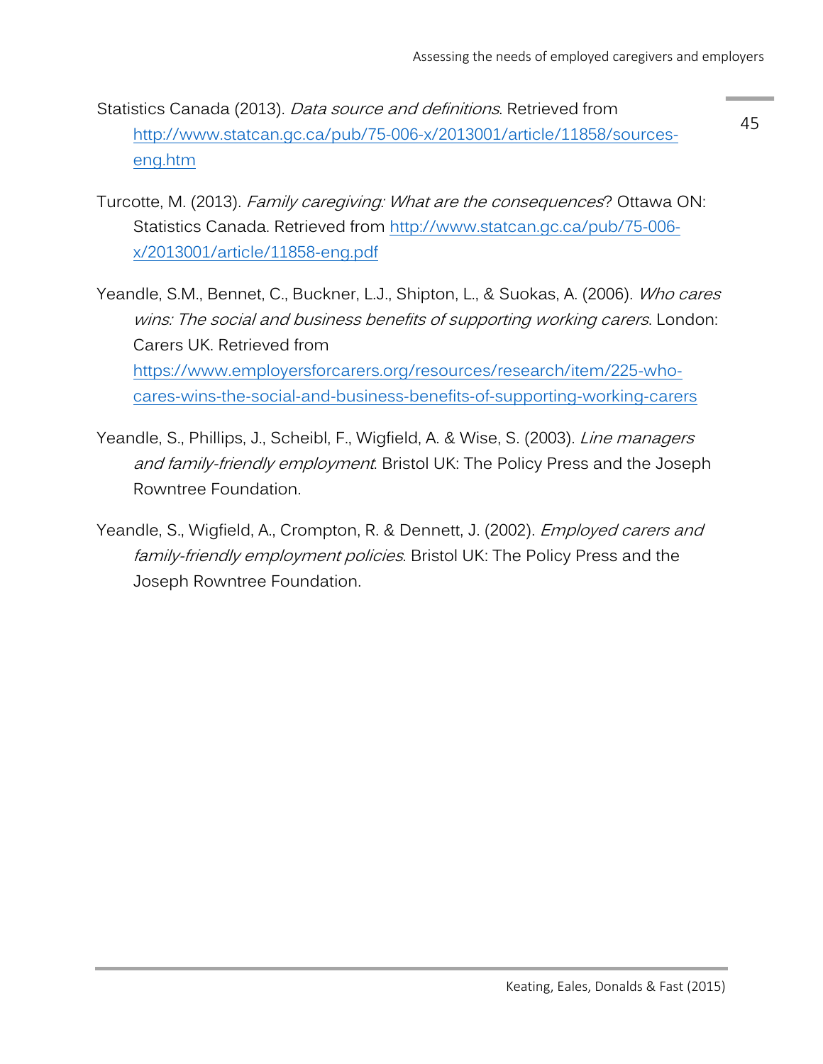Statistics Canada (2013). *Data source and definitions*. Retrieved from http://www.statcan.gc.ca/pub/75-006-x/2013001/article/11858/sources-eng.htm

Turcotte, M. (2013). *Family caregiving: What are the consequences*? Ottawa ON: Statistics Canada. Retrieved from http://www.statcan.gc.ca/pub/75-006-x/2013001/article/11858-eng.pdf

Yeandle, S.M., Bennet, C., Buckner, L.J., Shipton, L., & Suokas, A. (2006). *Who cares wins: The social and business benefits of supporting working carers*. London: Carers UK. Retrieved from https://www.employersforcarers.org/resources/research/item/225-who-cares-wins-the-social-and-business-benefits-of-supporting-working-carers

Yeandle, S., Phillips, J., Scheibl, F., Wigfield, A. & Wise, S. (2003). *Line managers and family-friendly employment*. Bristol UK: The Policy Press and the Joseph Rowntree Foundation.

Yeandle, S., Wigfield, A., Crompton, R. & Dennett, J. (2002). *Employed carers and family-friendly employment policies*. Bristol UK: The Policy Press and the Joseph Rowntree Foundation.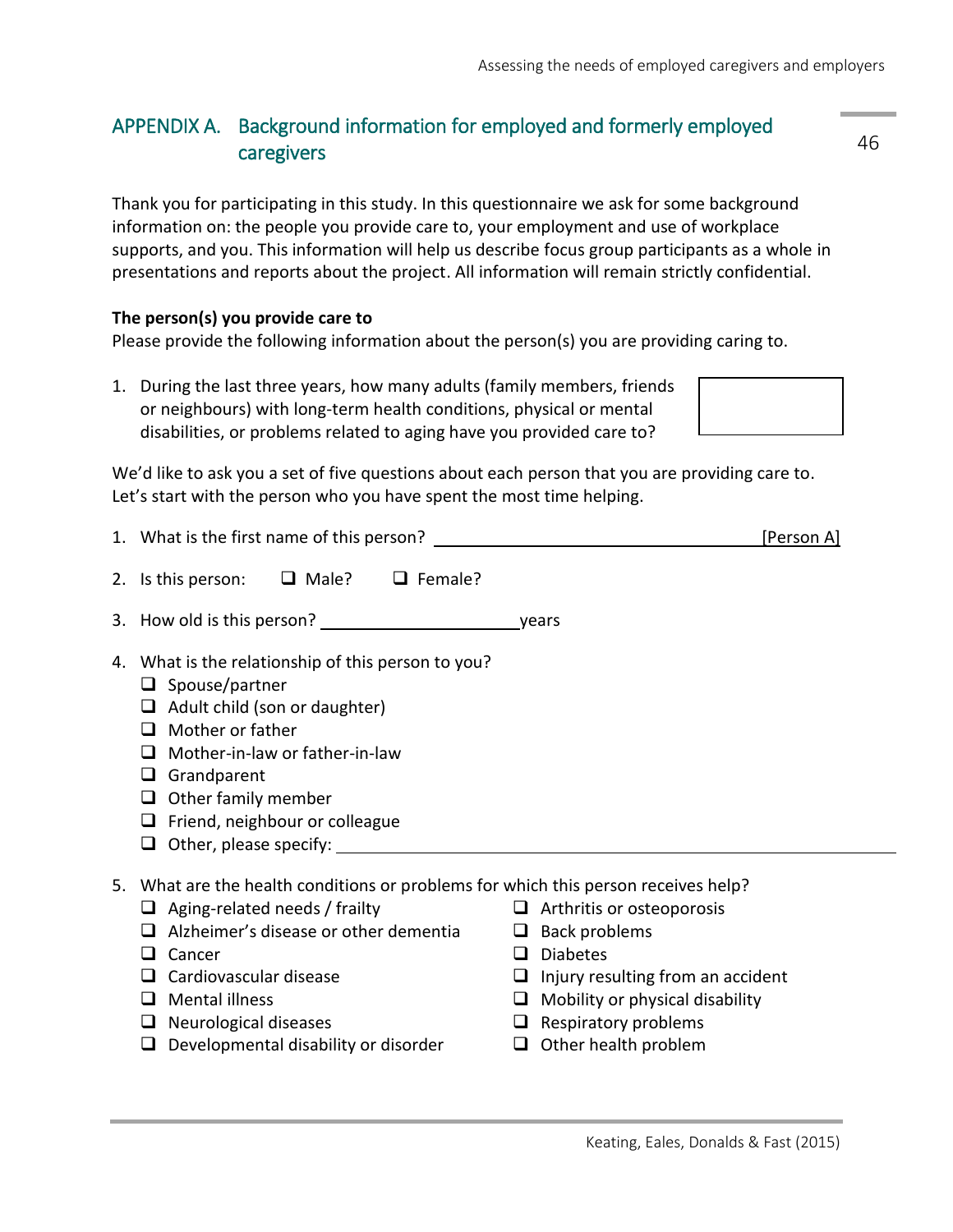## APPENDIX A. Background information for employed and formerly employed caregivers

Thank you for participating in this study. In this questionnaire we ask for some background information on: the people you provide care to, your employment and use of workplace supports, and you. This information will help us describe focus group participants as a whole in presentations and reports about the project. All information will remain strictly confidential.

**The person(s) you provide care to**

Please provide the following information about the person(s) you are providing caring to.

1. During the last three years, how many adults (family members, friends or neighbours) with long-term health conditions, physical or mental disabilities, or problems related to aging have you provided care to? ☐

We'd like to ask you a set of five questions about each person that you are providing care to. Let's start with the person who you have spent the most time helping.

1. What is the first name of this person? ______________________________ [Person A]

2. Is this person: ☐ Male? ☐ Female?

3. How old is this person? ____________________ years

4. What is the relationship of this person to you?
   - ☐ Spouse/partner
   - ☐ Adult child (son or daughter)
   - ☐ Mother or father
   - ☐ Mother-in-law or father-in-law
   - ☐ Grandparent
   - ☐ Other family member
   - ☐ Friend, neighbour or colleague
   - ☐ Other, please specify: ______________________________

5. What are the health conditions or problems for which this person receives help?
   - ☐ Aging-related needs / frailty
   - ☐ Alzheimer's disease or other dementia
   - ☐ Cancer
   - ☐ Cardiovascular disease
   - ☐ Mental illness
   - ☐ Neurological diseases
   - ☐ Developmental disability or disorder
   - ☐ Arthritis or osteoporosis
   - ☐ Back problems
   - ☐ Diabetes
   - ☐ Injury resulting from an accident
   - ☐ Mobility or physical disability
   - ☐ Respiratory problems
   - ☐ Other health problem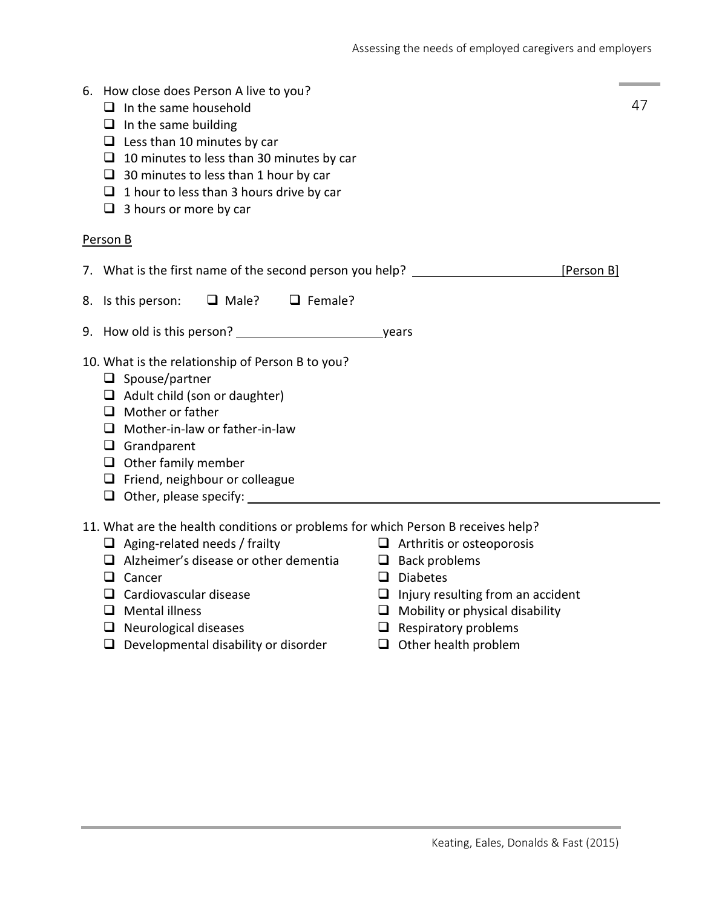6. How close does Person A live to you?
   - ❑ In the same household
   - ❑ In the same building
   - ❑ Less than 10 minutes by car
   - ❑ 10 minutes to less than 30 minutes by car
   - ❑ 30 minutes to less than 1 hour by car
   - ❑ 1 hour to less than 3 hours drive by car
   - ❑ 3 hours or more by car

<u>Person B</u>

7. What is the first name of the second person you help? ______________________ [Person B]

8. Is this person: ❑ Male? ❑ Female?

9. How old is this person? ______________________ years

10. What is the relationship of Person B to you?
    - ❑ Spouse/partner
    - ❑ Adult child (son or daughter)
    - ❑ Mother or father
    - ❑ Mother-in-law or father-in-law
    - ❑ Grandparent
    - ❑ Other family member
    - ❑ Friend, neighbour or colleague
    - ❑ Other, please specify: ______________________

11. What are the health conditions or problems for which Person B receives help?
    - ❑ Aging-related needs / frailty
    - ❑ Alzheimer's disease or other dementia
    - ❑ Cancer
    - ❑ Cardiovascular disease
    - ❑ Mental illness
    - ❑ Neurological diseases
    - ❑ Developmental disability or disorder
    - ❑ Arthritis or osteoporosis
    - ❑ Back problems
    - ❑ Diabetes
    - ❑ Injury resulting from an accident
    - ❑ Mobility or physical disability
    - ❑ Respiratory problems
    - ❑ Other health problem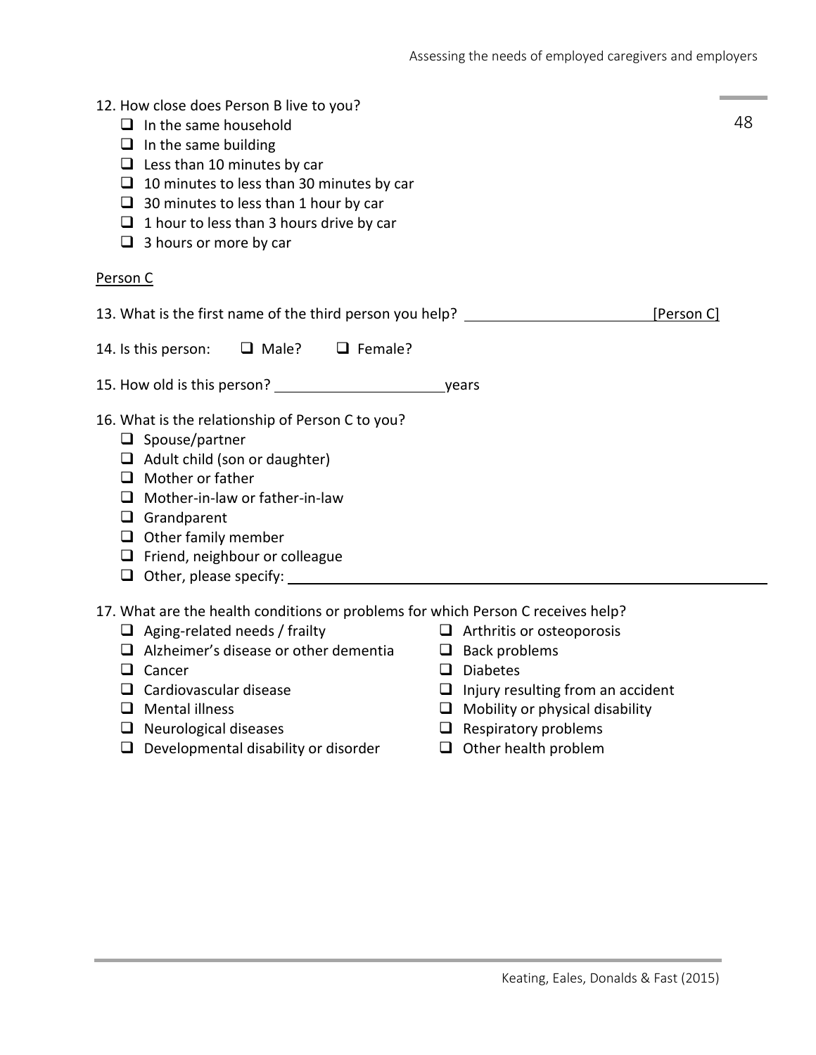12. How close does Person B live to you?
- ☐ In the same household
- ☐ In the same building
- ☐ Less than 10 minutes by car
- ☐ 10 minutes to less than 30 minutes by car
- ☐ 30 minutes to less than 1 hour by car
- ☐ 1 hour to less than 3 hours drive by car
- ☐ 3 hours or more by car

<u>Person C</u>

13. What is the first name of the third person you help? ________________________ [Person C]

14. Is this person: ☐ Male? ☐ Female?

15. How old is this person? ______________________ years

16. What is the relationship of Person C to you?
- ☐ Spouse/partner
- ☐ Adult child (son or daughter)
- ☐ Mother or father
- ☐ Mother-in-law or father-in-law
- ☐ Grandparent
- ☐ Other family member
- ☐ Friend, neighbour or colleague
- ☐ Other, please specify: ________________________________________________

17. What are the health conditions or problems for which Person C receives help?
- ☐ Aging-related needs / frailty
- ☐ Alzheimer's disease or other dementia
- ☐ Cancer
- ☐ Cardiovascular disease
- ☐ Mental illness
- ☐ Neurological diseases
- ☐ Developmental disability or disorder
- ☐ Arthritis or osteoporosis
- ☐ Back problems
- ☐ Diabetes
- ☐ Injury resulting from an accident
- ☐ Mobility or physical disability
- ☐ Respiratory problems
- ☐ Other health problem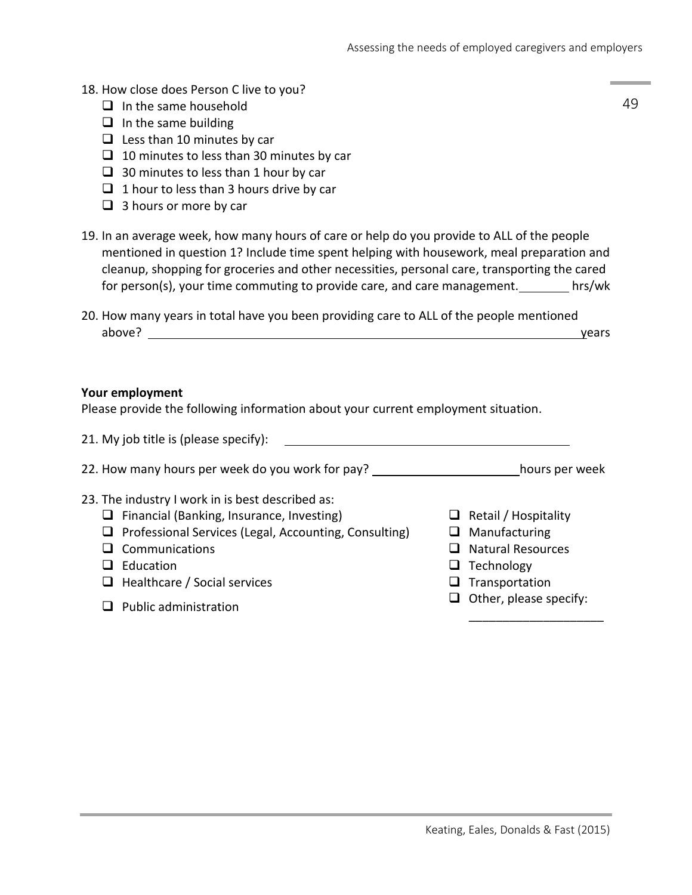18. How close does Person C live to you?
    - ❑ In the same household
    - ❑ In the same building
    - ❑ Less than 10 minutes by car
    - ❑ 10 minutes to less than 30 minutes by car
    - ❑ 30 minutes to less than 1 hour by car
    - ❑ 1 hour to less than 3 hours drive by car
    - ❑ 3 hours or more by car

19. In an average week, how many hours of care or help do you provide to ALL of the people mentioned in question 1? Include time spent helping with housework, meal preparation and cleanup, shopping for groceries and other necessities, personal care, transporting the cared for person(s), your time commuting to provide care, and care management.________ hrs/wk

20. How many years in total have you been providing care to ALL of the people mentioned above? ________________________________________________________________ years

**Your employment**

Please provide the following information about your current employment situation.

21. My job title is (please specify): ____________________________________________

22. How many hours per week do you work for pay? ______________________ hours per week

23. The industry I work in is best described as:
    - ❑ Financial (Banking, Insurance, Investing)
    - ❑ Professional Services (Legal, Accounting, Consulting)
    - ❑ Communications
    - ❑ Education
    - ❑ Healthcare / Social services
    - ❑ Public administration
    - ❑ Retail / Hospitality
    - ❑ Manufacturing
    - ❑ Natural Resources
    - ❑ Technology
    - ❑ Transportation
    - ❑ Other, please specify: ____________________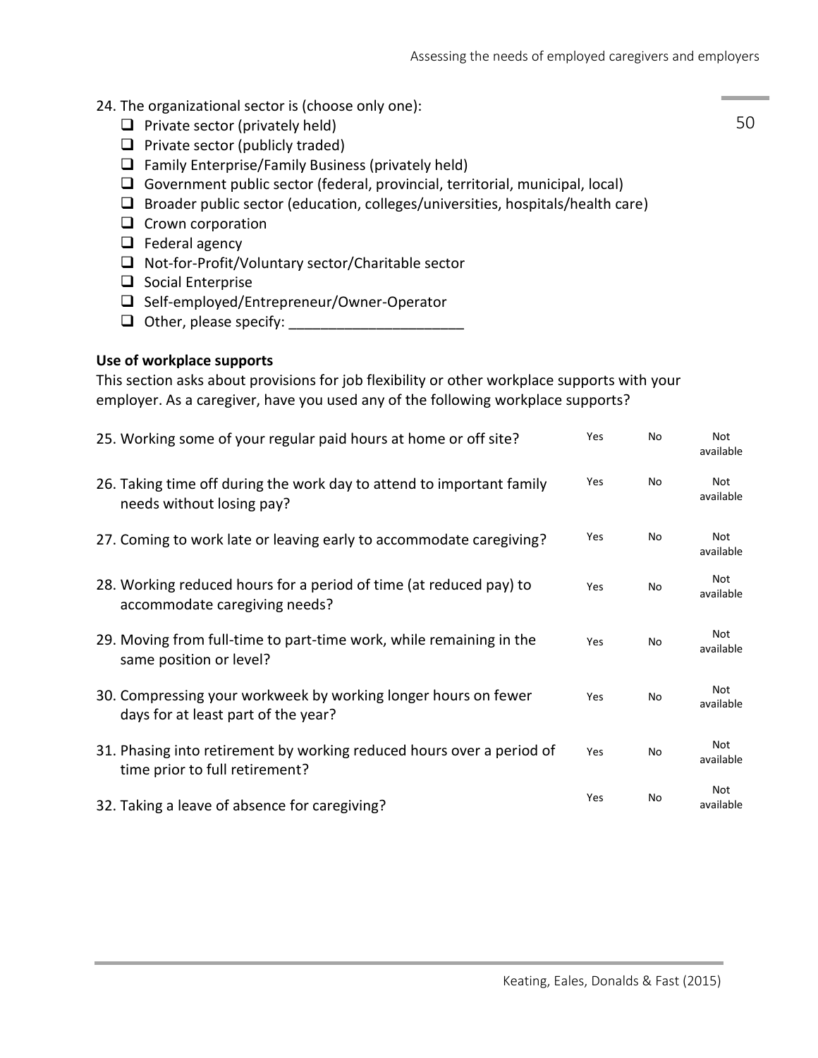24. The organizational sector is (choose only one):
   - ❑ Private sector (privately held)
   - ❑ Private sector (publicly traded)
   - ❑ Family Enterprise/Family Business (privately held)
   - ❑ Government public sector (federal, provincial, territorial, municipal, local)
   - ❑ Broader public sector (education, colleges/universities, hospitals/health care)
   - ❑ Crown corporation
   - ❑ Federal agency
   - ❑ Not-for-Profit/Voluntary sector/Charitable sector
   - ❑ Social Enterprise
   - ❑ Self-employed/Entrepreneur/Owner-Operator
   - ❑ Other, please specify: ______________________

**Use of workplace supports**

This section asks about provisions for job flexibility or other workplace supports with your employer. As a caregiver, have you used any of the following workplace supports?

| | | | |
|---|---|---|---|
| 25. Working some of your regular paid hours at home or off site? | Yes | No | Not available |
| 26. Taking time off during the work day to attend to important family needs without losing pay? | Yes | No | Not available |
| 27. Coming to work late or leaving early to accommodate caregiving? | Yes | No | Not available |
| 28. Working reduced hours for a period of time (at reduced pay) to accommodate caregiving needs? | Yes | No | Not available |
| 29. Moving from full-time to part-time work, while remaining in the same position or level? | Yes | No | Not available |
| 30. Compressing your workweek by working longer hours on fewer days for at least part of the year? | Yes | No | Not available |
| 31. Phasing into retirement by working reduced hours over a period of time prior to full retirement? | Yes | No | Not available |
| 32. Taking a leave of absence for caregiving? | Yes | No | Not available |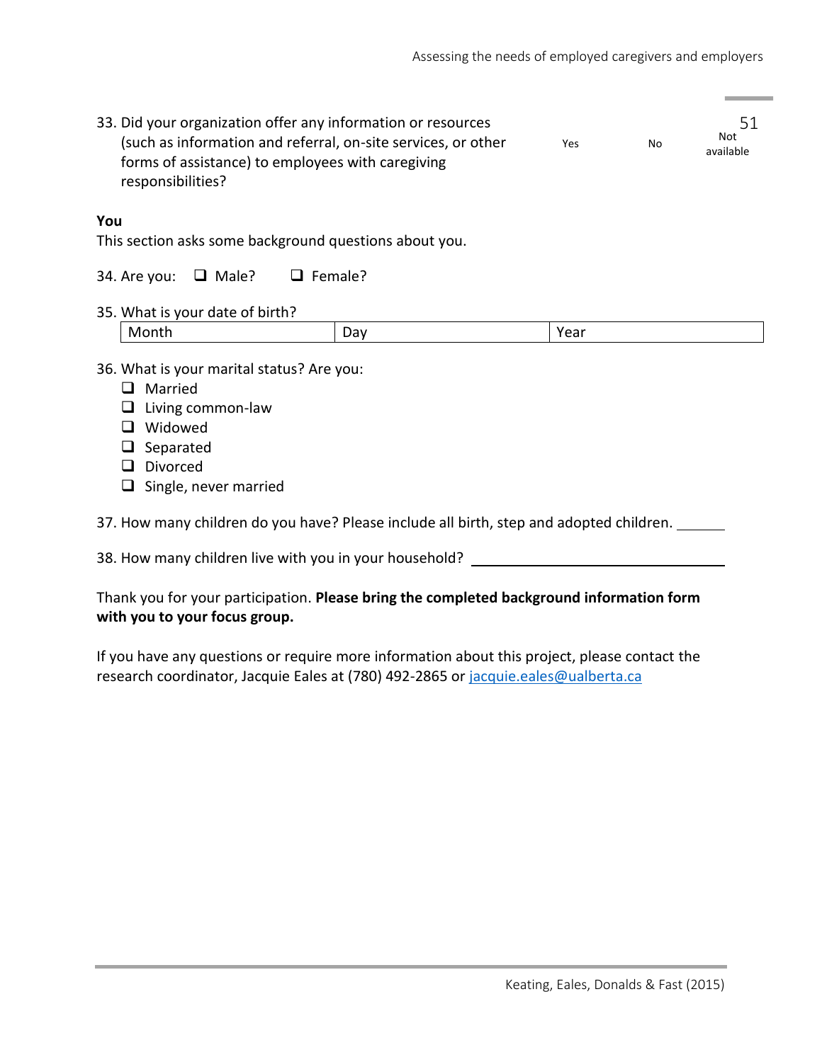| 33. Did your organization offer any information or resources (such as information and referral, on-site services, or other forms of assistance) to employees with caregiving responsibilities? | Yes | No | Not available |
|---|---|---|---|

**You**

This section asks some background questions about you.

34. Are you: ❑ Male? ❑ Female?

35. What is your date of birth?

| Month | Day | Year |
|---|---|---|

36. What is your marital status? Are you:
- ❑ Married
- ❑ Living common-law
- ❑ Widowed
- ❑ Separated
- ❑ Divorced
- ❑ Single, never married

37. How many children do you have? Please include all birth, step and adopted children. _______

38. How many children live with you in your household? ______________________________

Thank you for your participation. **Please bring the completed background information form with you to your focus group.**

If you have any questions or require more information about this project, please contact the research coordinator, Jacquie Eales at (780) 492-2865 or jacquie.eales@ualberta.ca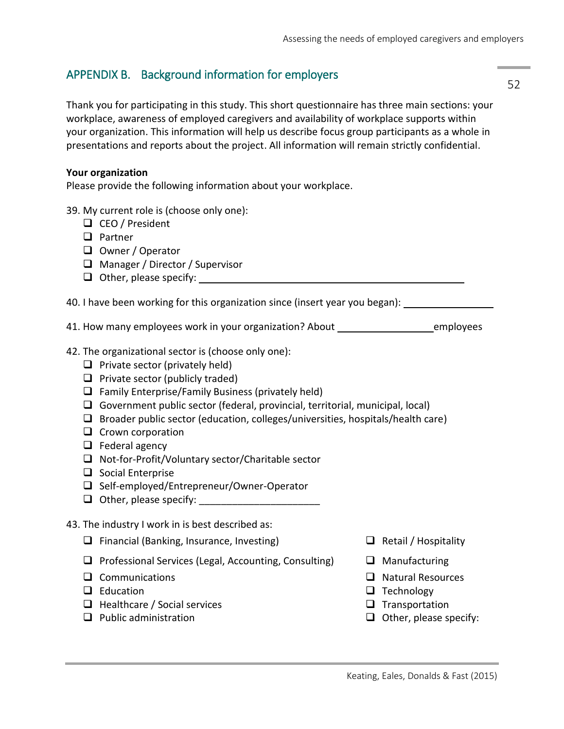## APPENDIX B. Background information for employers

Thank you for participating in this study. This short questionnaire has three main sections: your workplace, awareness of employed caregivers and availability of workplace supports within your organization. This information will help us describe focus group participants as a whole in presentations and reports about the project. All information will remain strictly confidential.

**Your organization**

Please provide the following information about your workplace.

39. My current role is (choose only one):
    - ❑ CEO / President
    - ❑ Partner
    - ❑ Owner / Operator
    - ❑ Manager / Director / Supervisor
    - ❑ Other, please specify: ______________________________

40. I have been working for this organization since (insert year you began): __________

41. How many employees work in your organization? About __________ employees

42. The organizational sector is (choose only one):
    - ❑ Private sector (privately held)
    - ❑ Private sector (publicly traded)
    - ❑ Family Enterprise/Family Business (privately held)
    - ❑ Government public sector (federal, provincial, territorial, municipal, local)
    - ❑ Broader public sector (education, colleges/universities, hospitals/health care)
    - ❑ Crown corporation
    - ❑ Federal agency
    - ❑ Not-for-Profit/Voluntary sector/Charitable sector
    - ❑ Social Enterprise
    - ❑ Self-employed/Entrepreneur/Owner-Operator
    - ❑ Other, please specify: ______________________

43. The industry I work in is best described as:
    - ❑ Financial (Banking, Insurance, Investing)
    - ❑ Professional Services (Legal, Accounting, Consulting)
    - ❑ Communications
    - ❑ Education
    - ❑ Healthcare / Social services
    - ❑ Public administration
    - ❑ Retail / Hospitality
    - ❑ Manufacturing
    - ❑ Natural Resources
    - ❑ Technology
    - ❑ Transportation
    - ❑ Other, please specify: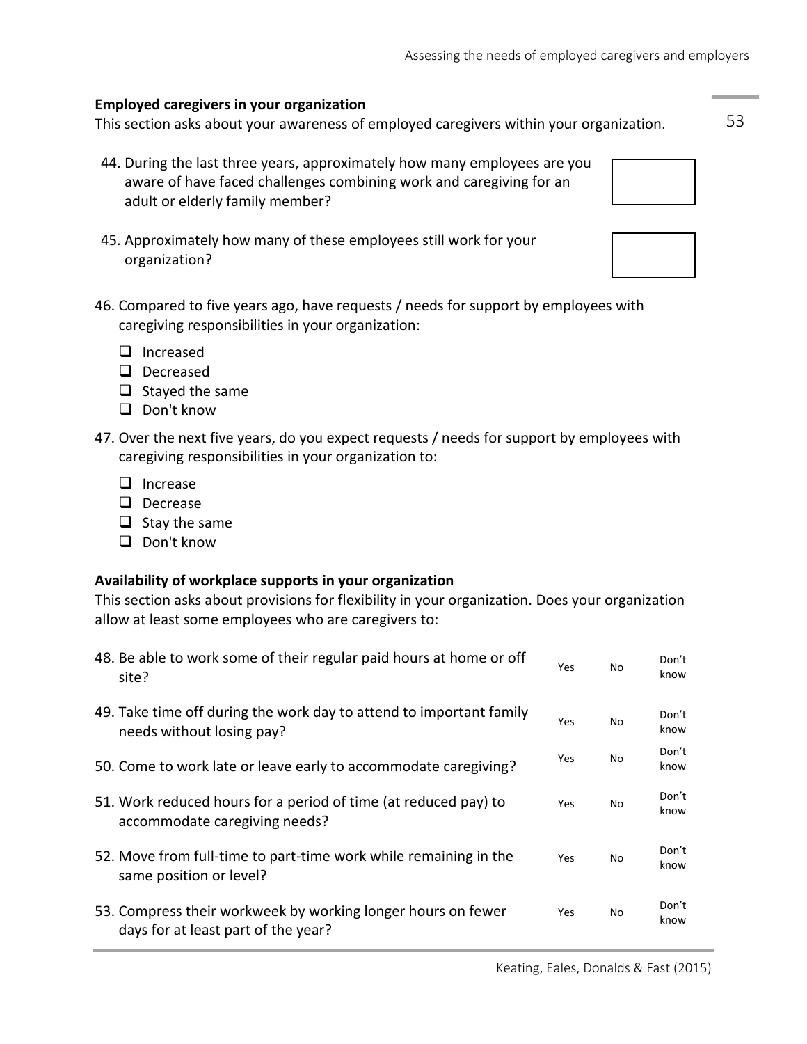**Employed caregivers in your organization**

This section asks about your awareness of employed caregivers within your organization.

44. During the last three years, approximately how many employees are you aware of have faced challenges combining work and caregiving for an adult or elderly family member? ☐

45. Approximately how many of these employees still work for your organization? ☐

46. Compared to five years ago, have requests / needs for support by employees with caregiving responsibilities in your organization:
    - ☐ Increased
    - ☐ Decreased
    - ☐ Stayed the same
    - ☐ Don't know

47. Over the next five years, do you expect requests / needs for support by employees with caregiving responsibilities in your organization to:
    - ☐ Increase
    - ☐ Decrease
    - ☐ Stay the same
    - ☐ Don't know

**Availability of workplace supports in your organization**

This section asks about provisions for flexibility in your organization. Does your organization allow at least some employees who are caregivers to:

| | | | |
|---|---|---|---|
| 48. Be able to work some of their regular paid hours at home or off site? | Yes | No | Don't know |
| 49. Take time off during the work day to attend to important family needs without losing pay? | Yes | No | Don't know |
| 50. Come to work late or leave early to accommodate caregiving? | Yes | No | Don't know |
| 51. Work reduced hours for a period of time (at reduced pay) to accommodate caregiving needs? | Yes | No | Don't know |
| 52. Move from full-time to part-time work while remaining in the same position or level? | Yes | No | Don't know |
| 53. Compress their workweek by working longer hours on fewer days for at least part of the year? | Yes | No | Don't know |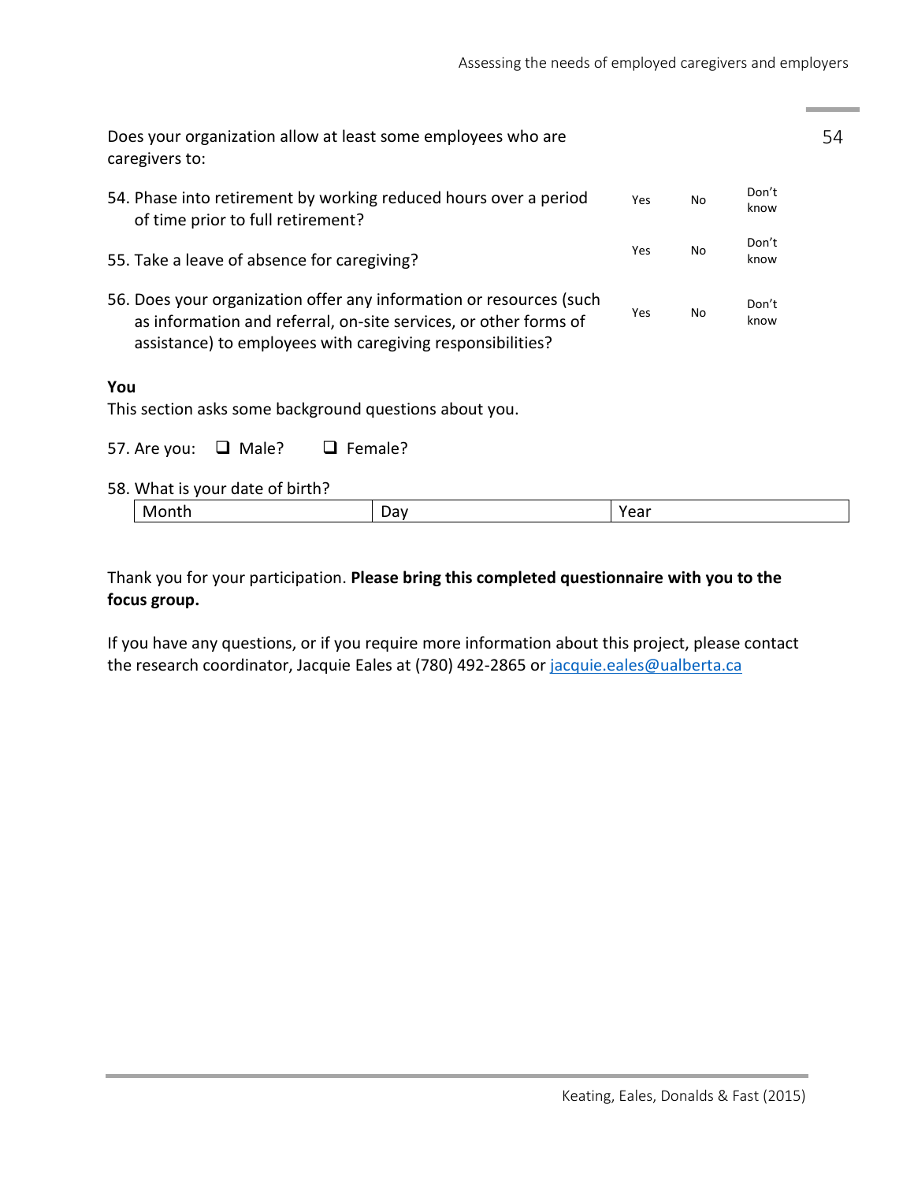Does your organization allow at least some employees who are caregivers to:

| | | | |
|---|---|---|---|
| 54. Phase into retirement by working reduced hours over a period of time prior to full retirement? | Yes | No | Don't know |
| 55. Take a leave of absence for caregiving? | Yes | No | Don't know |
| 56. Does your organization offer any information or resources (such as information and referral, on-site services, or other forms of assistance) to employees with caregiving responsibilities? | Yes | No | Don't know |

**You**

This section asks some background questions about you.

57. Are you: ❑ Male? ❑ Female?

58. What is your date of birth?

| Month | Day | Year |
|---|---|---|

Thank you for your participation. **Please bring this completed questionnaire with you to the focus group.**

If you have any questions, or if you require more information about this project, please contact the research coordinator, Jacquie Eales at (780) 492-2865 or jacquie.eales@ualberta.ca